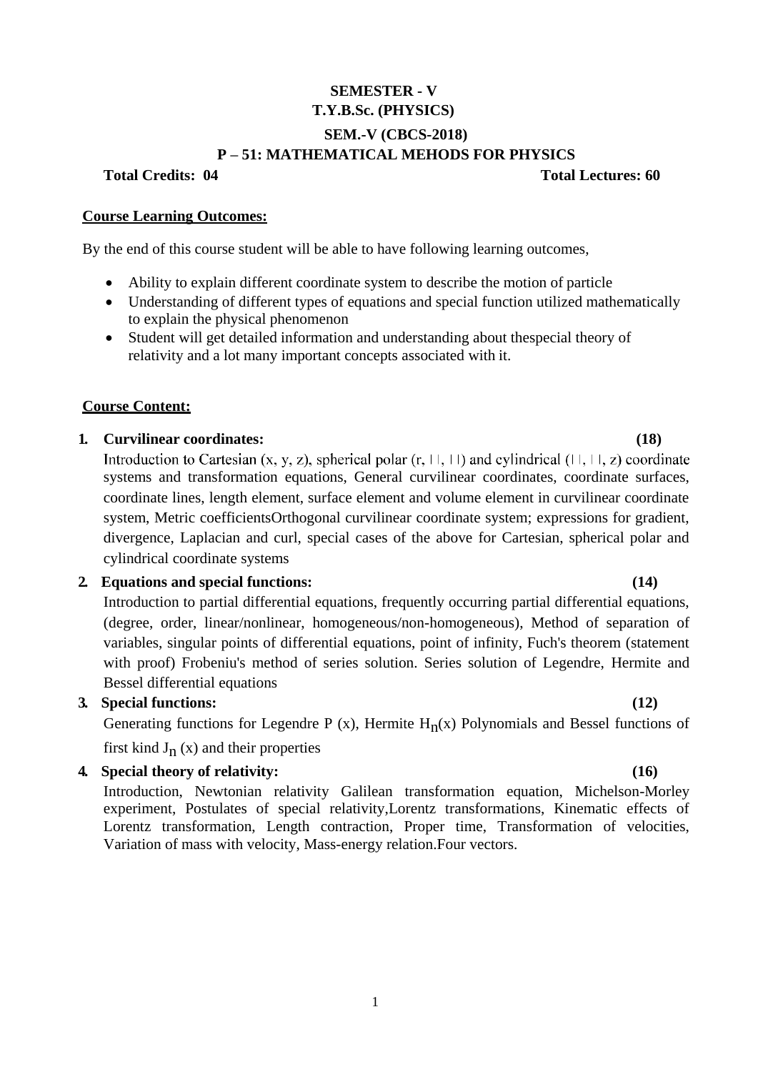**SEMESTER - V**

**T.Y.B.Sc. (PHYSICS)**

**SEM.-V (CBCS-2018)**

**P – 51: MATHEMATICAL MEHODS FOR PHYSICS**

**Total Credits: 04** **Total Lectures: 60**

**Course Learning Outcomes:**

By the end of this course student will be able to have following learning outcomes,

- Ability to explain different coordinate system to describe the motion of particle
- Understanding of different types of equations and special function utilized mathematically to explain the physical phenomenon
- Student will get detailed information and understanding about thespecial theory of relativity and a lot many important concepts associated with it.

**Course Content:**

1. **Curvilinear coordinates: (18)**
   Introduction to Cartesian (x, y, z), spherical polar (r, $\theta$, $\phi$) and cylindrical ($\rho$, $\phi$, z) coordinate systems and transformation equations, General curvilinear coordinates, coordinate surfaces, coordinate lines, length element, surface element and volume element in curvilinear coordinate system, Metric coefficientsOrthogonal curvilinear coordinate system; expressions for gradient, divergence, Laplacian and curl, special cases of the above for Cartesian, spherical polar and cylindrical coordinate systems
2. **Equations and special functions: (14)**
   Introduction to partial differential equations, frequently occurring partial differential equations, (degree, order, linear/nonlinear, homogeneous/non-homogeneous), Method of separation of variables, singular points of differential equations, point of infinity, Fuch's theorem (statement with proof) Frobeniu's method of series solution. Series solution of Legendre, Hermite and Bessel differential equations
3. **Special functions: (12)**
   Generating functions for Legendre P (x), Hermite $H_n(x)$ Polynomials and Bessel functions of first kind $J_n$ (x) and their properties
4. **Special theory of relativity: (16)**
   Introduction, Newtonian relativity Galilean transformation equation, Michelson-Morley experiment, Postulates of special relativity,Lorentz transformations, Kinematic effects of Lorentz transformation, Length contraction, Proper time, Transformation of velocities, Variation of mass with velocity, Mass-energy relation.Four vectors.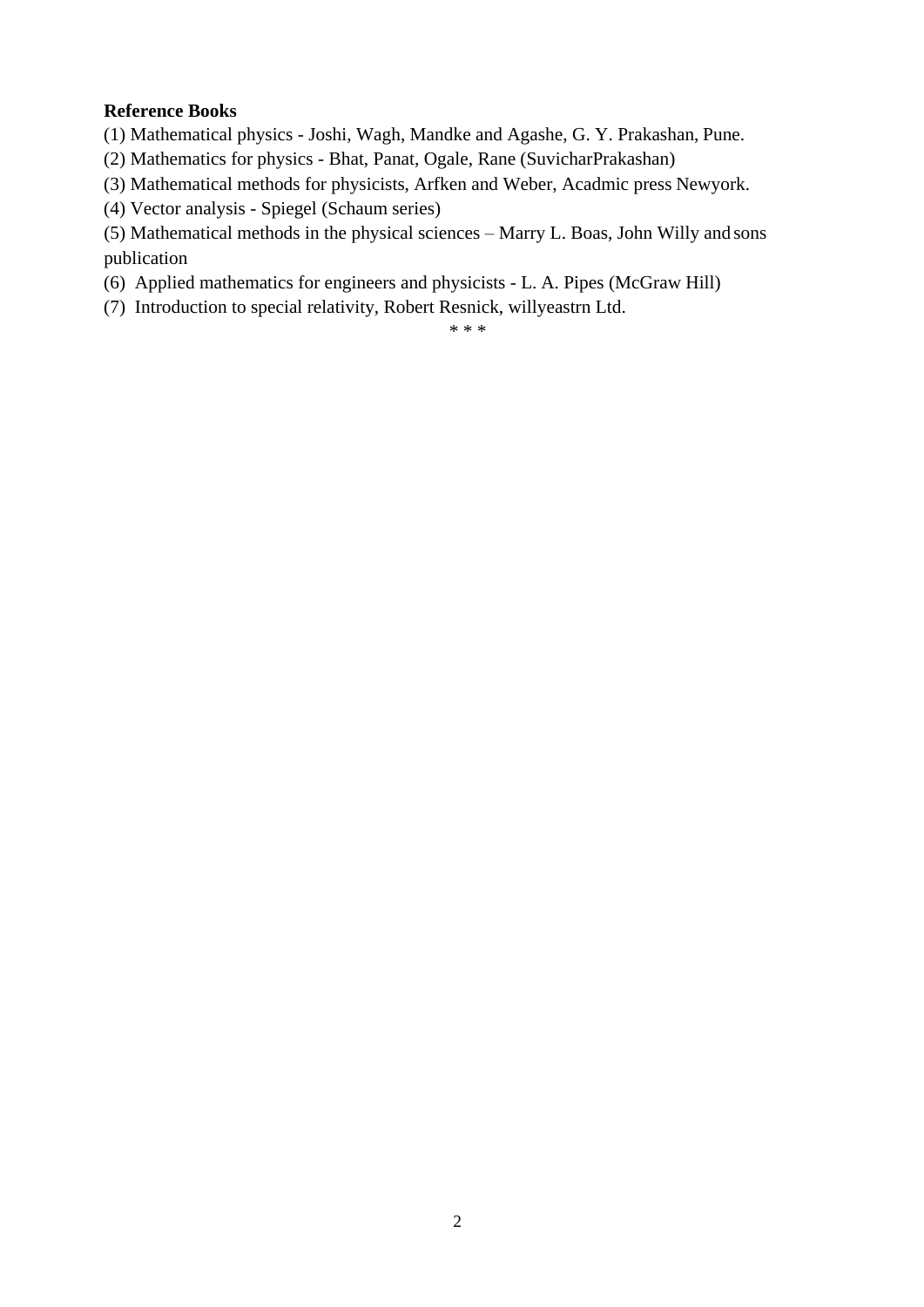**Reference Books**

(1) Mathematical physics - Joshi, Wagh, Mandke and Agashe, G. Y. Prakashan, Pune.

(2) Mathematics for physics - Bhat, Panat, Ogale, Rane (SuvicharPrakashan)

(3) Mathematical methods for physicists, Arfken and Weber, Acadmic press Newyork.

(4) Vector analysis - Spiegel (Schaum series)

(5) Mathematical methods in the physical sciences – Marry L. Boas, John Willy and sons publication

(6) Applied mathematics for engineers and physicists - L. A. Pipes (McGraw Hill)

(7) Introduction to special relativity, Robert Resnick, willyeastrn Ltd.

* * *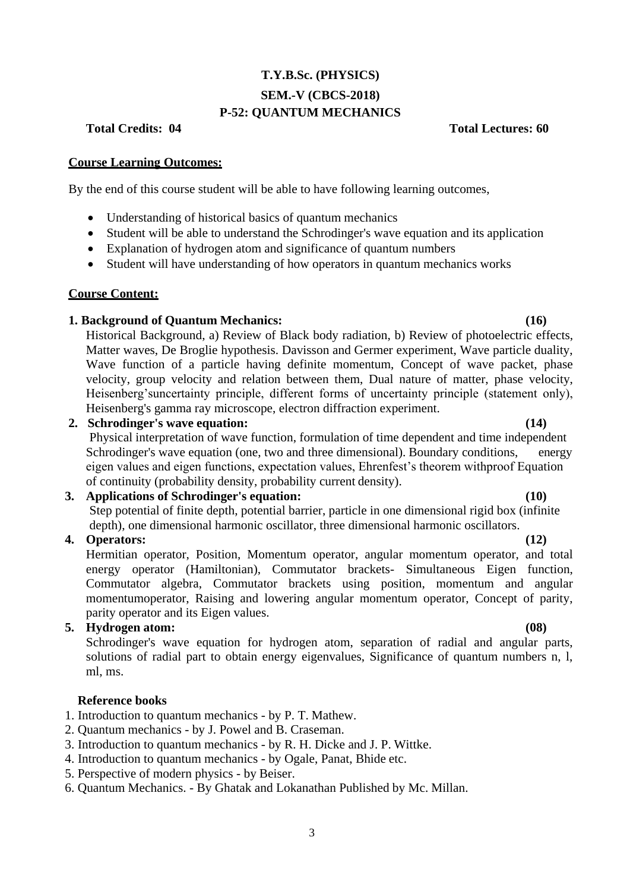# T.Y.B.Sc. (PHYSICS)

## SEM.-V (CBCS-2018)

## P-52: QUANTUM MECHANICS

**Total Credits: 04** **Total Lectures: 60**

**Course Learning Outcomes:**

By the end of this course student will be able to have following learning outcomes,

- Understanding of historical basics of quantum mechanics
- Student will be able to understand the Schrodinger's wave equation and its application
- Explanation of hydrogen atom and significance of quantum numbers
- Student will have understanding of how operators in quantum mechanics works

**Course Content:**

**1. Background of Quantum Mechanics: (16)**

Historical Background, a) Review of Black body radiation, b) Review of photoelectric effects, Matter waves, De Broglie hypothesis. Davisson and Germer experiment, Wave particle duality, Wave function of a particle having definite momentum, Concept of wave packet, phase velocity, group velocity and relation between them, Dual nature of matter, phase velocity, Heisenberg'suncertainty principle, different forms of uncertainty principle (statement only), Heisenberg's gamma ray microscope, electron diffraction experiment.

**2. Schrodinger's wave equation: (14)**

Physical interpretation of wave function, formulation of time dependent and time independent Schrodinger's wave equation (one, two and three dimensional). Boundary conditions, energy eigen values and eigen functions, expectation values, Ehrenfest's theorem withproof Equation of continuity (probability density, probability current density).

**3. Applications of Schrodinger's equation: (10)**

Step potential of finite depth, potential barrier, particle in one dimensional rigid box (infinite depth), one dimensional harmonic oscillator, three dimensional harmonic oscillators.

**4. Operators: (12)**

Hermitian operator, Position, Momentum operator, angular momentum operator, and total energy operator (Hamiltonian), Commutator brackets- Simultaneous Eigen function, Commutator algebra, Commutator brackets using position, momentum and angular momentumoperator, Raising and lowering angular momentum operator, Concept of parity, parity operator and its Eigen values.

**5. Hydrogen atom: (08)**

Schrodinger's wave equation for hydrogen atom, separation of radial and angular parts, solutions of radial part to obtain energy eigenvalues, Significance of quantum numbers n, l, ml, ms.

**Reference books**

1. Introduction to quantum mechanics - by P. T. Mathew.
2. Quantum mechanics - by J. Powel and B. Craseman.
3. Introduction to quantum mechanics - by R. H. Dicke and J. P. Wittke.
4. Introduction to quantum mechanics - by Ogale, Panat, Bhide etc.
5. Perspective of modern physics - by Beiser.
6. Quantum Mechanics. - By Ghatak and Lokanathan Published by Mc. Millan.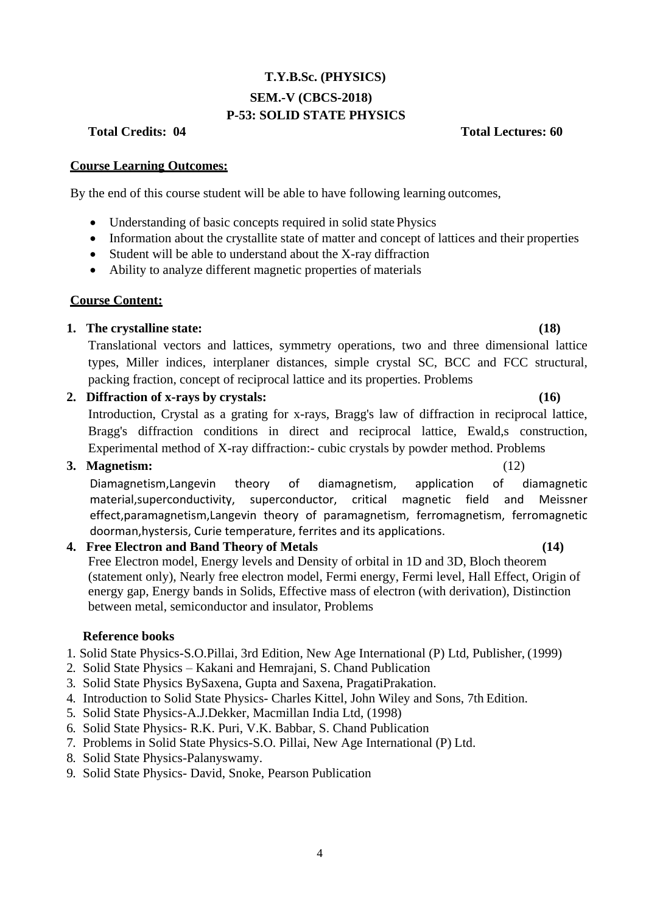# T.Y.B.Sc. (PHYSICS)

## SEM.-V (CBCS-2018)

## P-53: SOLID STATE PHYSICS

**Total Credits: 04** **Total Lectures: 60**

**Course Learning Outcomes:**

By the end of this course student will be able to have following learning outcomes,

- Understanding of basic concepts required in solid state Physics
- Information about the crystallite state of matter and concept of lattices and their properties
- Student will be able to understand about the X-ray diffraction
- Ability to analyze different magnetic properties of materials

**Course Content:**

1. **The crystalline state: (18)**
   Translational vectors and lattices, symmetry operations, two and three dimensional lattice types, Miller indices, interplaner distances, simple crystal SC, BCC and FCC structural, packing fraction, concept of reciprocal lattice and its properties. Problems

2. **Diffraction of x-rays by crystals: (16)**
   Introduction, Crystal as a grating for x-rays, Bragg's law of diffraction in reciprocal lattice, Bragg's diffraction conditions in direct and reciprocal lattice, Ewald,s construction, Experimental method of X-ray diffraction:- cubic crystals by powder method. Problems

3. **Magnetism:** (12)
   Diamagnetism,Langevin theory of diamagnetism, application of diamagnetic material,superconductivity, superconductor, critical magnetic field and Meissner effect,paramagnetism,Langevin theory of paramagnetism, ferromagnetism, ferromagnetic doorman,hystersis, Curie temperature, ferrites and its applications.

4. **Free Electron and Band Theory of Metals (14)**
   Free Electron model, Energy levels and Density of orbital in 1D and 3D, Bloch theorem (statement only), Nearly free electron model, Fermi energy, Fermi level, Hall Effect, Origin of energy gap, Energy bands in Solids, Effective mass of electron (with derivation), Distinction between metal, semiconductor and insulator, Problems

**Reference books**

1. Solid State Physics-S.O.Pillai, 3rd Edition, New Age International (P) Ltd, Publisher, (1999)
2. Solid State Physics – Kakani and Hemrajani, S. Chand Publication
3. Solid State Physics BySaxena, Gupta and Saxena, PragatiPrakation.
4. Introduction to Solid State Physics- Charles Kittel, John Wiley and Sons, 7th Edition.
5. Solid State Physics-A.J.Dekker, Macmillan India Ltd, (1998)
6. Solid State Physics- R.K. Puri, V.K. Babbar, S. Chand Publication
7. Problems in Solid State Physics-S.O. Pillai, New Age International (P) Ltd.
8. Solid State Physics-Palanyswamy.
9. Solid State Physics- David, Snoke, Pearson Publication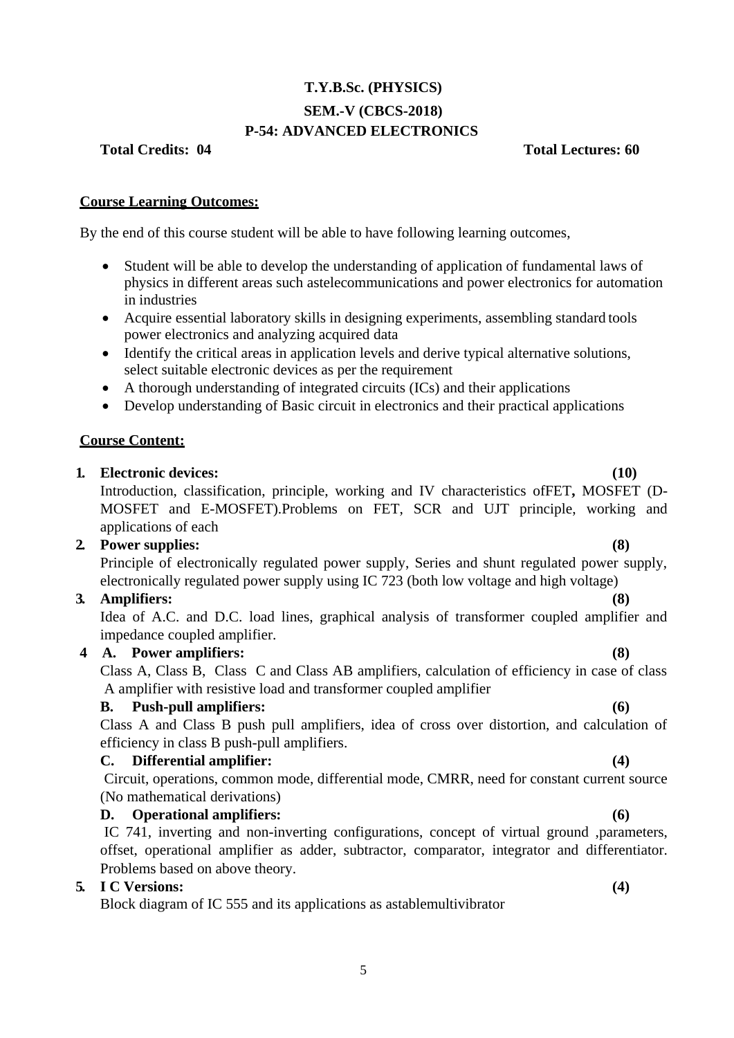# T.Y.B.Sc. (PHYSICS)

## SEM.-V (CBCS-2018)

## P-54: ADVANCED ELECTRONICS

**Total Credits: 04** **Total Lectures: 60**

**Course Learning Outcomes:**

By the end of this course student will be able to have following learning outcomes,

- Student will be able to develop the understanding of application of fundamental laws of physics in different areas such astelecommunications and power electronics for automation in industries
- Acquire essential laboratory skills in designing experiments, assembling standard tools power electronics and analyzing acquired data
- Identify the critical areas in application levels and derive typical alternative solutions, select suitable electronic devices as per the requirement
- A thorough understanding of integrated circuits (ICs) and their applications
- Develop understanding of Basic circuit in electronics and their practical applications

**Course Content:**

1. **Electronic devices: (10)**
   Introduction, classification, principle, working and IV characteristics ofFET**,** MOSFET (D-MOSFET and E-MOSFET).Problems on FET, SCR and UJT principle, working and applications of each
2. **Power supplies: (8)**
   Principle of electronically regulated power supply, Series and shunt regulated power supply, electronically regulated power supply using IC 723 (both low voltage and high voltage)
3. **Amplifiers: (8)**
   Idea of A.C. and D.C. load lines, graphical analysis of transformer coupled amplifier and impedance coupled amplifier.
4. **A. Power amplifiers: (8)**
   Class A, Class B, Class C and Class AB amplifiers, calculation of efficiency in case of class A amplifier with resistive load and transformer coupled amplifier

   **B. Push-pull amplifiers: (6)**
   Class A and Class B push pull amplifiers, idea of cross over distortion, and calculation of efficiency in class B push-pull amplifiers.

   **C. Differential amplifier: (4)**
   Circuit, operations, common mode, differential mode, CMRR, need for constant current source (No mathematical derivations)

   **D. Operational amplifiers: (6)**
   IC 741, inverting and non-inverting configurations, concept of virtual ground ,parameters, offset, operational amplifier as adder, subtractor, comparator, integrator and differentiator. Problems based on above theory.
5. **I C Versions: (4)**
   Block diagram of IC 555 and its applications as astablemultivibrator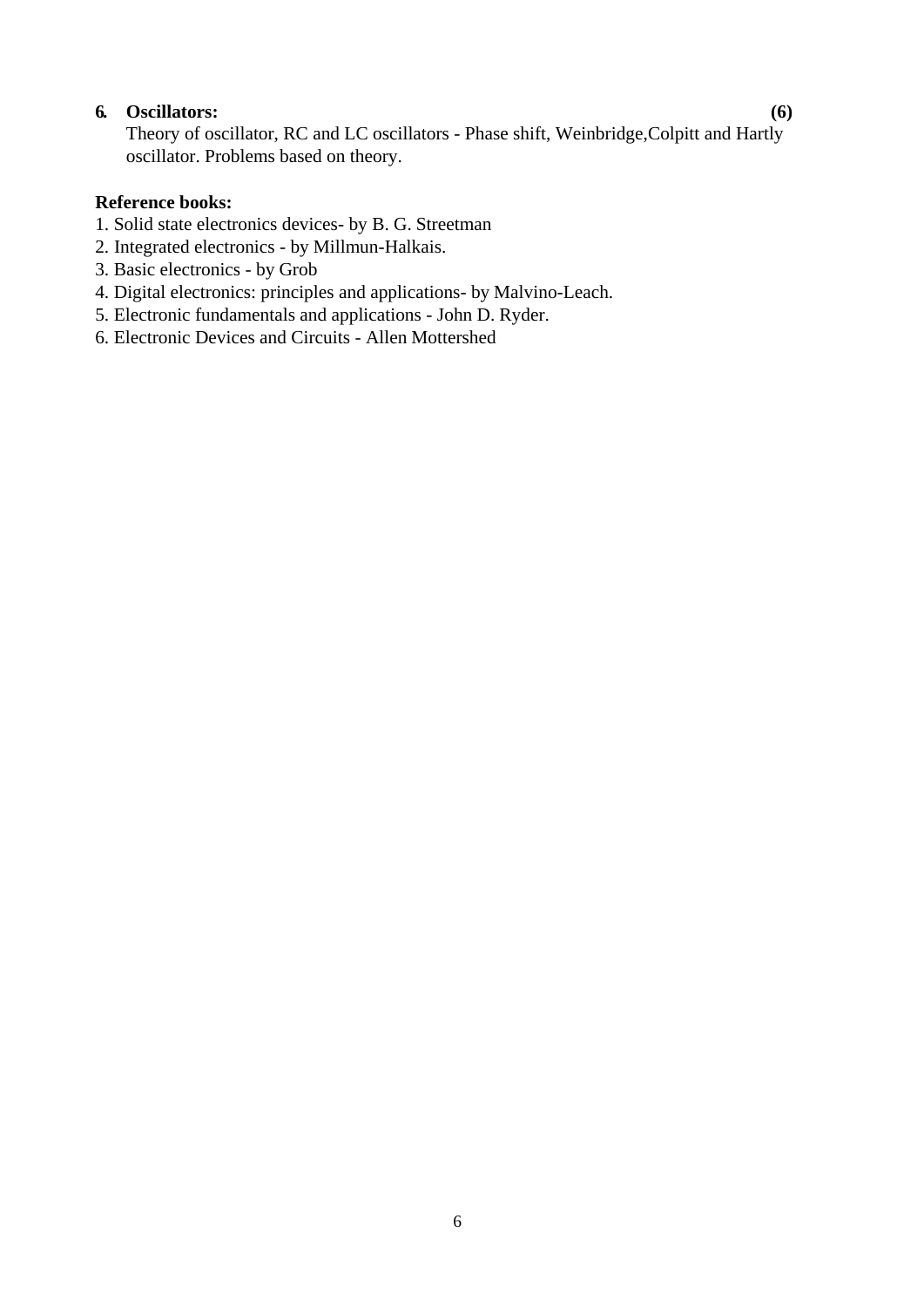**6. Oscillators: (6)**

Theory of oscillator, RC and LC oscillators - Phase shift, Weinbridge,Colpitt and Hartly oscillator. Problems based on theory.

**Reference books:**

1. Solid state electronics devices- by B. G. Streetman
2. Integrated electronics - by Millmun-Halkais.
3. Basic electronics - by Grob
4. Digital electronics: principles and applications- by Malvino-Leach.
5. Electronic fundamentals and applications - John D. Ryder.
6. Electronic Devices and Circuits - Allen Mottershed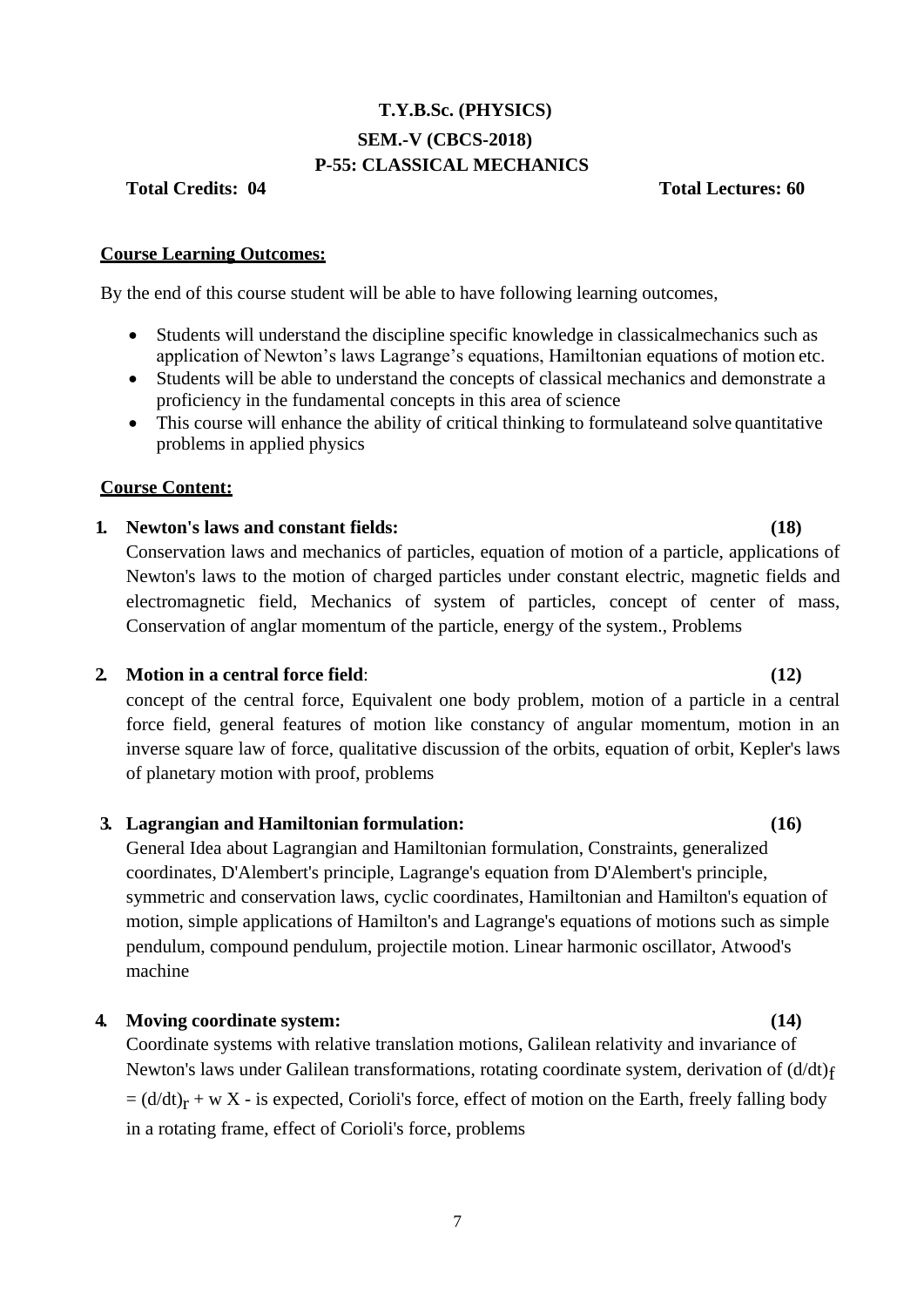# T.Y.B.Sc. (PHYSICS)

## SEM.-V (CBCS-2018)

## P-55: CLASSICAL MECHANICS

**Total Credits: 04** **Total Lectures: 60**

**Course Learning Outcomes:**

By the end of this course student will be able to have following learning outcomes,

- Students will understand the discipline specific knowledge in classicalmechanics such as application of Newton's laws Lagrange's equations, Hamiltonian equations of motion etc.
- Students will be able to understand the concepts of classical mechanics and demonstrate a proficiency in the fundamental concepts in this area of science
- This course will enhance the ability of critical thinking to formulateand solve quantitative problems in applied physics

**Course Content:**

1. **Newton's laws and constant fields:** **(18)**
   Conservation laws and mechanics of particles, equation of motion of a particle, applications of Newton's laws to the motion of charged particles under constant electric, magnetic fields and electromagnetic field, Mechanics of system of particles, concept of center of mass, Conservation of anglar momentum of the particle, energy of the system., Problems

2. **Motion in a central force field**: **(12)**
   concept of the central force, Equivalent one body problem, motion of a particle in a central force field, general features of motion like constancy of angular momentum, motion in an inverse square law of force, qualitative discussion of the orbits, equation of orbit, Kepler's laws of planetary motion with proof, problems

3. **Lagrangian and Hamiltonian formulation:** **(16)**
   General Idea about Lagrangian and Hamiltonian formulation, Constraints, generalized coordinates, D'Alembert's principle, Lagrange's equation from D'Alembert's principle, symmetric and conservation laws, cyclic coordinates, Hamiltonian and Hamilton's equation of motion, simple applications of Hamilton's and Lagrange's equations of motions such as simple pendulum, compound pendulum, projectile motion. Linear harmonic oscillator, Atwood's machine

4. **Moving coordinate system:** **(14)**
   Coordinate systems with relative translation motions, Galilean relativity and invariance of Newton's laws under Galilean transformations, rotating coordinate system, derivation of $(d/dt)_f = (d/dt)_r + w \times$ - is expected, Corioli's force, effect of motion on the Earth, freely falling body in a rotating frame, effect of Corioli's force, problems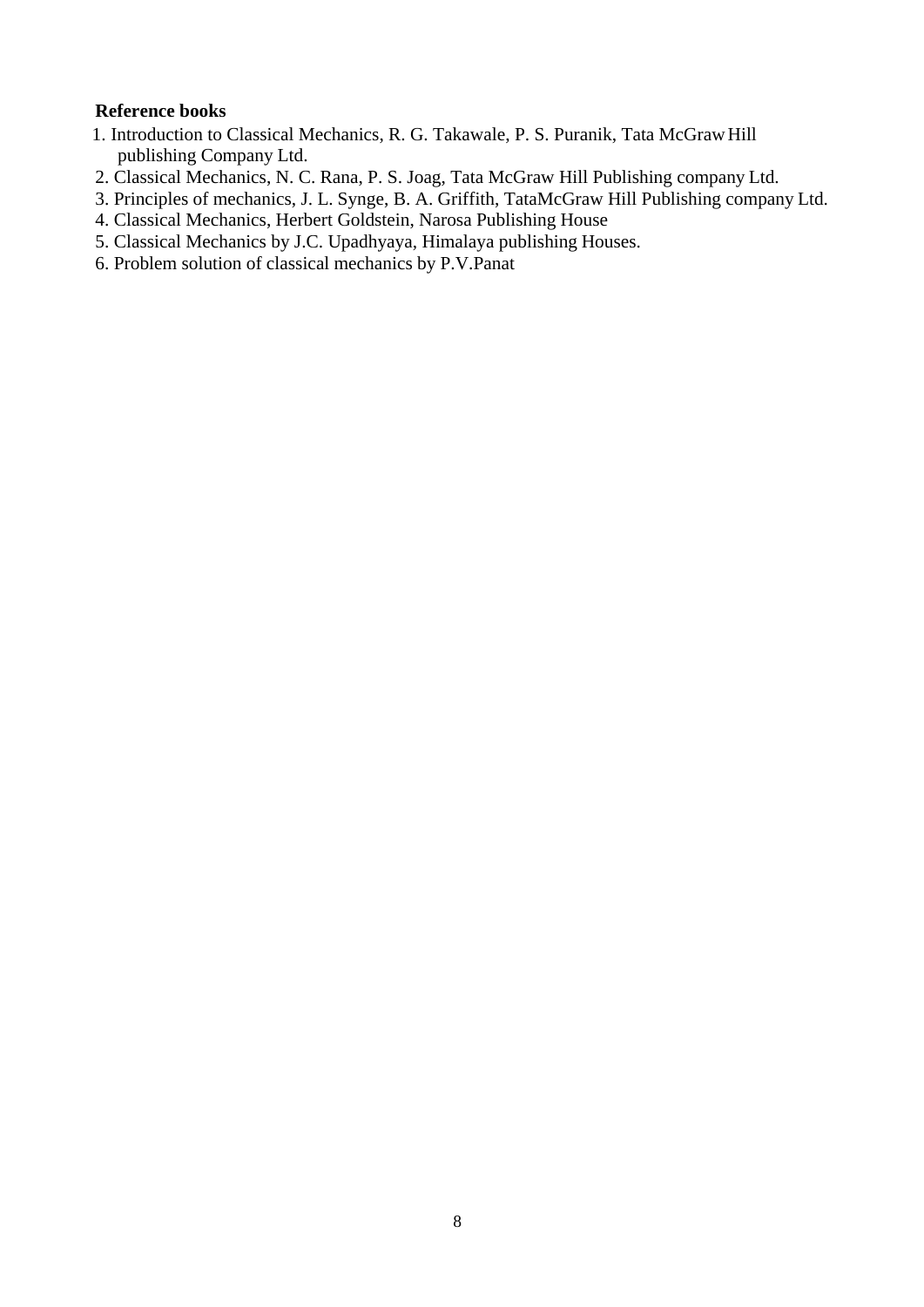**Reference books**

1. Introduction to Classical Mechanics, R. G. Takawale, P. S. Puranik, Tata McGraw Hill publishing Company Ltd.
2. Classical Mechanics, N. C. Rana, P. S. Joag, Tata McGraw Hill Publishing company Ltd.
3. Principles of mechanics, J. L. Synge, B. A. Griffith, TataMcGraw Hill Publishing company Ltd.
4. Classical Mechanics, Herbert Goldstein, Narosa Publishing House
5. Classical Mechanics by J.C. Upadhyaya, Himalaya publishing Houses.
6. Problem solution of classical mechanics by P.V.Panat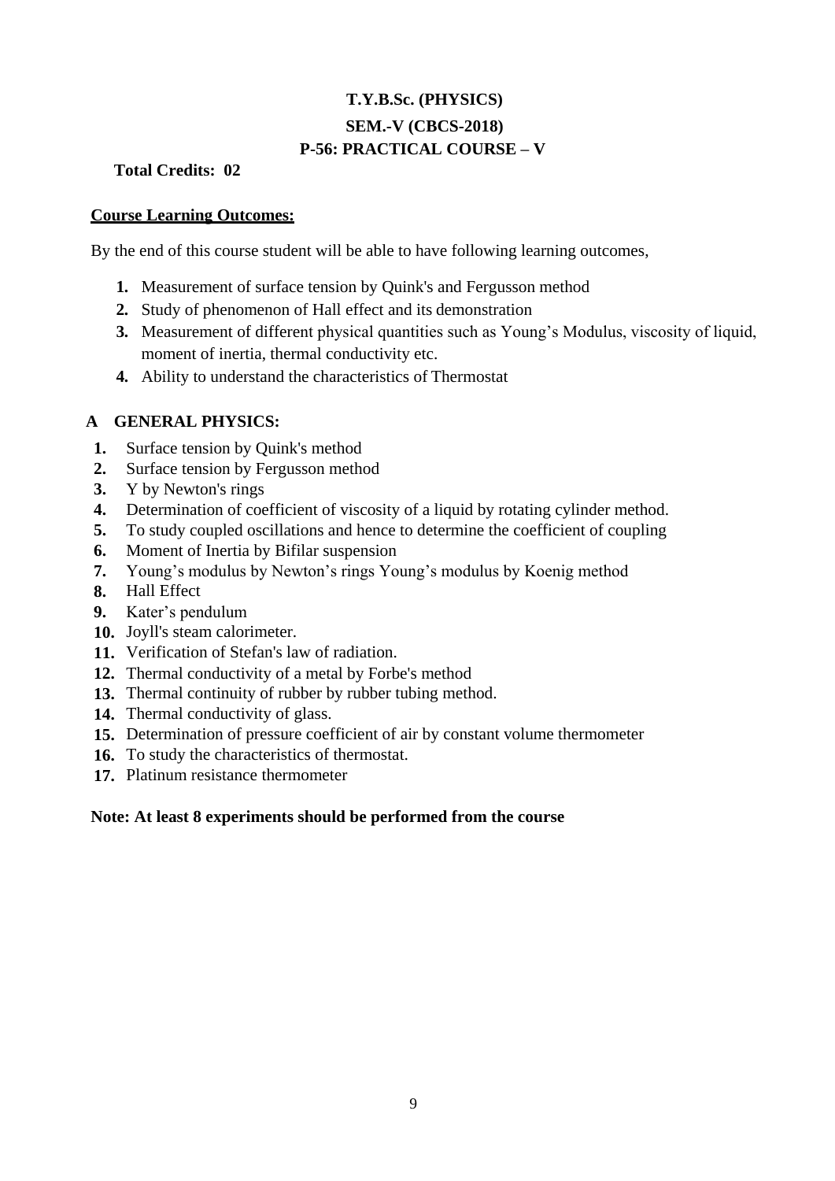# T.Y.B.Sc. (PHYSICS)

## SEM.-V (CBCS-2018)

## P-56: PRACTICAL COURSE – V

**Total Credits: 02**

**Course Learning Outcomes:**

By the end of this course student will be able to have following learning outcomes,

1. Measurement of surface tension by Quink's and Fergusson method
2. Study of phenomenon of Hall effect and its demonstration
3. Measurement of different physical quantities such as Young's Modulus, viscosity of liquid, moment of inertia, thermal conductivity etc.
4. Ability to understand the characteristics of Thermostat

### A GENERAL PHYSICS:

1. Surface tension by Quink's method
2. Surface tension by Fergusson method
3. Y by Newton's rings
4. Determination of coefficient of viscosity of a liquid by rotating cylinder method.
5. To study coupled oscillations and hence to determine the coefficient of coupling
6. Moment of Inertia by Bifilar suspension
7. Young's modulus by Newton's rings Young's modulus by Koenig method
8. Hall Effect
9. Kater's pendulum
10. Joyll's steam calorimeter.
11. Verification of Stefan's law of radiation.
12. Thermal conductivity of a metal by Forbe's method
13. Thermal continuity of rubber by rubber tubing method.
14. Thermal conductivity of glass.
15. Determination of pressure coefficient of air by constant volume thermometer
16. To study the characteristics of thermostat.
17. Platinum resistance thermometer

**Note: At least 8 experiments should be performed from the course**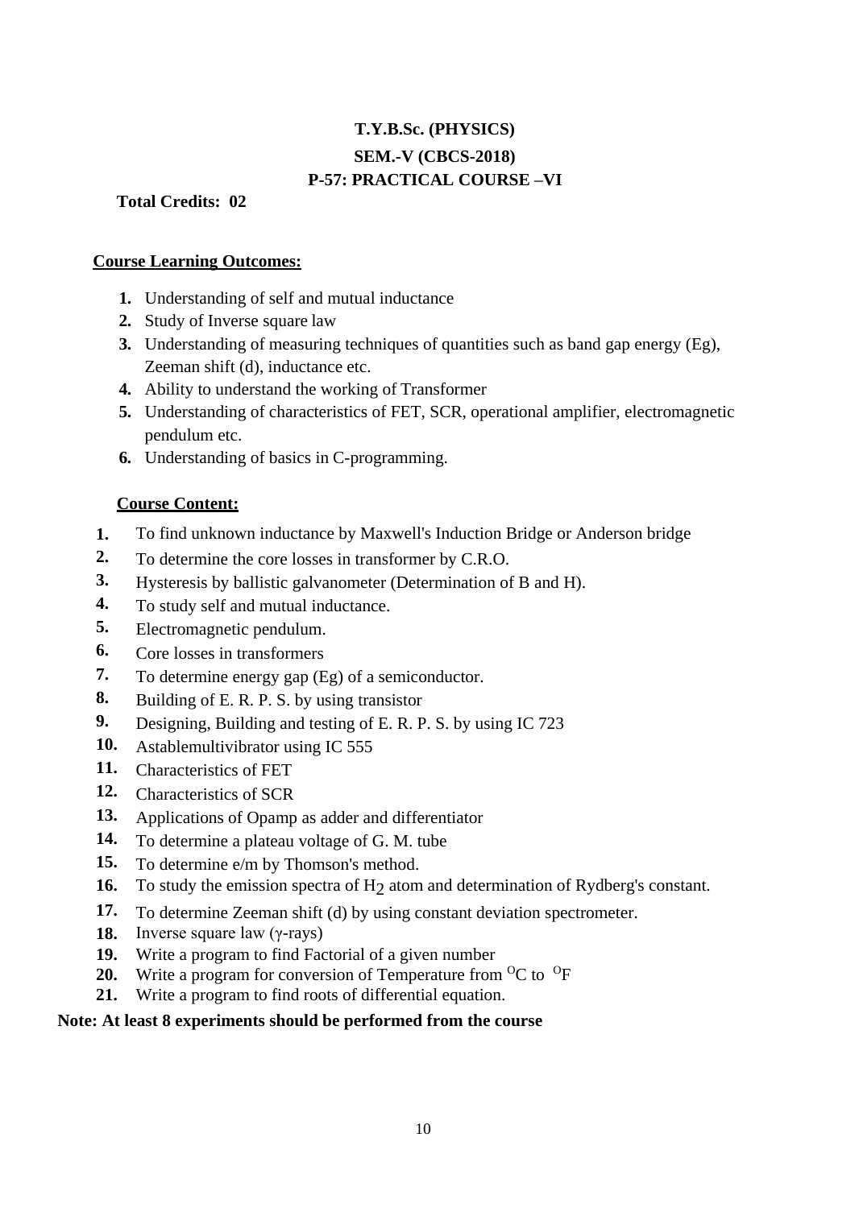**T.Y.B.Sc. (PHYSICS)**

**SEM.-V (CBCS-2018)**

**P-57: PRACTICAL COURSE –VI**

**Total Credits: 02**

**Course Learning Outcomes:**

1. Understanding of self and mutual inductance
2. Study of Inverse square law
3. Understanding of measuring techniques of quantities such as band gap energy (Eg), Zeeman shift (d), inductance etc.
4. Ability to understand the working of Transformer
5. Understanding of characteristics of FET, SCR, operational amplifier, electromagnetic pendulum etc.
6. Understanding of basics in C-programming.

**Course Content:**

1. To find unknown inductance by Maxwell's Induction Bridge or Anderson bridge
2. To determine the core losses in transformer by C.R.O.
3. Hysteresis by ballistic galvanometer (Determination of B and H).
4. To study self and mutual inductance.
5. Electromagnetic pendulum.
6. Core losses in transformers
7. To determine energy gap (Eg) of a semiconductor.
8. Building of E. R. P. S. by using transistor
9. Designing, Building and testing of E. R. P. S. by using IC 723
10. Astablemultivibrator using IC 555
11. Characteristics of FET
12. Characteristics of SCR
13. Applications of Opamp as adder and differentiator
14. To determine a plateau voltage of G. M. tube
15. To determine e/m by Thomson's method.
16. To study the emission spectra of $H_2$ atom and determination of Rydberg's constant.
17. To determine Zeeman shift (d) by using constant deviation spectrometer.
18. Inverse square law ($\gamma$-rays)
19. Write a program to find Factorial of a given number
20. Write a program for conversion of Temperature from $^{O}$C to $^{O}$F
21. Write a program to find roots of differential equation.

**Note: At least 8 experiments should be performed from the course**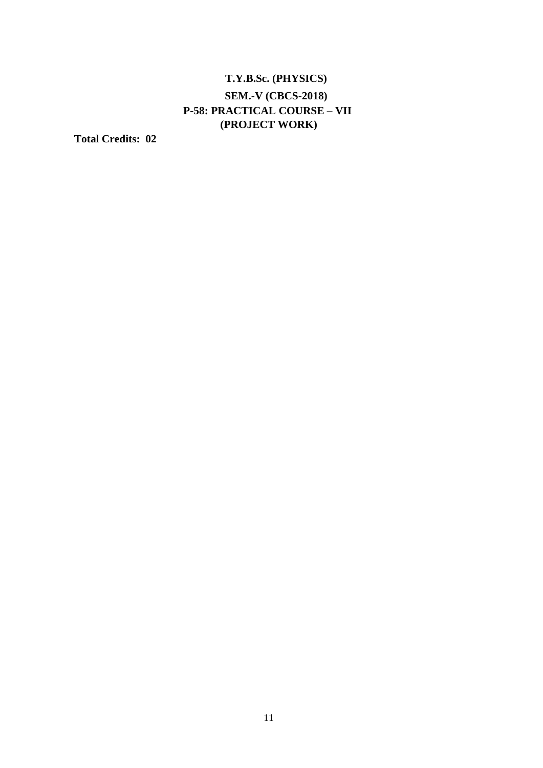# T.Y.B.Sc. (PHYSICS)

## SEM.-V (CBCS-2018)

## P-58: PRACTICAL COURSE – VII
## (PROJECT WORK)

**Total Credits: 02**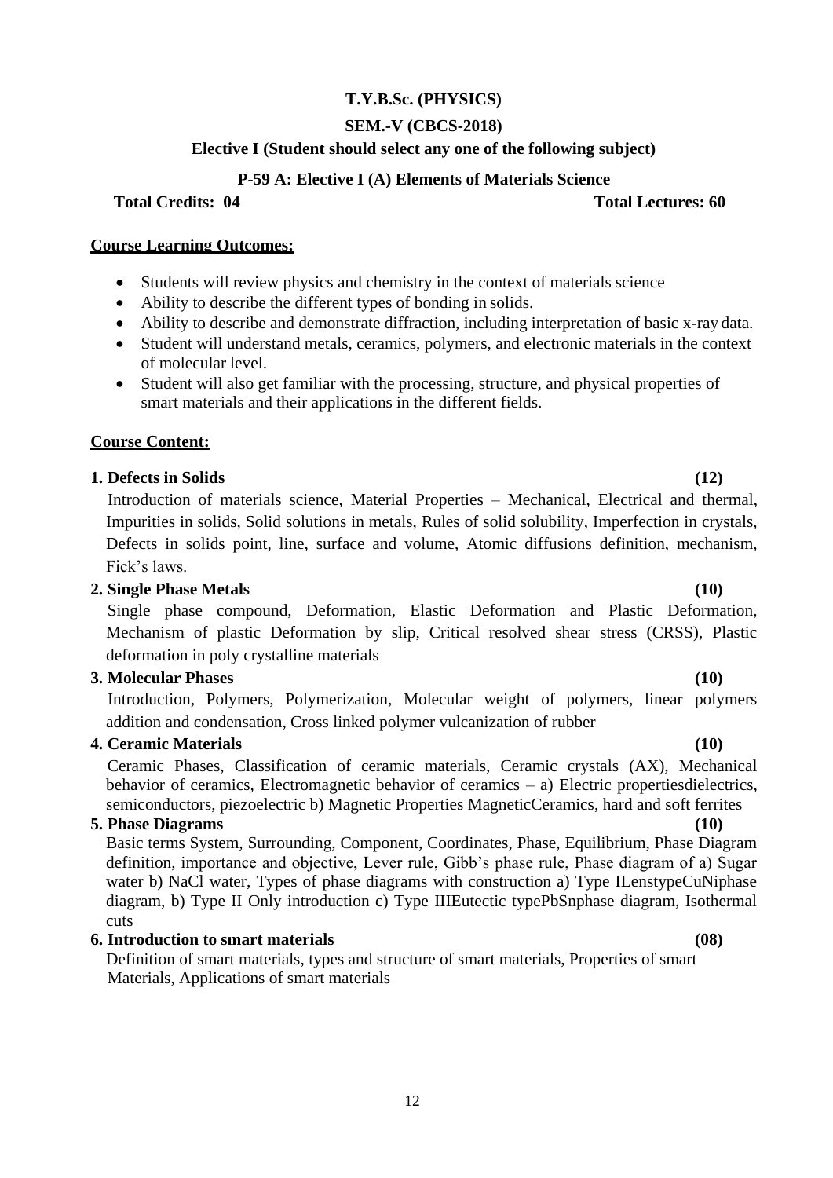**T.Y.B.Sc. (PHYSICS)**

**SEM.-V (CBCS-2018)**

**Elective I (Student should select any one of the following subject)**

**P-59 A: Elective I (A) Elements of Materials Science**

**Total Credits: 04** **Total Lectures: 60**

**Course Learning Outcomes:**

- Students will review physics and chemistry in the context of materials science
- Ability to describe the different types of bonding in solids.
- Ability to describe and demonstrate diffraction, including interpretation of basic x-ray data.
- Student will understand metals, ceramics, polymers, and electronic materials in the context of molecular level.
- Student will also get familiar with the processing, structure, and physical properties of smart materials and their applications in the different fields.

**Course Content:**

**1. Defects in Solids (12)**

Introduction of materials science, Material Properties – Mechanical, Electrical and thermal, Impurities in solids, Solid solutions in metals, Rules of solid solubility, Imperfection in crystals, Defects in solids point, line, surface and volume, Atomic diffusions definition, mechanism, Fick's laws.

**2. Single Phase Metals (10)**

Single phase compound, Deformation, Elastic Deformation and Plastic Deformation, Mechanism of plastic Deformation by slip, Critical resolved shear stress (CRSS), Plastic deformation in poly crystalline materials

**3. Molecular Phases (10)**

Introduction, Polymers, Polymerization, Molecular weight of polymers, linear polymers addition and condensation, Cross linked polymer vulcanization of rubber

**4. Ceramic Materials (10)**

Ceramic Phases, Classification of ceramic materials, Ceramic crystals (AX), Mechanical behavior of ceramics, Electromagnetic behavior of ceramics – a) Electric propertiesdielectrics, semiconductors, piezoelectric b) Magnetic Properties MagneticCeramics, hard and soft ferrites

**5. Phase Diagrams (10)**

Basic terms System, Surrounding, Component, Coordinates, Phase, Equilibrium, Phase Diagram definition, importance and objective, Lever rule, Gibb's phase rule, Phase diagram of a) Sugar water b) NaCl water, Types of phase diagrams with construction a) Type ILenstypeCuNiphase diagram, b) Type II Only introduction c) Type IIIEutectic typePbSnphase diagram, Isothermal cuts

**6. Introduction to smart materials (08)**

Definition of smart materials, types and structure of smart materials, Properties of smart Materials, Applications of smart materials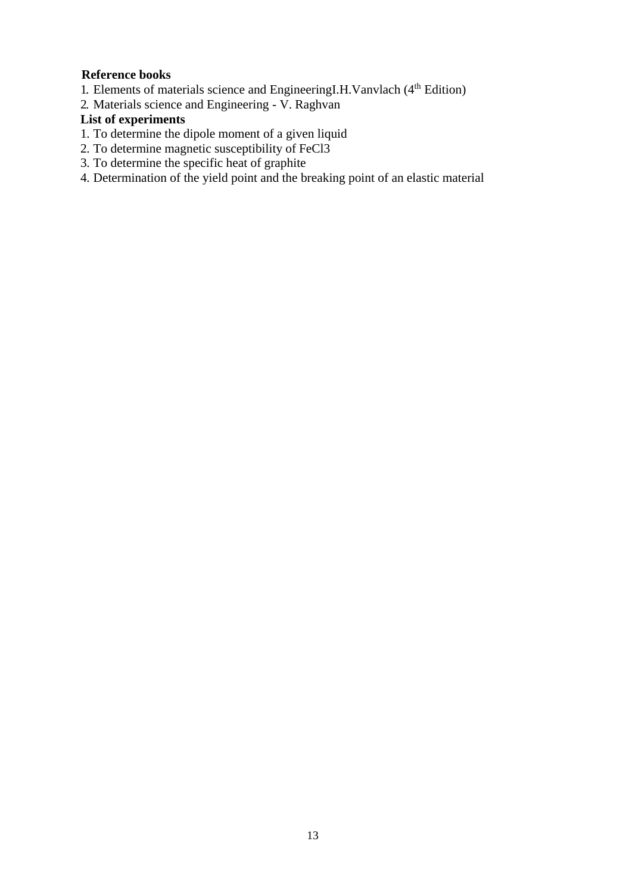**Reference books**

1. Elements of materials science and EngineeringI.H.Vanvlach (4th Edition)
2. Materials science and Engineering - V. Raghvan

**List of experiments**

1. To determine the dipole moment of a given liquid
2. To determine magnetic susceptibility of FeCl3
3. To determine the specific heat of graphite
4. Determination of the yield point and the breaking point of an elastic material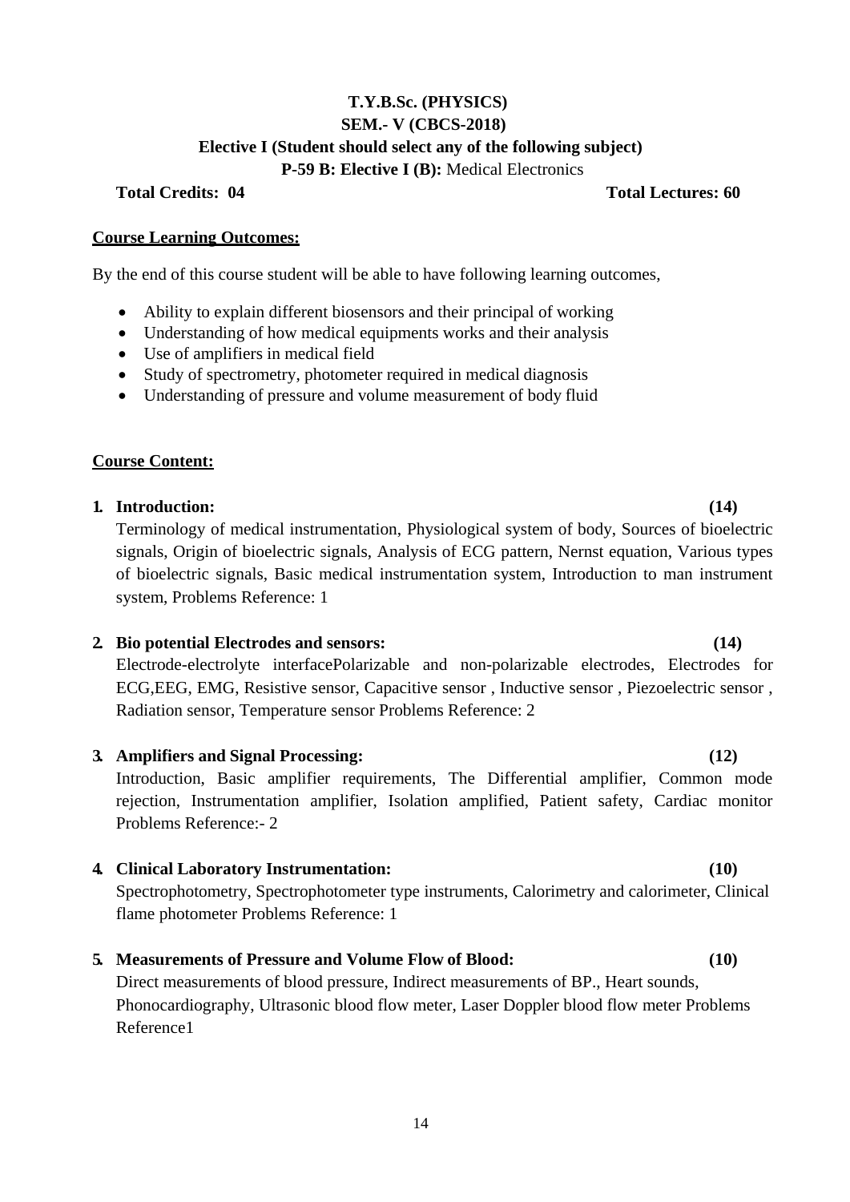**T.Y.B.Sc. (PHYSICS)**

**SEM.- V (CBCS-2018)**

**Elective I (Student should select any of the following subject)**

**P-59 B: Elective I (B):** Medical Electronics

**Total Credits: 04** **Total Lectures: 60**

**Course Learning Outcomes:**

By the end of this course student will be able to have following learning outcomes,

- Ability to explain different biosensors and their principal of working
- Understanding of how medical equipments works and their analysis
- Use of amplifiers in medical field
- Study of spectrometry, photometer required in medical diagnosis
- Understanding of pressure and volume measurement of body fluid

**Course Content:**

1. **Introduction:** **(14)**
   Terminology of medical instrumentation, Physiological system of body, Sources of bioelectric signals, Origin of bioelectric signals, Analysis of ECG pattern, Nernst equation, Various types of bioelectric signals, Basic medical instrumentation system, Introduction to man instrument system, Problems Reference: 1

2. **Bio potential Electrodes and sensors:** **(14)**
   Electrode-electrolyte interfacePolarizable and non-polarizable electrodes, Electrodes for ECG,EEG, EMG, Resistive sensor, Capacitive sensor , Inductive sensor , Piezoelectric sensor , Radiation sensor, Temperature sensor Problems Reference: 2

3. **Amplifiers and Signal Processing:** **(12)**
   Introduction, Basic amplifier requirements, The Differential amplifier, Common mode rejection, Instrumentation amplifier, Isolation amplified, Patient safety, Cardiac monitor Problems Reference:- 2

4. **Clinical Laboratory Instrumentation:** **(10)**
   Spectrophotometry, Spectrophotometer type instruments, Calorimetry and calorimeter, Clinical flame photometer Problems Reference: 1

5. **Measurements of Pressure and Volume Flow of Blood:** **(10)**
   Direct measurements of blood pressure, Indirect measurements of BP., Heart sounds, Phonocardiography, Ultrasonic blood flow meter, Laser Doppler blood flow meter Problems Reference1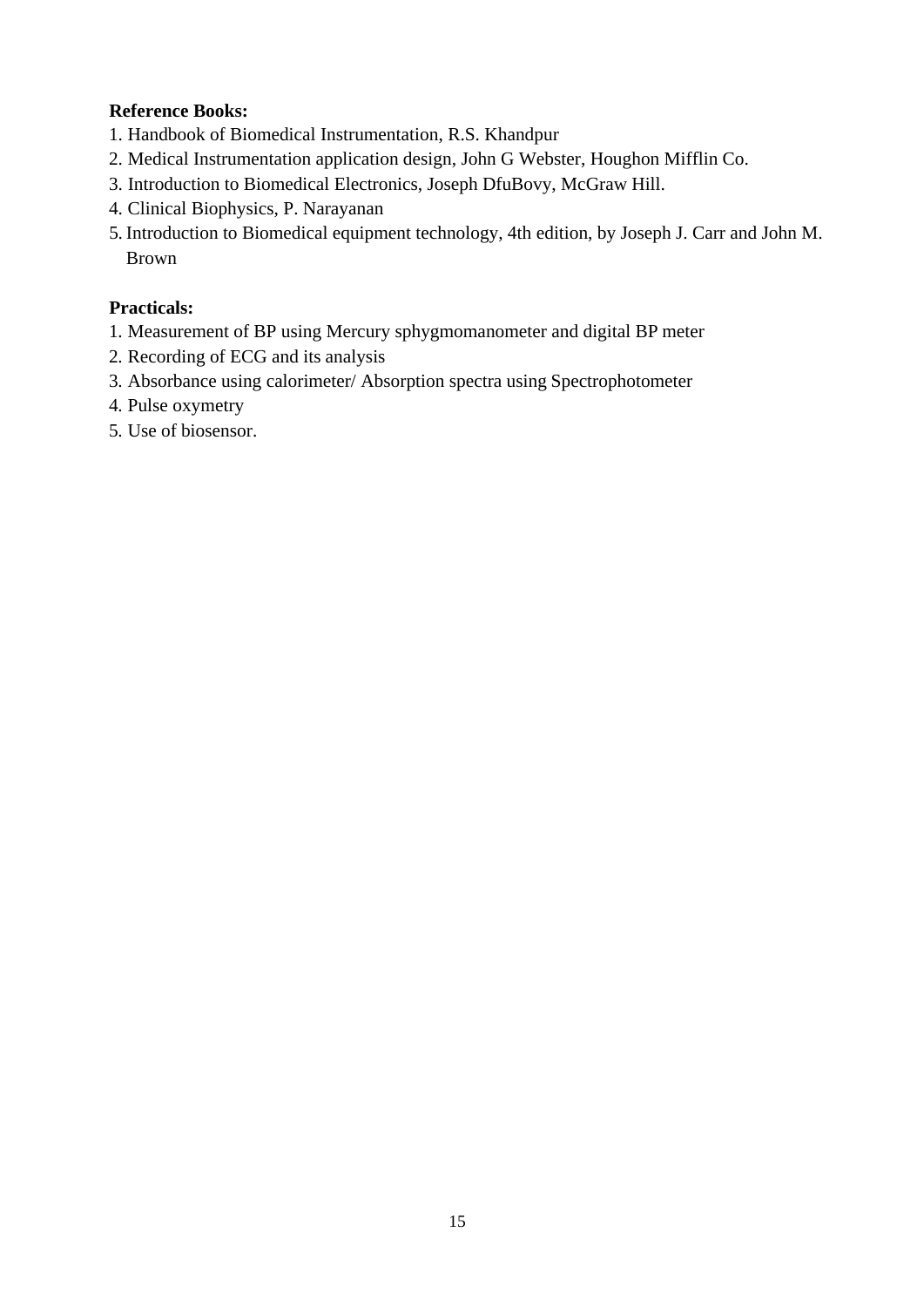**Reference Books:**

1. Handbook of Biomedical Instrumentation, R.S. Khandpur
2. Medical Instrumentation application design, John G Webster, Houghon Mifflin Co.
3. Introduction to Biomedical Electronics, Joseph DfuBovy, McGraw Hill.
4. Clinical Biophysics, P. Narayanan
5. Introduction to Biomedical equipment technology, 4th edition, by Joseph J. Carr and John M. Brown

**Practicals:**

1. Measurement of BP using Mercury sphygmomanometer and digital BP meter
2. Recording of ECG and its analysis
3. Absorbance using calorimeter/ Absorption spectra using Spectrophotometer
4. Pulse oxymetry
5. Use of biosensor.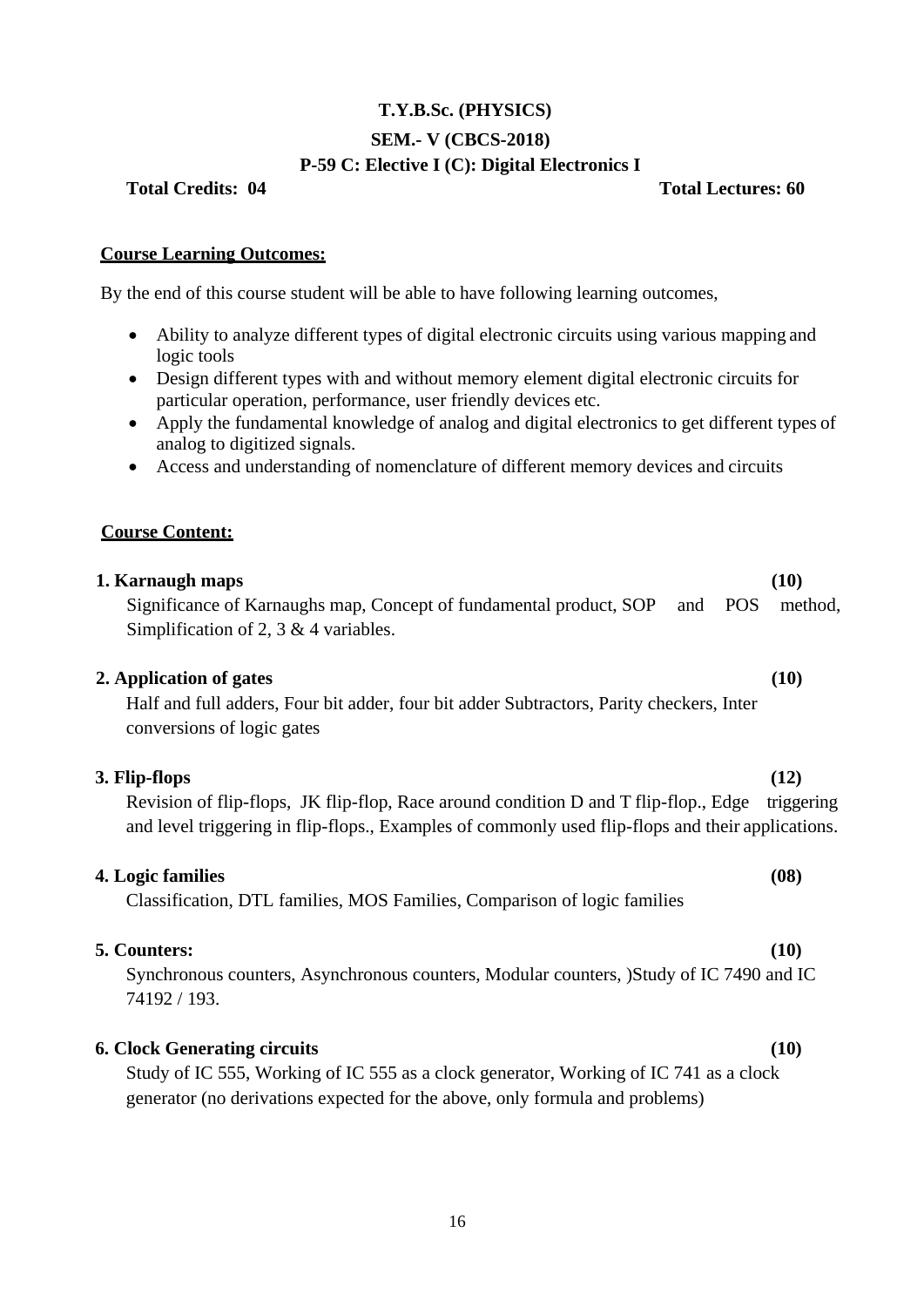**T.Y.B.Sc. (PHYSICS)**

**SEM.- V (CBCS-2018)**

**P-59 C: Elective I (C): Digital Electronics I**

**Total Credits: 04** **Total Lectures: 60**

**Course Learning Outcomes:**

By the end of this course student will be able to have following learning outcomes,

- Ability to analyze different types of digital electronic circuits using various mapping and logic tools
- Design different types with and without memory element digital electronic circuits for particular operation, performance, user friendly devices etc.
- Apply the fundamental knowledge of analog and digital electronics to get different types of analog to digitized signals.
- Access and understanding of nomenclature of different memory devices and circuits

**Course Content:**

**1. Karnaugh maps** **(10)**

Significance of Karnaughs map, Concept of fundamental product, SOP and POS method, Simplification of 2, 3 & 4 variables.

**2. Application of gates** **(10)**

Half and full adders, Four bit adder, four bit adder Subtractors, Parity checkers, Inter conversions of logic gates

**3. Flip-flops** **(12)**

Revision of flip-flops, JK flip-flop, Race around condition D and T flip-flop., Edge triggering and level triggering in flip-flops., Examples of commonly used flip-flops and their applications.

**4. Logic families** **(08)**

Classification, DTL families, MOS Families, Comparison of logic families

**5. Counters:** **(10)**

Synchronous counters, Asynchronous counters, Modular counters, )Study of IC 7490 and IC 74192 / 193.

**6. Clock Generating circuits** **(10)**

Study of IC 555, Working of IC 555 as a clock generator, Working of IC 741 as a clock generator (no derivations expected for the above, only formula and problems)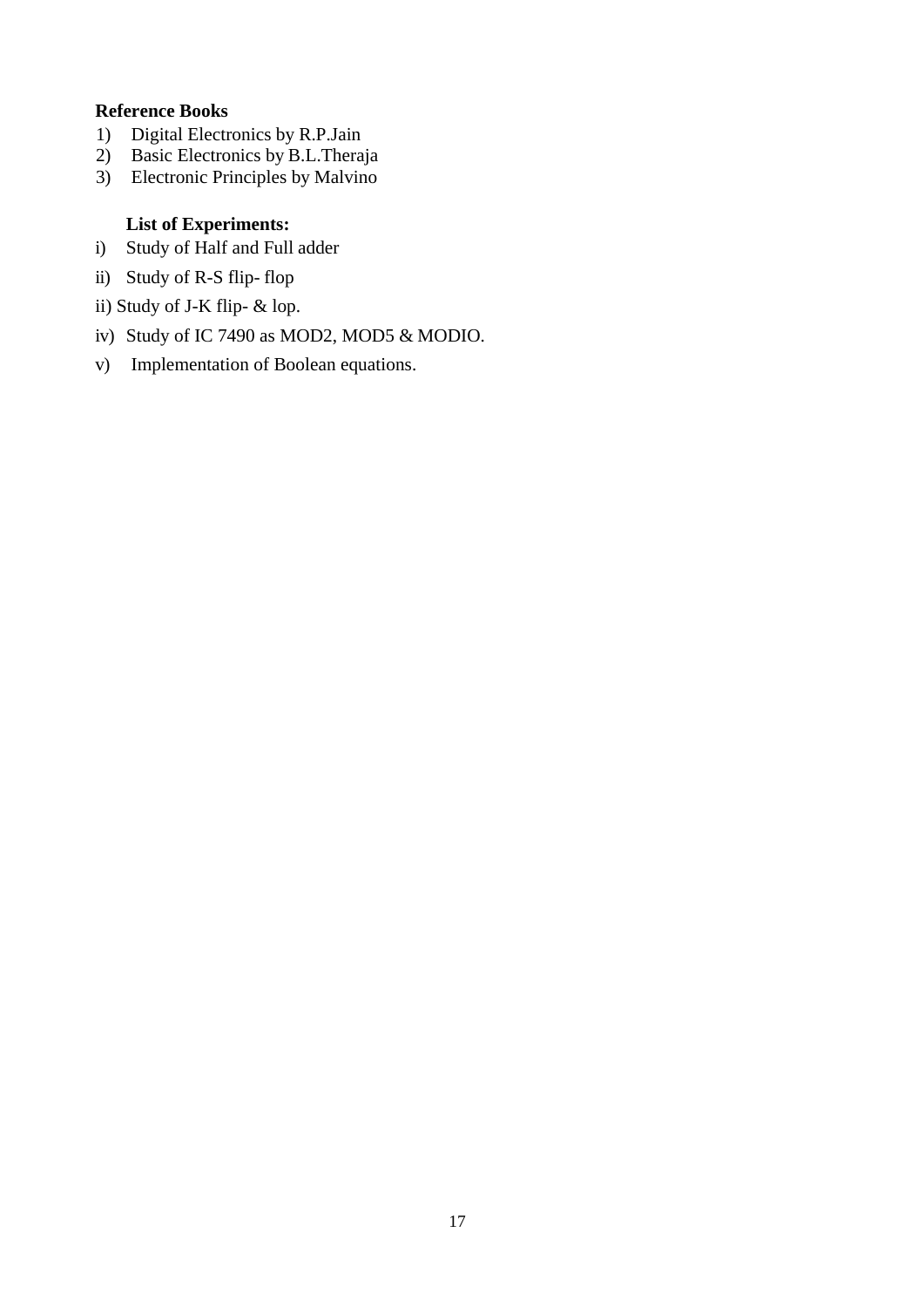**Reference Books**

1) Digital Electronics by R.P.Jain
2) Basic Electronics by B.L.Theraja
3) Electronic Principles by Malvino

**List of Experiments:**

i) Study of Half and Full adder

ii) Study of R-S flip- flop

ii) Study of J-K flip- & lop.

iv) Study of IC 7490 as MOD2, MOD5 & MODIO.

v) Implementation of Boolean equations.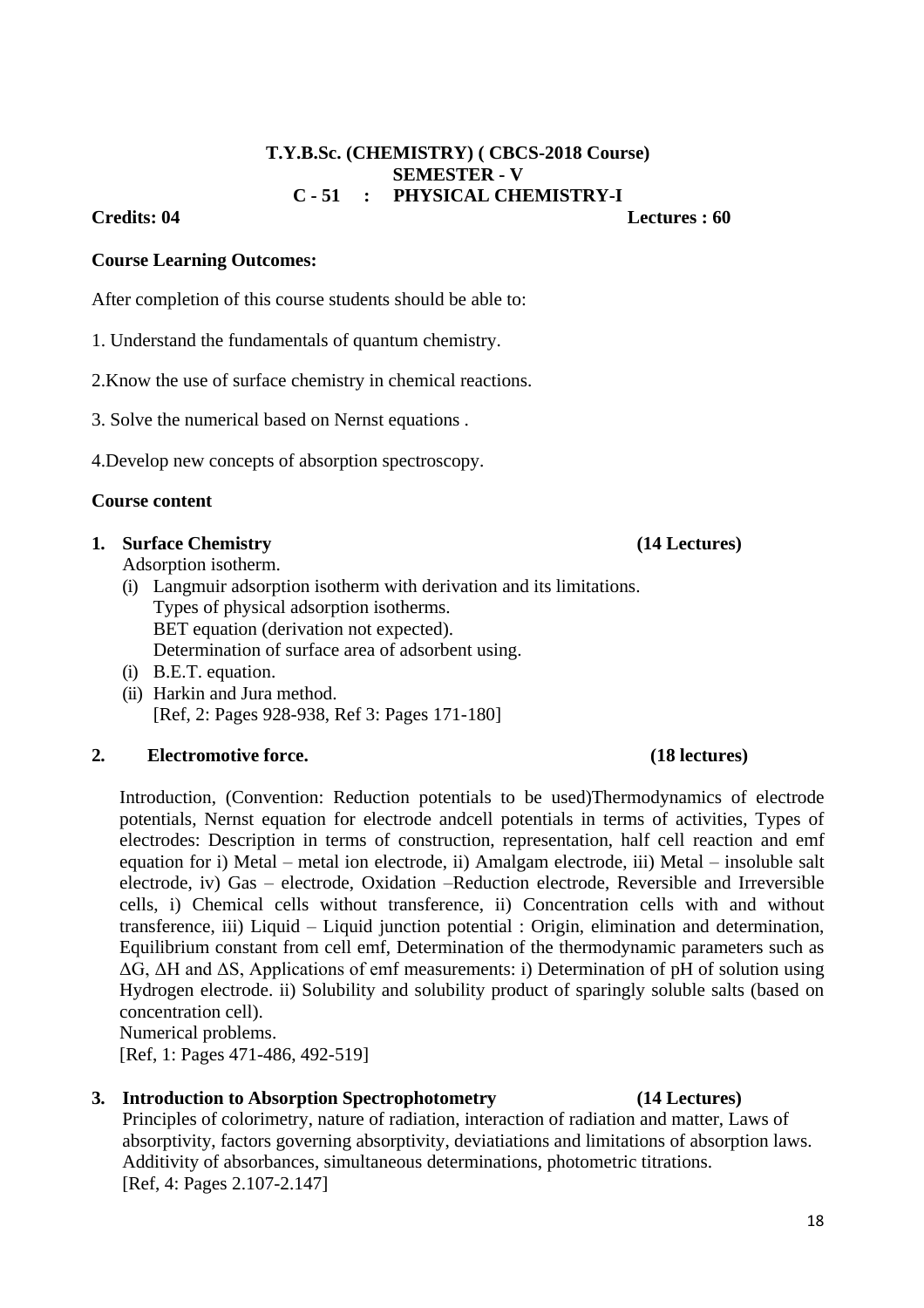**T.Y.B.Sc. (CHEMISTRY) ( CBCS-2018 Course)**
**SEMESTER - V**
**C - 51 : PHYSICAL CHEMISTRY-I**

**Credits: 04** **Lectures : 60**

**Course Learning Outcomes:**

After completion of this course students should be able to:

1. Understand the fundamentals of quantum chemistry.

2.Know the use of surface chemistry in chemical reactions.

3. Solve the numerical based on Nernst equations .

4.Develop new concepts of absorption spectroscopy.

**Course content**

**1. Surface Chemistry** **(14 Lectures)**

Adsorption isotherm.

(i) Langmuir adsorption isotherm with derivation and its limitations.
 Types of physical adsorption isotherms.
 BET equation (derivation not expected).
 Determination of surface area of adsorbent using.

(i) B.E.T. equation.

(ii) Harkin and Jura method.
 [Ref, 2: Pages 928-938, Ref 3: Pages 171-180]

**2. Electromotive force.** **(18 lectures)**

Introduction, (Convention: Reduction potentials to be used)Thermodynamics of electrode potentials, Nernst equation for electrode andcell potentials in terms of activities, Types of electrodes: Description in terms of construction, representation, half cell reaction and emf equation for i) Metal – metal ion electrode, ii) Amalgam electrode, iii) Metal – insoluble salt electrode, iv) Gas – electrode, Oxidation –Reduction electrode, Reversible and Irreversible cells, i) Chemical cells without transference, ii) Concentration cells with and without transference, iii) Liquid – Liquid junction potential : Origin, elimination and determination, Equilibrium constant from cell emf, Determination of the thermodynamic parameters such as $\Delta G$, $\Delta H$ and $\Delta S$, Applications of emf measurements: i) Determination of pH of solution using Hydrogen electrode. ii) Solubility and solubility product of sparingly soluble salts (based on concentration cell).

Numerical problems.

[Ref, 1: Pages 471-486, 492-519]

**3. Introduction to Absorption Spectrophotometry** **(14 Lectures)**

Principles of colorimetry, nature of radiation, interaction of radiation and matter, Laws of absorptivity, factors governing absorptivity, deviatiations and limitations of absorption laws. Additivity of absorbances, simultaneous determinations, photometric titrations.
[Ref, 4: Pages 2.107-2.147]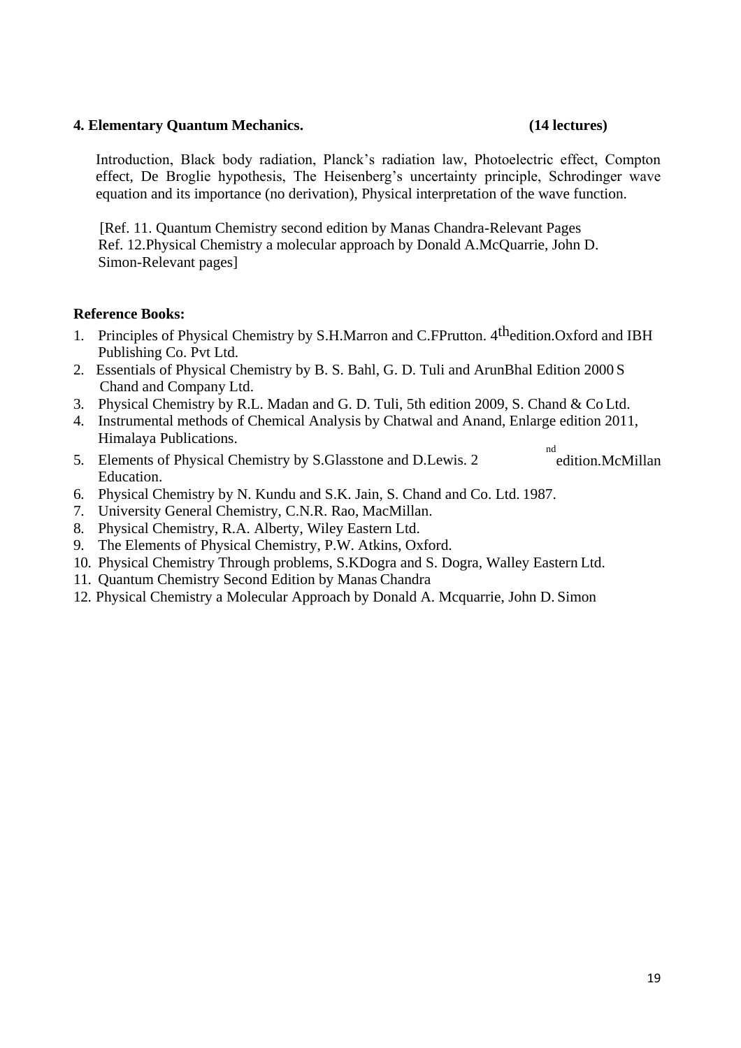**4. Elementary Quantum Mechanics. (14 lectures)**

Introduction, Black body radiation, Planck's radiation law, Photoelectric effect, Compton effect, De Broglie hypothesis, The Heisenberg's uncertainty principle, Schrodinger wave equation and its importance (no derivation), Physical interpretation of the wave function.

[Ref. 11. Quantum Chemistry second edition by Manas Chandra-Relevant Pages
Ref. 12.Physical Chemistry a molecular approach by Donald A.McQuarrie, John D. Simon-Relevant pages]

**Reference Books:**

1. Principles of Physical Chemistry by S.H.Marron and C.FPrutton. 4th edition.Oxford and IBH Publishing Co. Pvt Ltd.
2. Essentials of Physical Chemistry by B. S. Bahl, G. D. Tuli and ArunBhal Edition 2000 S Chand and Company Ltd.
3. Physical Chemistry by R.L. Madan and G. D. Tuli, 5th edition 2009, S. Chand & Co Ltd.
4. Instrumental methods of Chemical Analysis by Chatwal and Anand, Enlarge edition 2011, Himalaya Publications.
5. Elements of Physical Chemistry by S.Glasstone and D.Lewis. 2nd edition.McMillan Education.
6. Physical Chemistry by N. Kundu and S.K. Jain, S. Chand and Co. Ltd. 1987.
7. University General Chemistry, C.N.R. Rao, MacMillan.
8. Physical Chemistry, R.A. Alberty, Wiley Eastern Ltd.
9. The Elements of Physical Chemistry, P.W. Atkins, Oxford.
10. Physical Chemistry Through problems, S.KDogra and S. Dogra, Walley Eastern Ltd.
11. Quantum Chemistry Second Edition by Manas Chandra
12. Physical Chemistry a Molecular Approach by Donald A. Mcquarrie, John D. Simon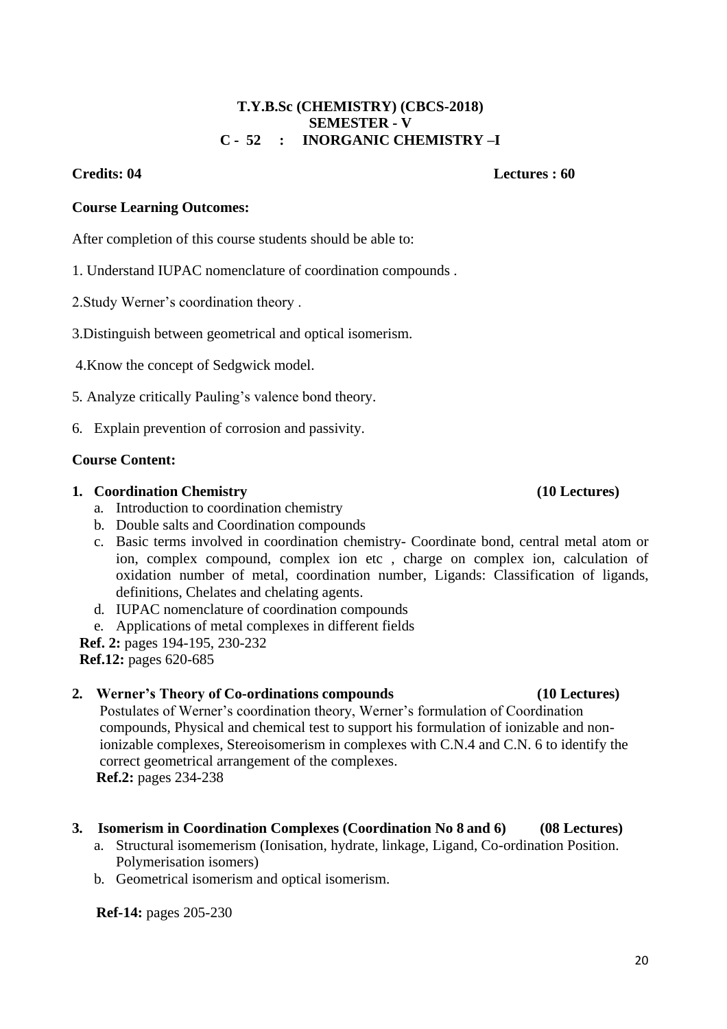**T.Y.B.Sc (CHEMISTRY) (CBCS-2018)**
**SEMESTER - V**
**C - 52 : INORGANIC CHEMISTRY –I**

**Credits: 04** **Lectures : 60**

**Course Learning Outcomes:**

After completion of this course students should be able to:

1. Understand IUPAC nomenclature of coordination compounds .

2.Study Werner's coordination theory .

3.Distinguish between geometrical and optical isomerism.

4.Know the concept of Sedgwick model.

5. Analyze critically Pauling's valence bond theory.

6. Explain prevention of corrosion and passivity.

**Course Content:**

**1. Coordination Chemistry (10 Lectures)**

a. Introduction to coordination chemistry
b. Double salts and Coordination compounds
c. Basic terms involved in coordination chemistry- Coordinate bond, central metal atom or ion, complex compound, complex ion etc , charge on complex ion, calculation of oxidation number of metal, coordination number, Ligands: Classification of ligands, definitions, Chelates and chelating agents.
d. IUPAC nomenclature of coordination compounds
e. Applications of metal complexes in different fields

**Ref. 2:** pages 194-195, 230-232
**Ref.12:** pages 620-685

**2. Werner's Theory of Co-ordinations compounds (10 Lectures)**

Postulates of Werner's coordination theory, Werner's formulation of Coordination compounds, Physical and chemical test to support his formulation of ionizable and non-ionizable complexes, Stereoisomerism in complexes with C.N.4 and C.N. 6 to identify the correct geometrical arrangement of the complexes.
**Ref.2:** pages 234-238

**3. Isomerism in Coordination Complexes (Coordination No 8 and 6) (08 Lectures)**

a. Structural isomemerism (Ionisation, hydrate, linkage, Ligand, Co-ordination Position. Polymerisation isomers)
b. Geometrical isomerism and optical isomerism.

**Ref-14:** pages 205-230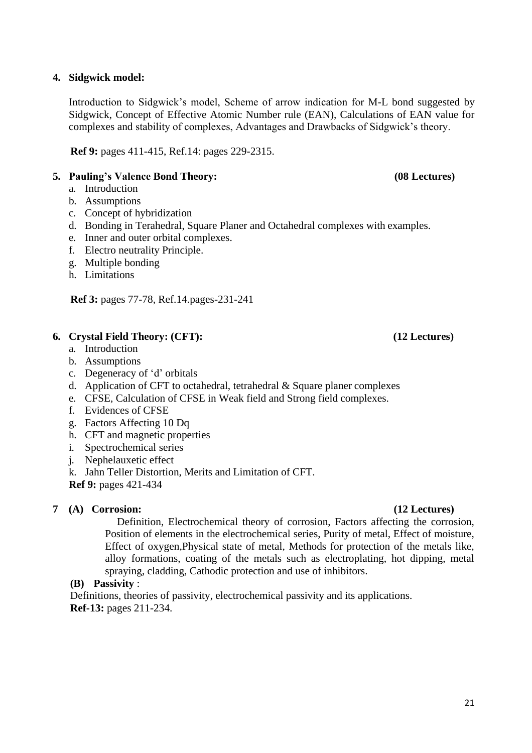**4. Sidgwick model:**

Introduction to Sidgwick's model, Scheme of arrow indication for M-L bond suggested by Sidgwick, Concept of Effective Atomic Number rule (EAN), Calculations of EAN value for complexes and stability of complexes, Advantages and Drawbacks of Sidgwick's theory.

**Ref 9:** pages 411-415, Ref.14: pages 229-2315.

**5. Pauling's Valence Bond Theory: (08 Lectures)**

a. Introduction
b. Assumptions
c. Concept of hybridization
d. Bonding in Terahedral, Square Planer and Octahedral complexes with examples.
e. Inner and outer orbital complexes.
f. Electro neutrality Principle.
g. Multiple bonding
h. Limitations

**Ref 3:** pages 77-78, Ref.14.pages-231-241

**6. Crystal Field Theory: (CFT): (12 Lectures)**

a. Introduction
b. Assumptions
c. Degeneracy of 'd' orbitals
d. Application of CFT to octahedral, tetrahedral & Square planer complexes
e. CFSE, Calculation of CFSE in Weak field and Strong field complexes.
f. Evidences of CFSE
g. Factors Affecting 10 Dq
h. CFT and magnetic properties
i. Spectrochemical series
j. Nephelauxetic effect
k. Jahn Teller Distortion, Merits and Limitation of CFT.

**Ref 9:** pages 421-434

**7 (A) Corrosion: (12 Lectures)**

Definition, Electrochemical theory of corrosion, Factors affecting the corrosion, Position of elements in the electrochemical series, Purity of metal, Effect of moisture, Effect of oxygen,Physical state of metal, Methods for protection of the metals like, alloy formations, coating of the metals such as electroplating, hot dipping, metal spraying, cladding, Cathodic protection and use of inhibitors.

**(B) Passivity** :

Definitions, theories of passivity, electrochemical passivity and its applications.

**Ref-13:** pages 211-234.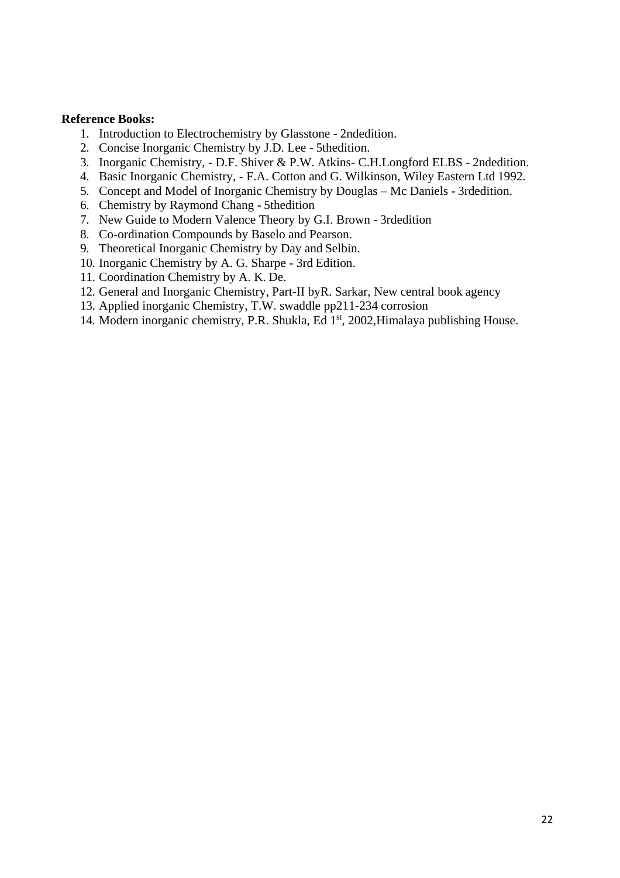**Reference Books:**

1. Introduction to Electrochemistry by Glasstone - 2ndedition.
2. Concise Inorganic Chemistry by J.D. Lee - 5thedition.
3. Inorganic Chemistry, - D.F. Shiver & P.W. Atkins- C.H.Longford ELBS - 2ndedition.
4. Basic Inorganic Chemistry, - F.A. Cotton and G. Wilkinson, Wiley Eastern Ltd 1992.
5. Concept and Model of Inorganic Chemistry by Douglas – Mc Daniels - 3rdedition.
6. Chemistry by Raymond Chang - 5thedition
7. New Guide to Modern Valence Theory by G.I. Brown - 3rdedition
8. Co-ordination Compounds by Baselo and Pearson.
9. Theoretical Inorganic Chemistry by Day and Selbin.
10. Inorganic Chemistry by A. G. Sharpe - 3rd Edition.
11. Coordination Chemistry by A. K. De.
12. General and Inorganic Chemistry, Part-II byR. Sarkar, New central book agency
13. Applied inorganic Chemistry, T.W. swaddle pp211-234 corrosion
14. Modern inorganic chemistry, P.R. Shukla, Ed 1st, 2002,Himalaya publishing House.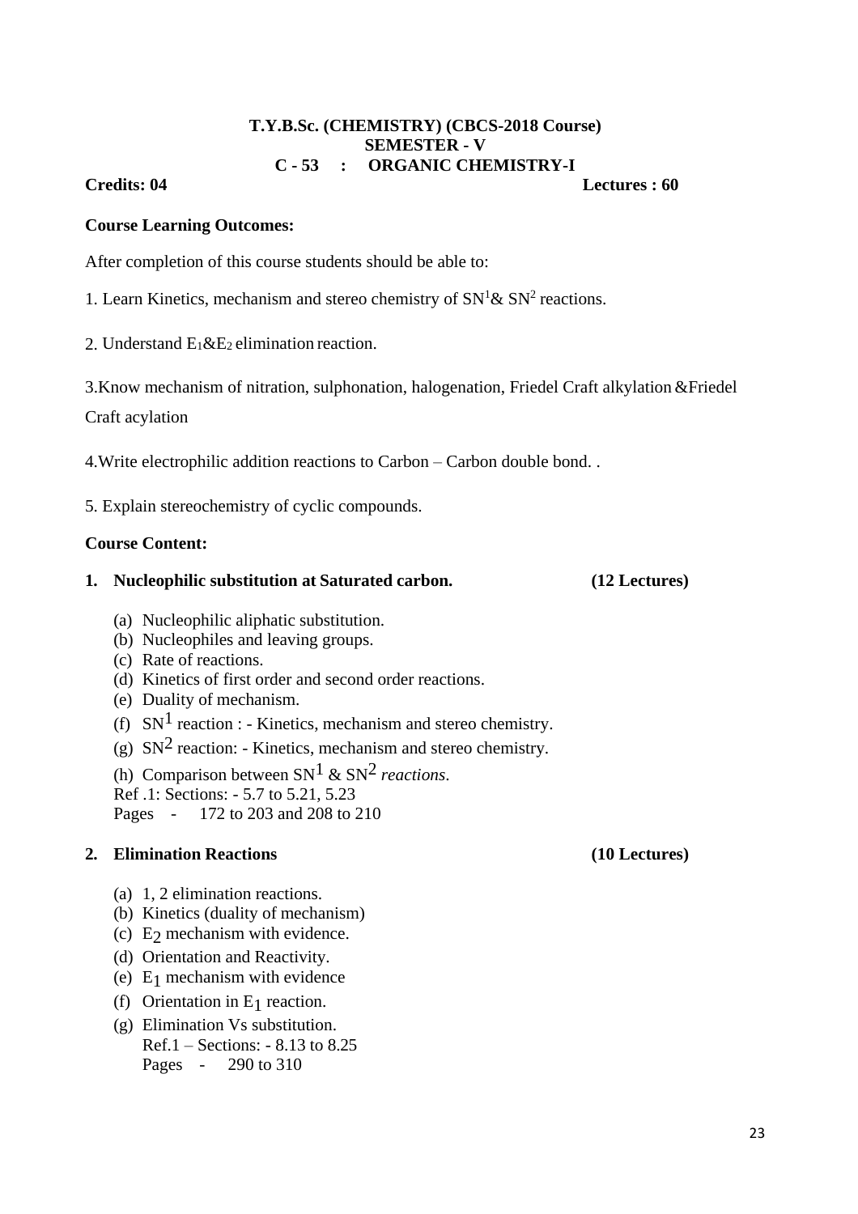**T.Y.B.Sc. (CHEMISTRY) (CBCS-2018 Course)**
**SEMESTER - V**
**C - 53 : ORGANIC CHEMISTRY-I**

**Credits: 04** **Lectures : 60**

**Course Learning Outcomes:**

After completion of this course students should be able to:

1. Learn Kinetics, mechanism and stereo chemistry of $SN^1$& $SN^2$ reactions.

2. Understand $E_1$&$E_2$ elimination reaction.

3.Know mechanism of nitration, sulphonation, halogenation, Friedel Craft alkylation &Friedel Craft acylation

4.Write electrophilic addition reactions to Carbon – Carbon double bond. .

5. Explain stereochemistry of cyclic compounds.

**Course Content:**

**1. Nucleophilic substitution at Saturated carbon. (12 Lectures)**

(a) Nucleophilic aliphatic substitution.
(b) Nucleophiles and leaving groups.
(c) Rate of reactions.
(d) Kinetics of first order and second order reactions.
(e) Duality of mechanism.
(f) $SN^1$ reaction : - Kinetics, mechanism and stereo chemistry.
(g) $SN^2$ reaction: - Kinetics, mechanism and stereo chemistry.
(h) Comparison between $SN^1$ & $SN^2$ *reactions*.

Ref .1: Sections: - 5.7 to 5.21, 5.23
Pages - 172 to 203 and 208 to 210

**2. Elimination Reactions (10 Lectures)**

(a) 1, 2 elimination reactions.
(b) Kinetics (duality of mechanism)
(c) $E_2$ mechanism with evidence.
(d) Orientation and Reactivity.
(e) $E_1$ mechanism with evidence
(f) Orientation in $E_1$ reaction.
(g) Elimination Vs substitution.
Ref.1 – Sections: - 8.13 to 8.25
Pages - 290 to 310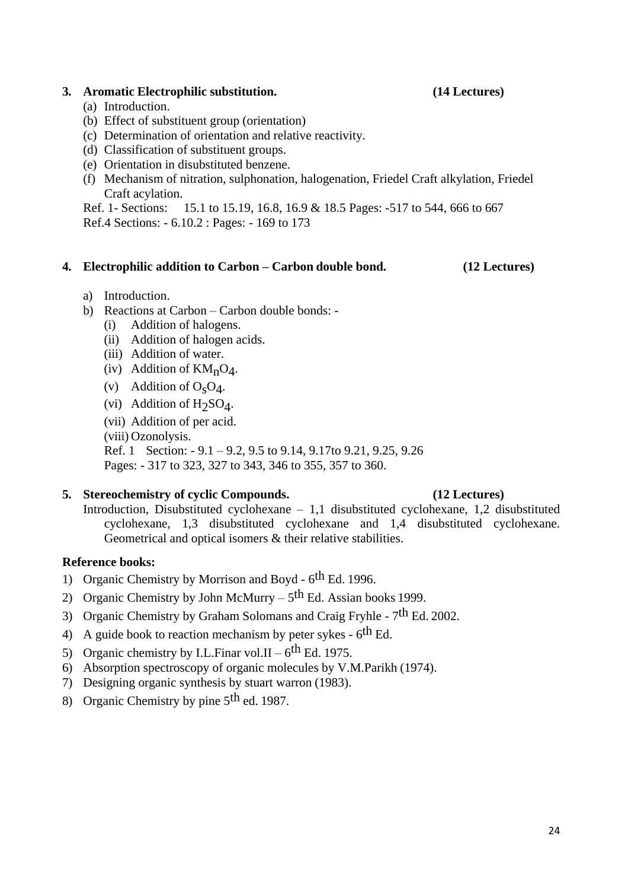**3. Aromatic Electrophilic substitution. (14 Lectures)**

(a) Introduction.
(b) Effect of substituent group (orientation)
(c) Determination of orientation and relative reactivity.
(d) Classification of substituent groups.
(e) Orientation in disubstituted benzene.
(f) Mechanism of nitration, sulphonation, halogenation, Friedel Craft alkylation, Friedel Craft acylation.

Ref. 1- Sections: 15.1 to 15.19, 16.8, 16.9 & 18.5 Pages: -517 to 544, 666 to 667
Ref.4 Sections: - 6.10.2 : Pages: - 169 to 173

**4. Electrophilic addition to Carbon – Carbon double bond. (12 Lectures)**

a) Introduction.
b) Reactions at Carbon – Carbon double bonds: -
   (i) Addition of halogens.
   (ii) Addition of halogen acids.
   (iii) Addition of water.
   (iv) Addition of $KM_nO_4$.
   (v) Addition of $O_sO_4$.
   (vi) Addition of $H_2SO_4$.
   (vii) Addition of per acid.
   (viii) Ozonolysis.

   Ref. 1 Section: - 9.1 – 9.2, 9.5 to 9.14, 9.17to 9.21, 9.25, 9.26
   Pages: - 317 to 323, 327 to 343, 346 to 355, 357 to 360.

**5. Stereochemistry of cyclic Compounds. (12 Lectures)**

Introduction, Disubstituted cyclohexane – 1,1 disubstituted cyclohexane, 1,2 disubstituted cyclohexane, 1,3 disubstituted cyclohexane and 1,4 disubstituted cyclohexane. Geometrical and optical isomers & their relative stabilities.

**Reference books:**

1) Organic Chemistry by Morrison and Boyd - $6^{th}$ Ed. 1996.
2) Organic Chemistry by John McMurry – $5^{th}$ Ed. Assian books 1999.
3) Organic Chemistry by Graham Solomans and Craig Fryhle - $7^{th}$ Ed. 2002.
4) A guide book to reaction mechanism by peter sykes - $6^{th}$ Ed.
5) Organic chemistry by I.L.Finar vol.II – $6^{th}$ Ed. 1975.
6) Absorption spectroscopy of organic molecules by V.M.Parikh (1974).
7) Designing organic synthesis by stuart warron (1983).
8) Organic Chemistry by pine $5^{th}$ ed. 1987.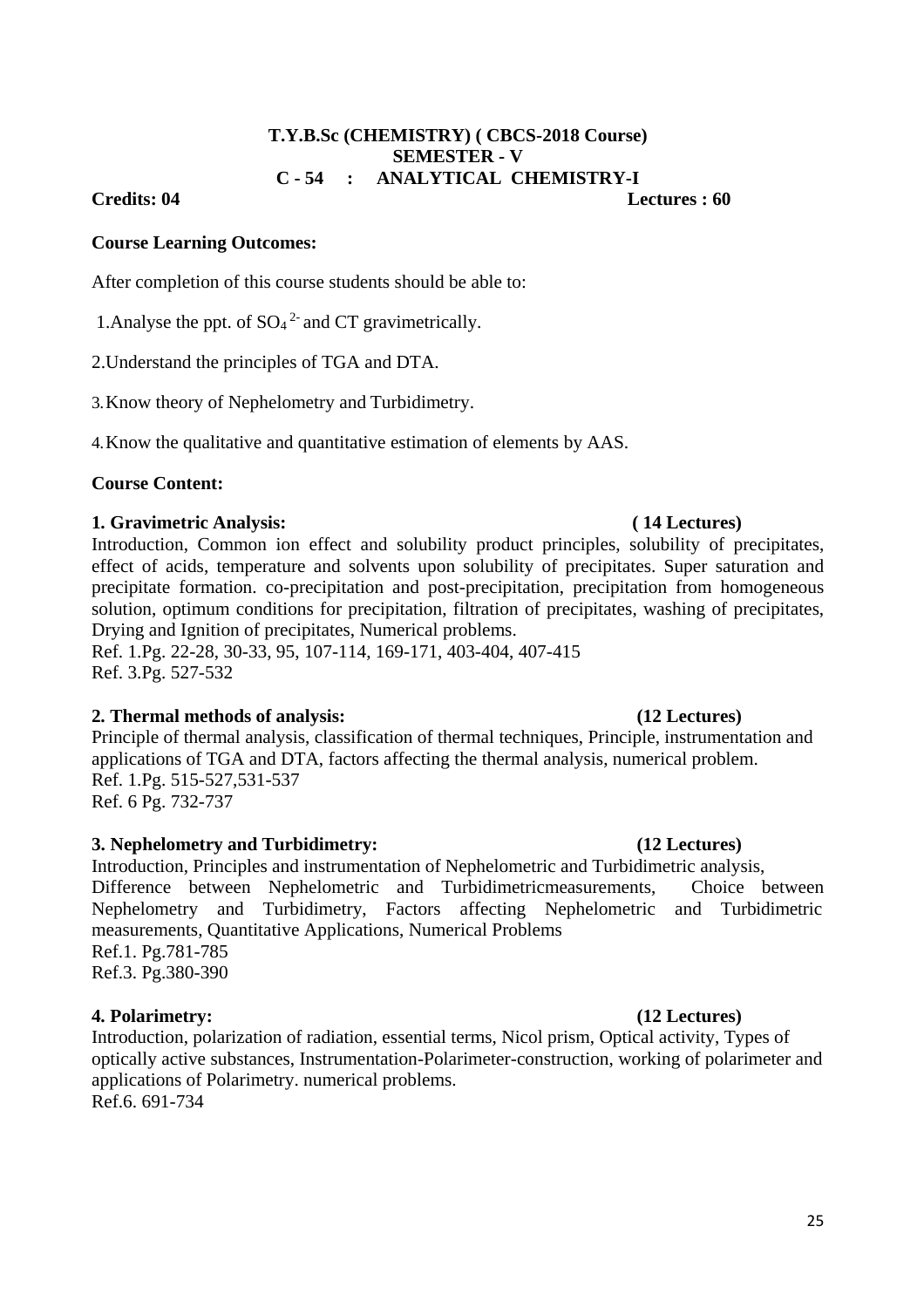**T.Y.B.Sc (CHEMISTRY) ( CBCS-2018 Course)**
**SEMESTER - V**
**C - 54 : ANALYTICAL CHEMISTRY-I**

**Credits: 04** **Lectures : 60**

**Course Learning Outcomes:**

After completion of this course students should be able to:

1. Analyse the ppt. of $SO_4^{2-}$ and CT gravimetrically.

2. Understand the principles of TGA and DTA.

3. Know theory of Nephelometry and Turbidimetry.

4. Know the qualitative and quantitative estimation of elements by AAS.

**Course Content:**

**1. Gravimetric Analysis:** **( 14 Lectures)**

Introduction, Common ion effect and solubility product principles, solubility of precipitates, effect of acids, temperature and solvents upon solubility of precipitates. Super saturation and precipitate formation. co-precipitation and post-precipitation, precipitation from homogeneous solution, optimum conditions for precipitation, filtration of precipitates, washing of precipitates, Drying and Ignition of precipitates, Numerical problems.
Ref. 1.Pg. 22-28, 30-33, 95, 107-114, 169-171, 403-404, 407-415
Ref. 3.Pg. 527-532

**2. Thermal methods of analysis:** **(12 Lectures)**

Principle of thermal analysis, classification of thermal techniques, Principle, instrumentation and applications of TGA and DTA, factors affecting the thermal analysis, numerical problem.
Ref. 1.Pg. 515-527,531-537
Ref. 6 Pg. 732-737

**3. Nephelometry and Turbidimetry:** **(12 Lectures)**

Introduction, Principles and instrumentation of Nephelometric and Turbidimetric analysis, Difference between Nephelometric and Turbidimetricmeasurements, Choice between Nephelometry and Turbidimetry, Factors affecting Nephelometric and Turbidimetric measurements, Quantitative Applications, Numerical Problems
Ref.1. Pg.781-785
Ref.3. Pg.380-390

**4. Polarimetry:** **(12 Lectures)**

Introduction, polarization of radiation, essential terms, Nicol prism, Optical activity, Types of optically active substances, Instrumentation-Polarimeter-construction, working of polarimeter and applications of Polarimetry. numerical problems.
Ref.6. 691-734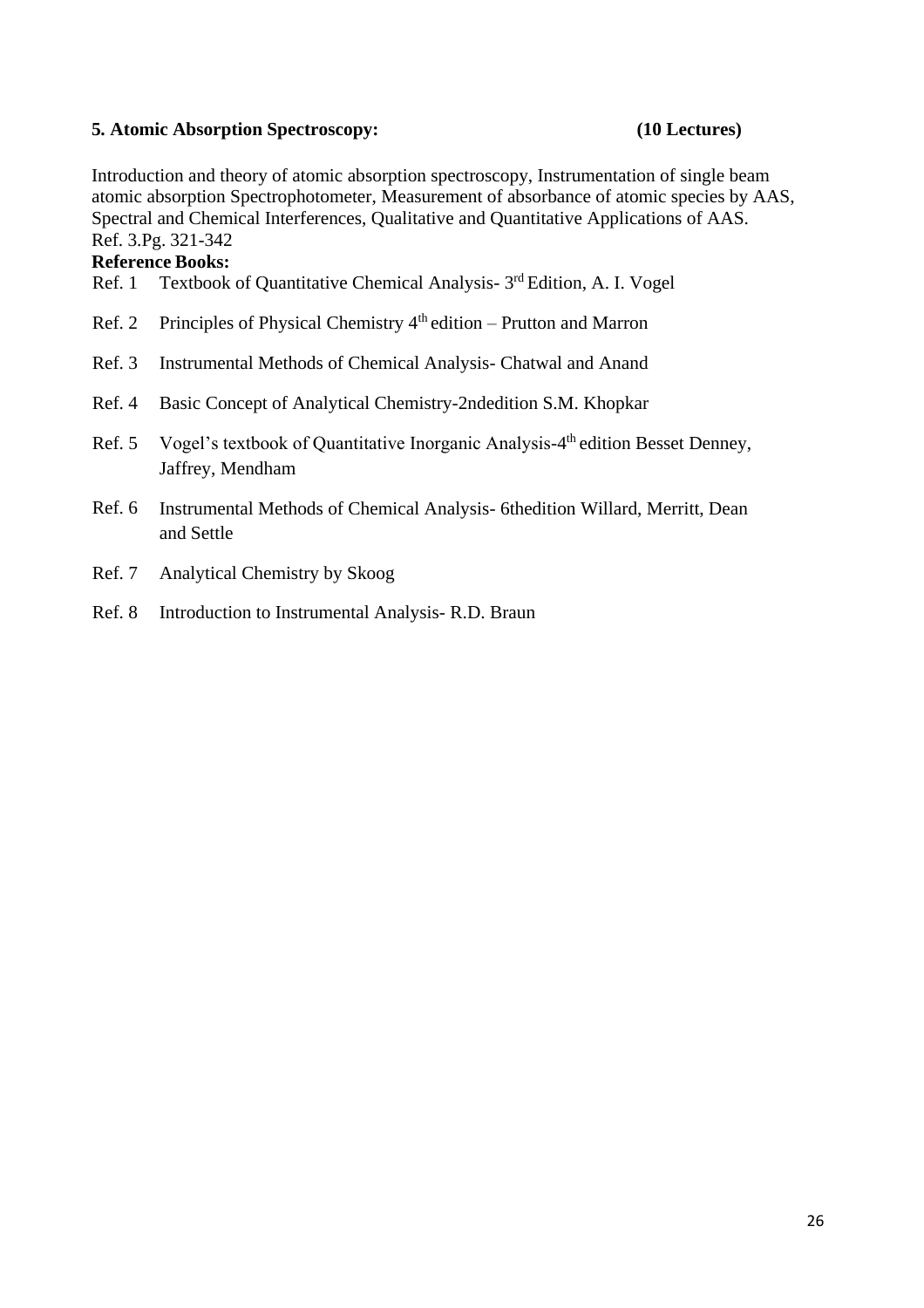**5. Atomic Absorption Spectroscopy: (10 Lectures)**

Introduction and theory of atomic absorption spectroscopy, Instrumentation of single beam atomic absorption Spectrophotometer, Measurement of absorbance of atomic species by AAS, Spectral and Chemical Interferences, Qualitative and Quantitative Applications of AAS.
Ref. 3.Pg. 321-342

**Reference Books:**

Ref. 1 Textbook of Quantitative Chemical Analysis- 3rd Edition, A. I. Vogel

Ref. 2 Principles of Physical Chemistry 4th edition – Prutton and Marron

Ref. 3 Instrumental Methods of Chemical Analysis- Chatwal and Anand

Ref. 4 Basic Concept of Analytical Chemistry-2ndedition S.M. Khopkar

Ref. 5 Vogel's textbook of Quantitative Inorganic Analysis-4th edition Besset Denney, Jaffrey, Mendham

Ref. 6 Instrumental Methods of Chemical Analysis- 6thedition Willard, Merritt, Dean and Settle

Ref. 7 Analytical Chemistry by Skoog

Ref. 8 Introduction to Instrumental Analysis- R.D. Braun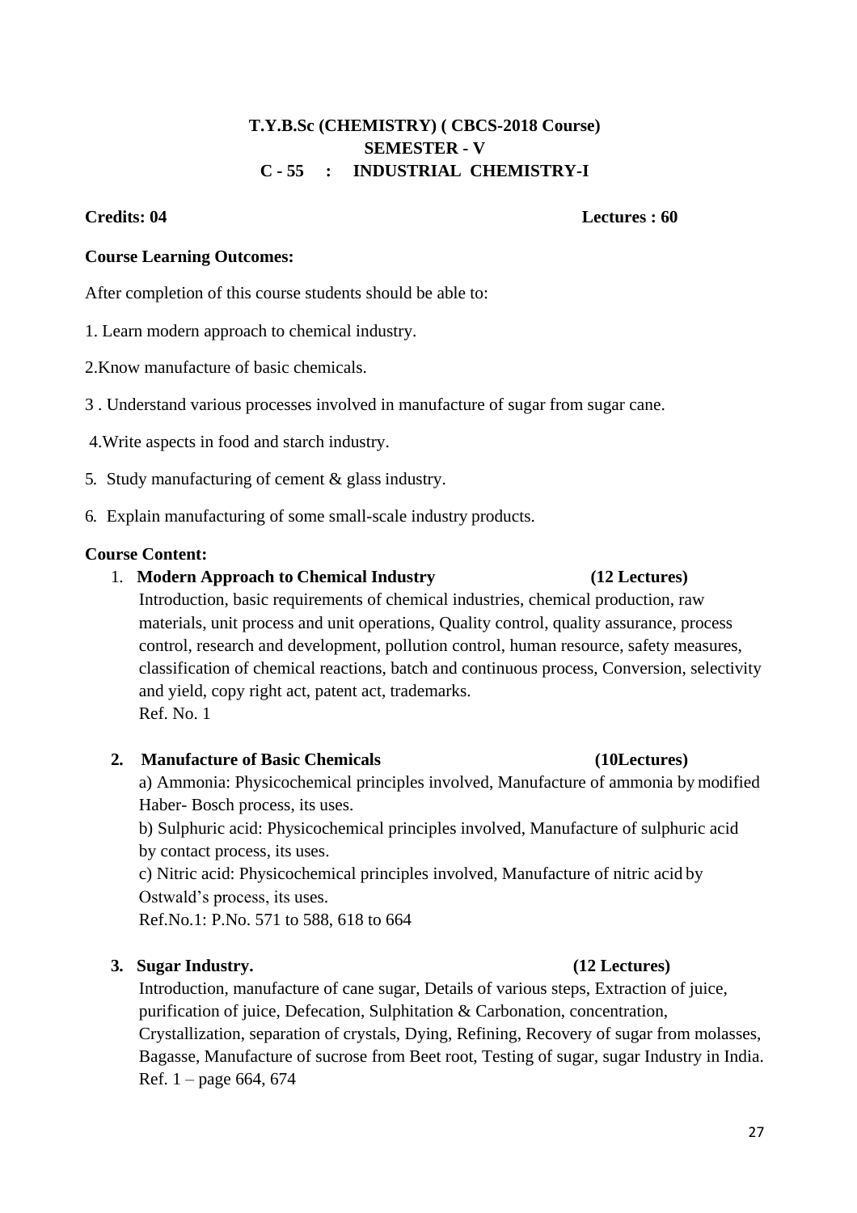**T.Y.B.Sc (CHEMISTRY) ( CBCS-2018 Course)**
**SEMESTER - V**
**C - 55 : INDUSTRIAL CHEMISTRY-I**

**Credits: 04** **Lectures : 60**

**Course Learning Outcomes:**

After completion of this course students should be able to:

1. Learn modern approach to chemical industry.

2.Know manufacture of basic chemicals.

3 . Understand various processes involved in manufacture of sugar from sugar cane.

4.Write aspects in food and starch industry.

5. Study manufacturing of cement & glass industry.

6. Explain manufacturing of some small-scale industry products.

**Course Content:**

1. **Modern Approach to Chemical Industry** **(12 Lectures)**
   Introduction, basic requirements of chemical industries, chemical production, raw materials, unit process and unit operations, Quality control, quality assurance, process control, research and development, pollution control, human resource, safety measures, classification of chemical reactions, batch and continuous process, Conversion, selectivity and yield, copy right act, patent act, trademarks.
   Ref. No. 1

2. **Manufacture of Basic Chemicals** **(10Lectures)**
   a) Ammonia: Physicochemical principles involved, Manufacture of ammonia by modified Haber- Bosch process, its uses.
   b) Sulphuric acid: Physicochemical principles involved, Manufacture of sulphuric acid by contact process, its uses.
   c) Nitric acid: Physicochemical principles involved, Manufacture of nitric acid by Ostwald's process, its uses.
   Ref.No.1: P.No. 571 to 588, 618 to 664

3. **Sugar Industry.** **(12 Lectures)**
   Introduction, manufacture of cane sugar, Details of various steps, Extraction of juice, purification of juice, Defecation, Sulphitation & Carbonation, concentration, Crystallization, separation of crystals, Dying, Refining, Recovery of sugar from molasses, Bagasse, Manufacture of sucrose from Beet root, Testing of sugar, sugar Industry in India.
   Ref. 1 – page 664, 674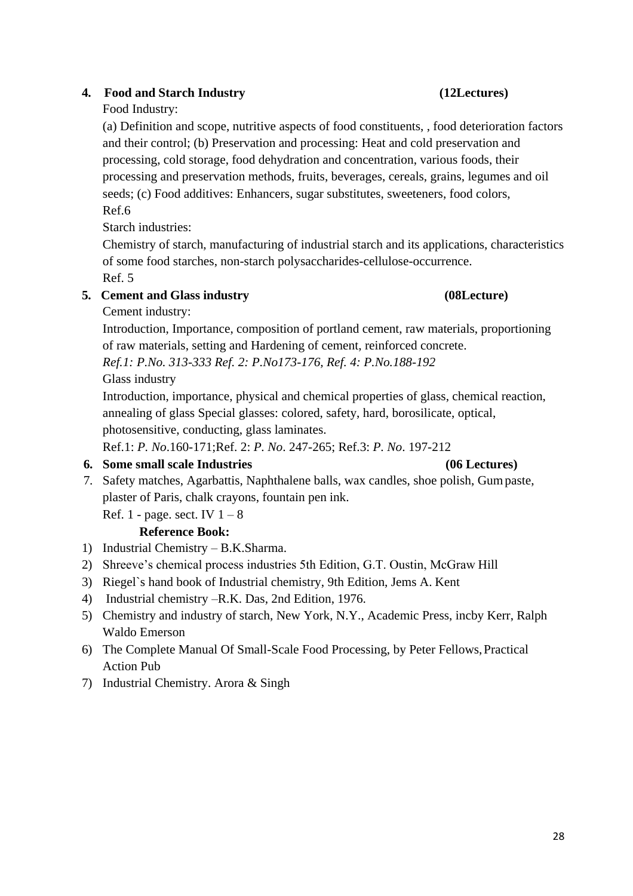**4. Food and Starch Industry (12Lectures)**

Food Industry:

(a) Definition and scope, nutritive aspects of food constituents, , food deterioration factors and their control; (b) Preservation and processing: Heat and cold preservation and processing, cold storage, food dehydration and concentration, various foods, their processing and preservation methods, fruits, beverages, cereals, grains, legumes and oil seeds; (c) Food additives: Enhancers, sugar substitutes, sweeteners, food colors,

Ref.6

Starch industries:

Chemistry of starch, manufacturing of industrial starch and its applications, characteristics of some food starches, non-starch polysaccharides-cellulose-occurrence.

Ref. 5

**5. Cement and Glass industry (08Lecture)**

Cement industry:

Introduction, Importance, composition of portland cement, raw materials, proportioning of raw materials, setting and Hardening of cement, reinforced concrete.

*Ref.1: P.No. 313-333 Ref. 2: P.No173-176, Ref. 4: P.No.188-192*

Glass industry

Introduction, importance, physical and chemical properties of glass, chemical reaction, annealing of glass Special glasses: colored, safety, hard, borosilicate, optical, photosensitive, conducting, glass laminates.

Ref.1: *P. No*.160-171;Ref. 2: *P. No*. 247-265; Ref.3: *P. No*. 197-212

**6. Some small scale Industries (06 Lectures)**

7. Safety matches, Agarbattis, Naphthalene balls, wax candles, shoe polish, Gum paste, plaster of Paris, chalk crayons, fountain pen ink.

   Ref. 1 - page. sect. IV 1 – 8

**Reference Book:**

1) Industrial Chemistry – B.K.Sharma.
2) Shreeve's chemical process industries 5th Edition, G.T. Oustin, McGraw Hill
3) Riegel`s hand book of Industrial chemistry, 9th Edition, Jems A. Kent
4) Industrial chemistry –R.K. Das, 2nd Edition, 1976.
5) Chemistry and industry of starch, New York, N.Y., Academic Press, incby Kerr, Ralph Waldo Emerson
6) The Complete Manual Of Small-Scale Food Processing, by Peter Fellows, Practical Action Pub
7) Industrial Chemistry. Arora & Singh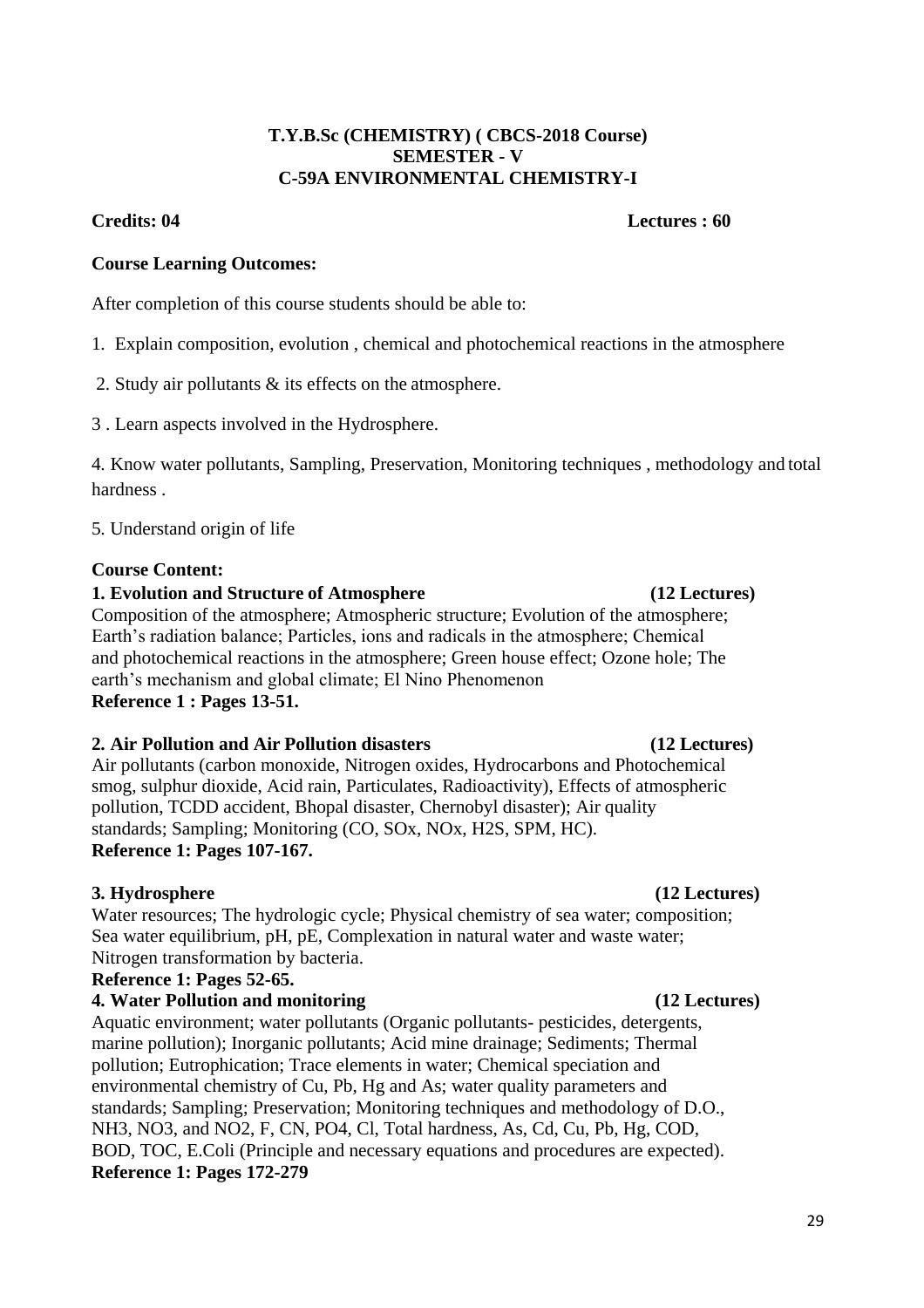**T.Y.B.Sc (CHEMISTRY) ( CBCS-2018 Course)**
**SEMESTER - V**
**C-59A ENVIRONMENTAL CHEMISTRY-I**

**Credits: 04** **Lectures : 60**

**Course Learning Outcomes:**

After completion of this course students should be able to:

1. Explain composition, evolution , chemical and photochemical reactions in the atmosphere

2. Study air pollutants & its effects on the atmosphere.

3 . Learn aspects involved in the Hydrosphere.

4. Know water pollutants, Sampling, Preservation, Monitoring techniques , methodology and total hardness .

5. Understand origin of life

**Course Content:**

**1. Evolution and Structure of Atmosphere (12 Lectures)**

Composition of the atmosphere; Atmospheric structure; Evolution of the atmosphere; Earth's radiation balance; Particles, ions and radicals in the atmosphere; Chemical and photochemical reactions in the atmosphere; Green house effect; Ozone hole; The earth's mechanism and global climate; El Nino Phenomenon

**Reference 1 : Pages 13-51.**

**2. Air Pollution and Air Pollution disasters (12 Lectures)**

Air pollutants (carbon monoxide, Nitrogen oxides, Hydrocarbons and Photochemical smog, sulphur dioxide, Acid rain, Particulates, Radioactivity), Effects of atmospheric pollution, TCDD accident, Bhopal disaster, Chernobyl disaster); Air quality standards; Sampling; Monitoring (CO, SOx, NOx, H2S, SPM, HC).

**Reference 1: Pages 107-167.**

**3. Hydrosphere (12 Lectures)**

Water resources; The hydrologic cycle; Physical chemistry of sea water; composition; Sea water equilibrium, pH, pE, Complexation in natural water and waste water; Nitrogen transformation by bacteria.

**Reference 1: Pages 52-65.**

**4. Water Pollution and monitoring (12 Lectures)**

Aquatic environment; water pollutants (Organic pollutants- pesticides, detergents, marine pollution); Inorganic pollutants; Acid mine drainage; Sediments; Thermal pollution; Eutrophication; Trace elements in water; Chemical speciation and environmental chemistry of Cu, Pb, Hg and As; water quality parameters and standards; Sampling; Preservation; Monitoring techniques and methodology of D.O., NH3, NO3, and NO2, F, CN, PO4, Cl, Total hardness, As, Cd, Cu, Pb, Hg, COD, BOD, TOC, E.Coli (Principle and necessary equations and procedures are expected).

**Reference 1: Pages 172-279**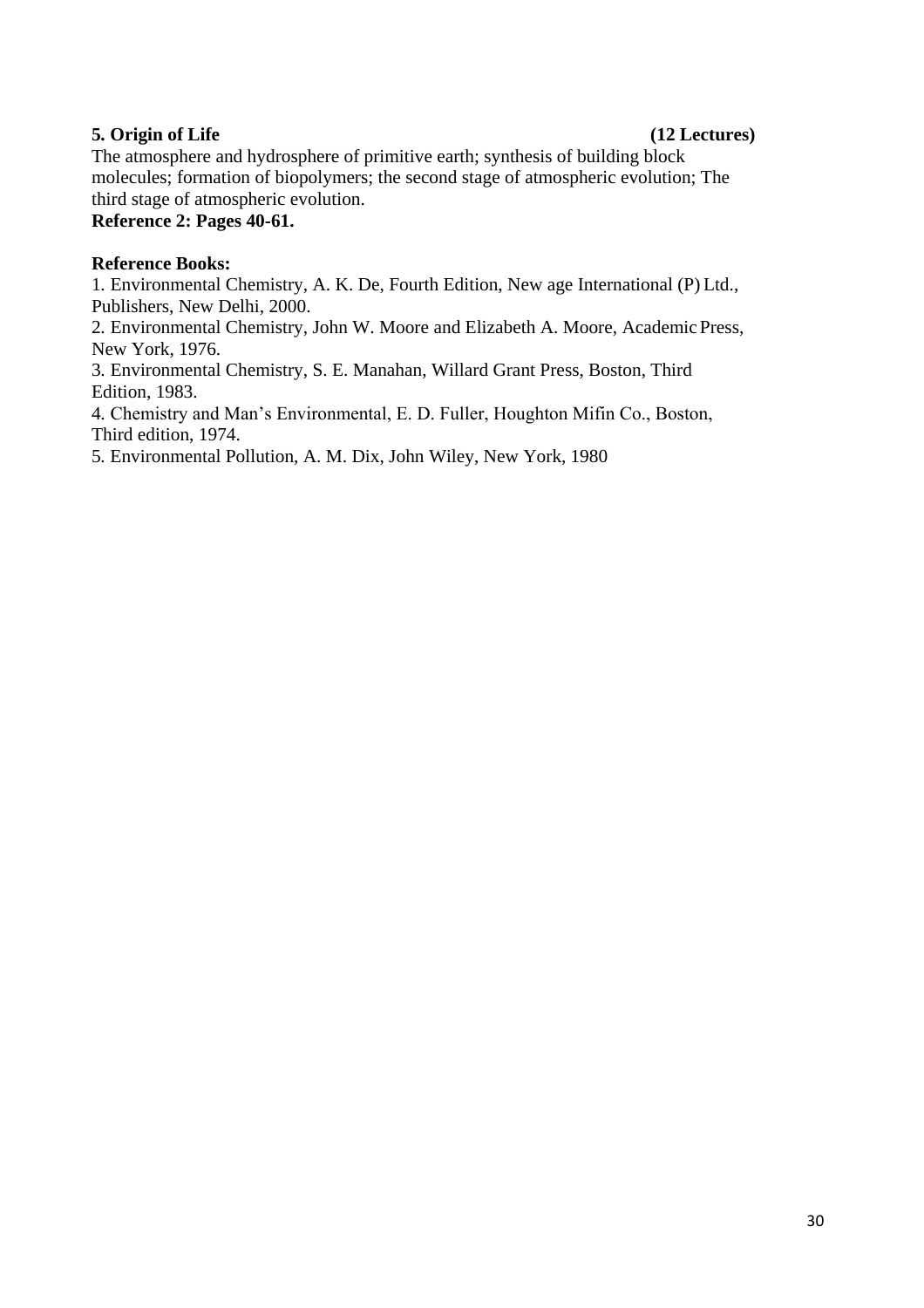**5. Origin of Life (12 Lectures)**

The atmosphere and hydrosphere of primitive earth; synthesis of building block molecules; formation of biopolymers; the second stage of atmospheric evolution; The third stage of atmospheric evolution.

**Reference 2: Pages 40-61.**

**Reference Books:**

1. Environmental Chemistry, A. K. De, Fourth Edition, New age International (P) Ltd., Publishers, New Delhi, 2000.
2. Environmental Chemistry, John W. Moore and Elizabeth A. Moore, Academic Press, New York, 1976.
3. Environmental Chemistry, S. E. Manahan, Willard Grant Press, Boston, Third Edition, 1983.
4. Chemistry and Man's Environmental, E. D. Fuller, Houghton Mifin Co., Boston, Third edition, 1974.
5. Environmental Pollution, A. M. Dix, John Wiley, New York, 1980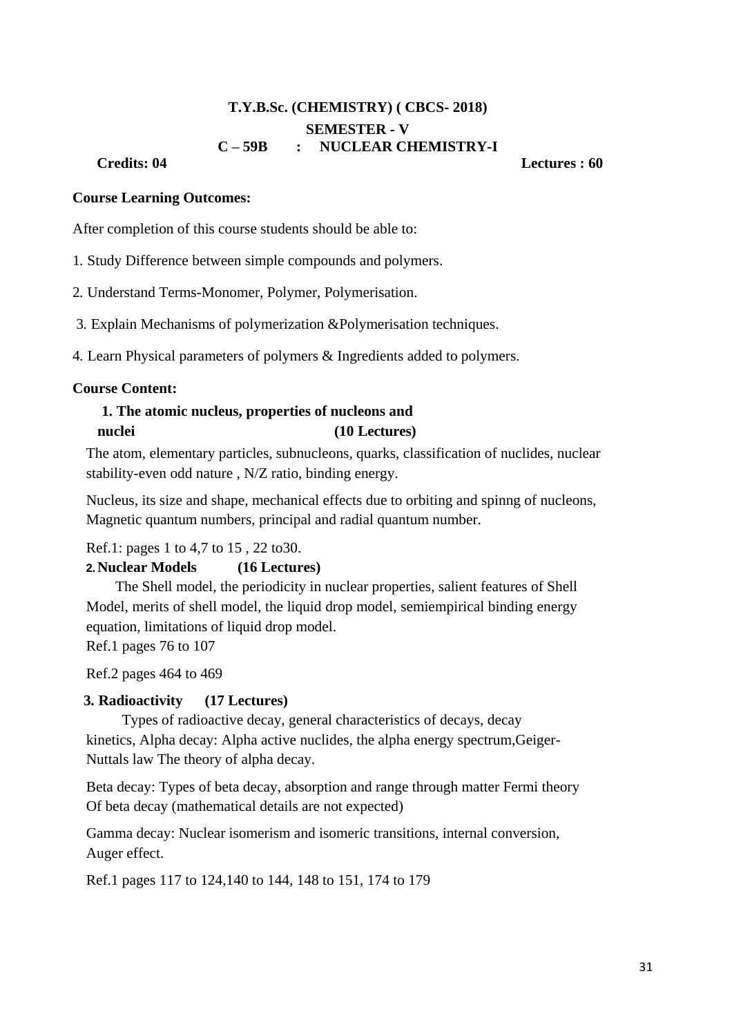**T.Y.B.Sc. (CHEMISTRY) ( CBCS- 2018)**

**SEMESTER - V**

**C – 59B : NUCLEAR CHEMISTRY-I**

**Credits: 04** **Lectures : 60**

**Course Learning Outcomes:**

After completion of this course students should be able to:

1. Study Difference between simple compounds and polymers.
2. Understand Terms-Monomer, Polymer, Polymerisation.
3. Explain Mechanisms of polymerization &Polymerisation techniques.
4. Learn Physical parameters of polymers & Ingredients added to polymers.

**Course Content:**

**1. The atomic nucleus, properties of nucleons and nuclei (10 Lectures)**

The atom, elementary particles, subnucleons, quarks, classification of nuclides, nuclear stability-even odd nature , N/Z ratio, binding energy.

Nucleus, its size and shape, mechanical effects due to orbiting and spinng of nucleons, Magnetic quantum numbers, principal and radial quantum number.

Ref.1: pages 1 to 4,7 to 15 , 22 to30.

**2. Nuclear Models (16 Lectures)**

The Shell model, the periodicity in nuclear properties, salient features of Shell Model, merits of shell model, the liquid drop model, semiempirical binding energy equation, limitations of liquid drop model.

Ref.1 pages 76 to 107

Ref.2 pages 464 to 469

**3. Radioactivity (17 Lectures)**

Types of radioactive decay, general characteristics of decays, decay kinetics, Alpha decay: Alpha active nuclides, the alpha energy spectrum,Geiger-Nuttals law The theory of alpha decay.

Beta decay: Types of beta decay, absorption and range through matter Fermi theory Of beta decay (mathematical details are not expected)

Gamma decay: Nuclear isomerism and isomeric transitions, internal conversion, Auger effect.

Ref.1 pages 117 to 124,140 to 144, 148 to 151, 174 to 179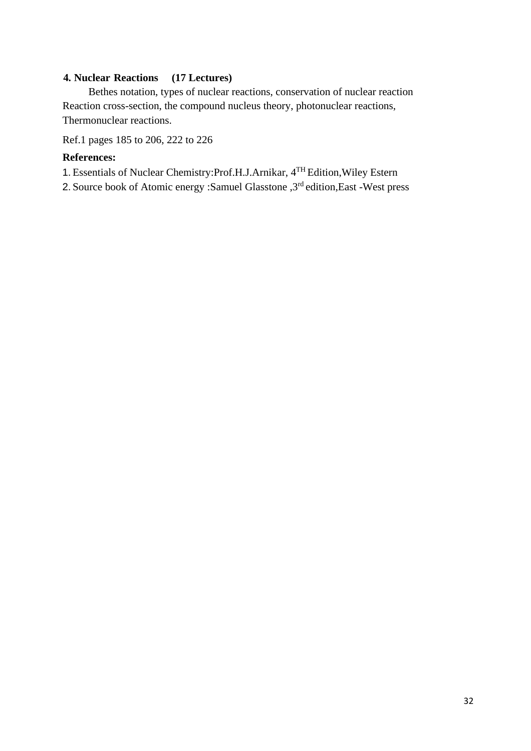### 4. Nuclear Reactions (17 Lectures)

Bethes notation, types of nuclear reactions, conservation of nuclear reaction Reaction cross-section, the compound nucleus theory, photonuclear reactions, Thermonuclear reactions.

Ref.1 pages 185 to 206, 222 to 226

**References:**

1. Essentials of Nuclear Chemistry:Prof.H.J.Arnikar, 4TH Edition,Wiley Estern
2. Source book of Atomic energy :Samuel Glasstone ,3rd edition,East -West press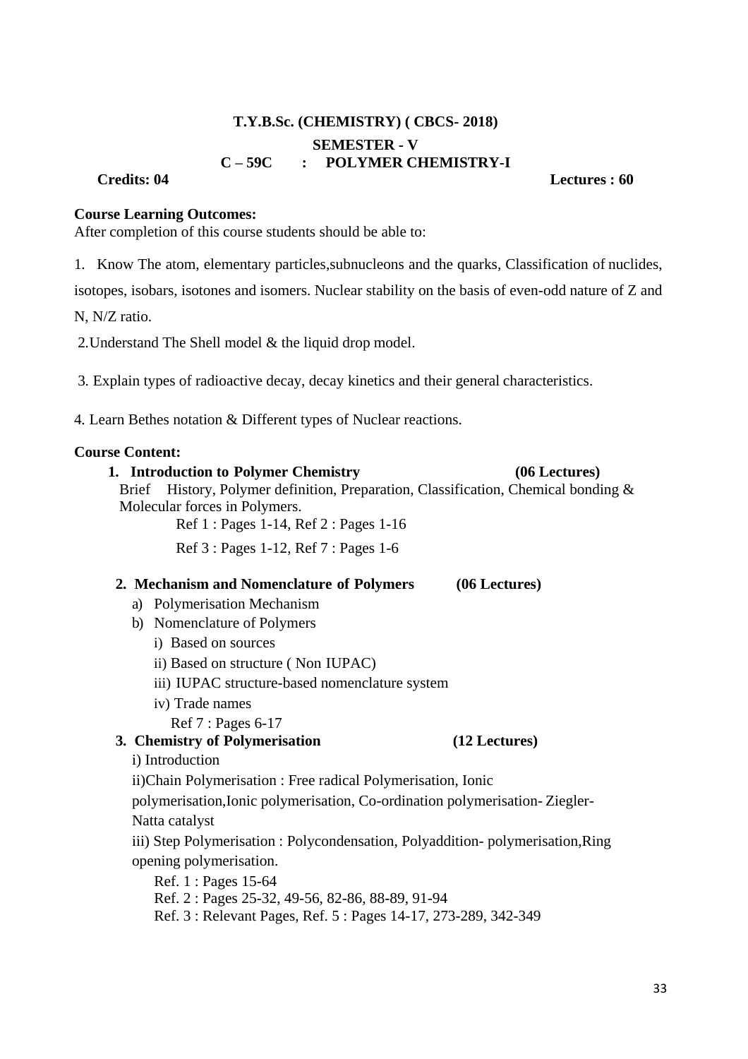**T.Y.B.Sc. (CHEMISTRY) ( CBCS- 2018)**

**SEMESTER - V**

**C – 59C : POLYMER CHEMISTRY-I**

**Credits: 04** **Lectures : 60**

**Course Learning Outcomes:**

After completion of this course students should be able to:

1. Know The atom, elementary particles,subnucleons and the quarks, Classification of nuclides, isotopes, isobars, isotones and isomers. Nuclear stability on the basis of even-odd nature of Z and N, N/Z ratio.

2. Understand The Shell model & the liquid drop model.

3. Explain types of radioactive decay, decay kinetics and their general characteristics.

4. Learn Bethes notation & Different types of Nuclear reactions.

**Course Content:**

1. **Introduction to Polymer Chemistry** **(06 Lectures)**

   Brief History, Polymer definition, Preparation, Classification, Chemical bonding & Molecular forces in Polymers.

   Ref 1 : Pages 1-14, Ref 2 : Pages 1-16

   Ref 3 : Pages 1-12, Ref 7 : Pages 1-6

2. **Mechanism and Nomenclature of Polymers** **(06 Lectures)**

   a) Polymerisation Mechanism

   b) Nomenclature of Polymers

      i) Based on sources

      ii) Based on structure ( Non IUPAC)

      iii) IUPAC structure-based nomenclature system

      iv) Trade names

      Ref 7 : Pages 6-17

3. **Chemistry of Polymerisation** **(12 Lectures)**

   i) Introduction

   ii)Chain Polymerisation : Free radical Polymerisation, Ionic polymerisation,Ionic polymerisation, Co-ordination polymerisation- Ziegler-Natta catalyst

   iii) Step Polymerisation : Polycondensation, Polyaddition- polymerisation,Ring opening polymerisation.

   Ref. 1 : Pages 15-64

   Ref. 2 : Pages 25-32, 49-56, 82-86, 88-89, 91-94

   Ref. 3 : Relevant Pages, Ref. 5 : Pages 14-17, 273-289, 342-349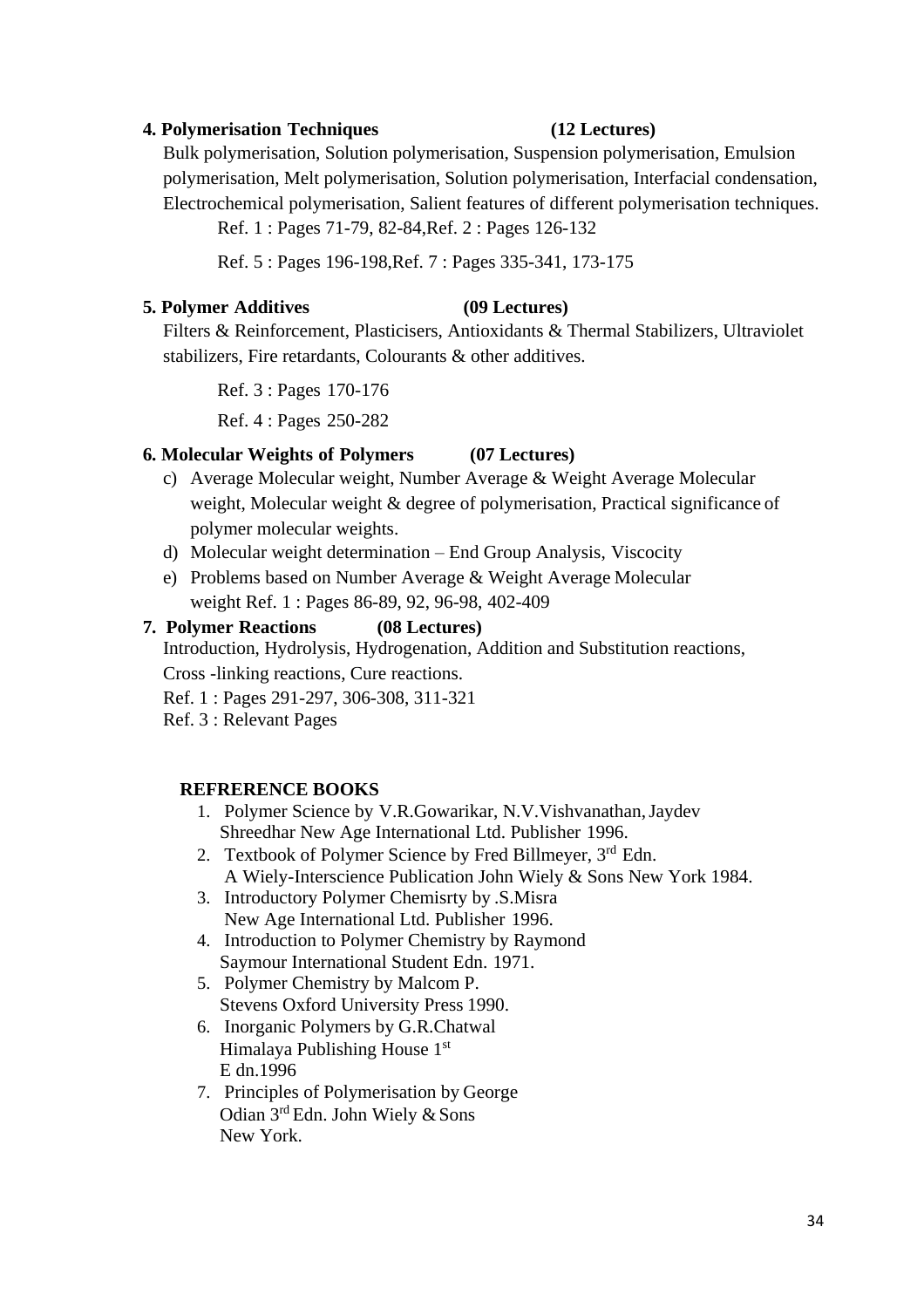**4. Polymerisation Techniques (12 Lectures)**

Bulk polymerisation, Solution polymerisation, Suspension polymerisation, Emulsion polymerisation, Melt polymerisation, Solution polymerisation, Interfacial condensation, Electrochemical polymerisation, Salient features of different polymerisation techniques.

Ref. 1 : Pages 71-79, 82-84,Ref. 2 : Pages 126-132

Ref. 5 : Pages 196-198,Ref. 7 : Pages 335-341, 173-175

**5. Polymer Additives (09 Lectures)**

Filters & Reinforcement, Plasticisers, Antioxidants & Thermal Stabilizers, Ultraviolet stabilizers, Fire retardants, Colourants & other additives.

Ref. 3 : Pages 170-176

Ref. 4 : Pages 250-282

**6. Molecular Weights of Polymers (07 Lectures)**

c) Average Molecular weight, Number Average & Weight Average Molecular weight, Molecular weight & degree of polymerisation, Practical significance of polymer molecular weights.

d) Molecular weight determination – End Group Analysis, Viscocity

e) Problems based on Number Average & Weight Average Molecular weight Ref. 1 : Pages 86-89, 92, 96-98, 402-409

**7. Polymer Reactions (08 Lectures)**

Introduction, Hydrolysis, Hydrogenation, Addition and Substitution reactions, Cross -linking reactions, Cure reactions.

Ref. 1 : Pages 291-297, 306-308, 311-321

Ref. 3 : Relevant Pages

**REFRERENCE BOOKS**

1. Polymer Science by V.R.Gowarikar, N.V.Vishvanathan, Jaydev Shreedhar New Age International Ltd. Publisher 1996.
2. Textbook of Polymer Science by Fred Billmeyer, 3rd Edn. A Wiely-Interscience Publication John Wiely & Sons New York 1984.
3. Introductory Polymer Chemisrty by .S.Misra New Age International Ltd. Publisher 1996.
4. Introduction to Polymer Chemistry by Raymond Saymour International Student Edn. 1971.
5. Polymer Chemistry by Malcom P. Stevens Oxford University Press 1990.
6. Inorganic Polymers by G.R.Chatwal Himalaya Publishing House 1st E dn.1996
7. Principles of Polymerisation by George Odian 3rd Edn. John Wiely & Sons New York.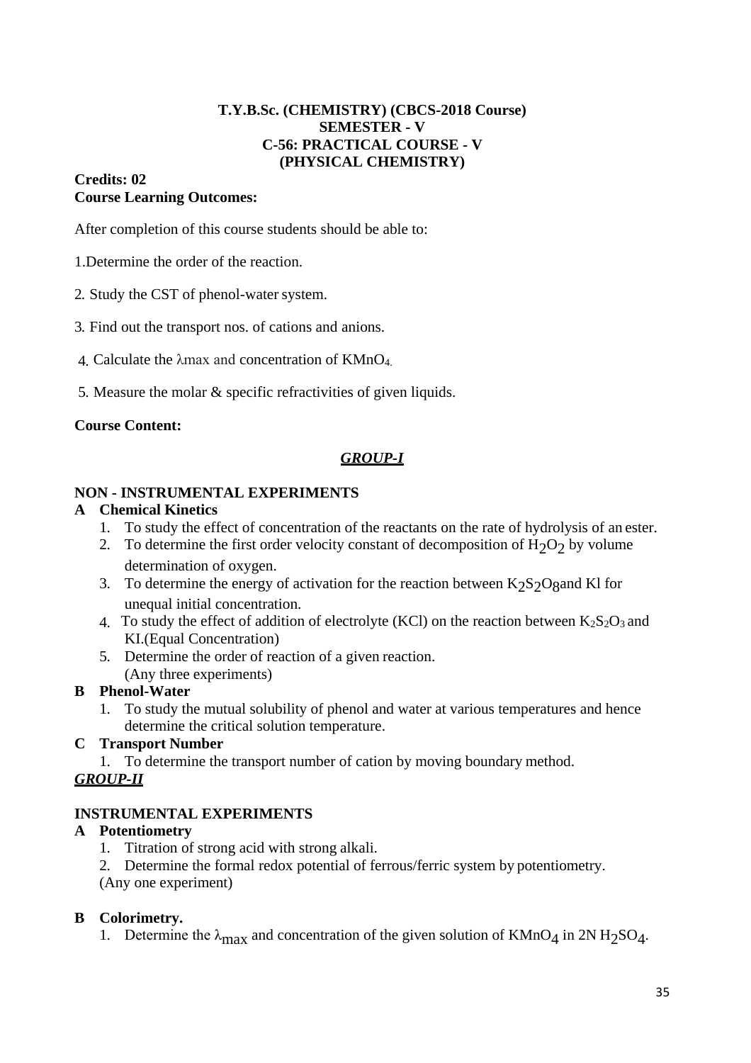**T.Y.B.Sc. (CHEMISTRY) (CBCS-2018 Course)**
**SEMESTER - V**
**C-56: PRACTICAL COURSE - V**
**(PHYSICAL CHEMISTRY)**

**Credits: 02**
**Course Learning Outcomes:**

After completion of this course students should be able to:

1.Determine the order of the reaction.

2. Study the CST of phenol-water system.

3. Find out the transport nos. of cations and anions.

4. Calculate the λmax and concentration of $KMnO_4$.

5. Measure the molar & specific refractivities of given liquids.

**Course Content:**

***GROUP-I***

**NON - INSTRUMENTAL EXPERIMENTS**

**A Chemical Kinetics**

1. To study the effect of concentration of the reactants on the rate of hydrolysis of an ester.
2. To determine the first order velocity constant of decomposition of $H_2O_2$ by volume determination of oxygen.
3. To determine the energy of activation for the reaction between $K_2S_2O_8$and Kl for unequal initial concentration.
4. To study the effect of addition of electrolyte (KCl) on the reaction between $K_2S_2O_3$ and KI.(Equal Concentration)
5. Determine the order of reaction of a given reaction.
   (Any three experiments)

**B Phenol-Water**

1. To study the mutual solubility of phenol and water at various temperatures and hence determine the critical solution temperature.

**C Transport Number**

1. To determine the transport number of cation by moving boundary method.

***GROUP-II***

**INSTRUMENTAL EXPERIMENTS**

**A Potentiometry**

1. Titration of strong acid with strong alkali.
2. Determine the formal redox potential of ferrous/ferric system by potentiometry.

(Any one experiment)

**B Colorimetry.**

1. Determine the $\lambda_{max}$ and concentration of the given solution of $KMnO_4$ in 2N $H_2SO_4$.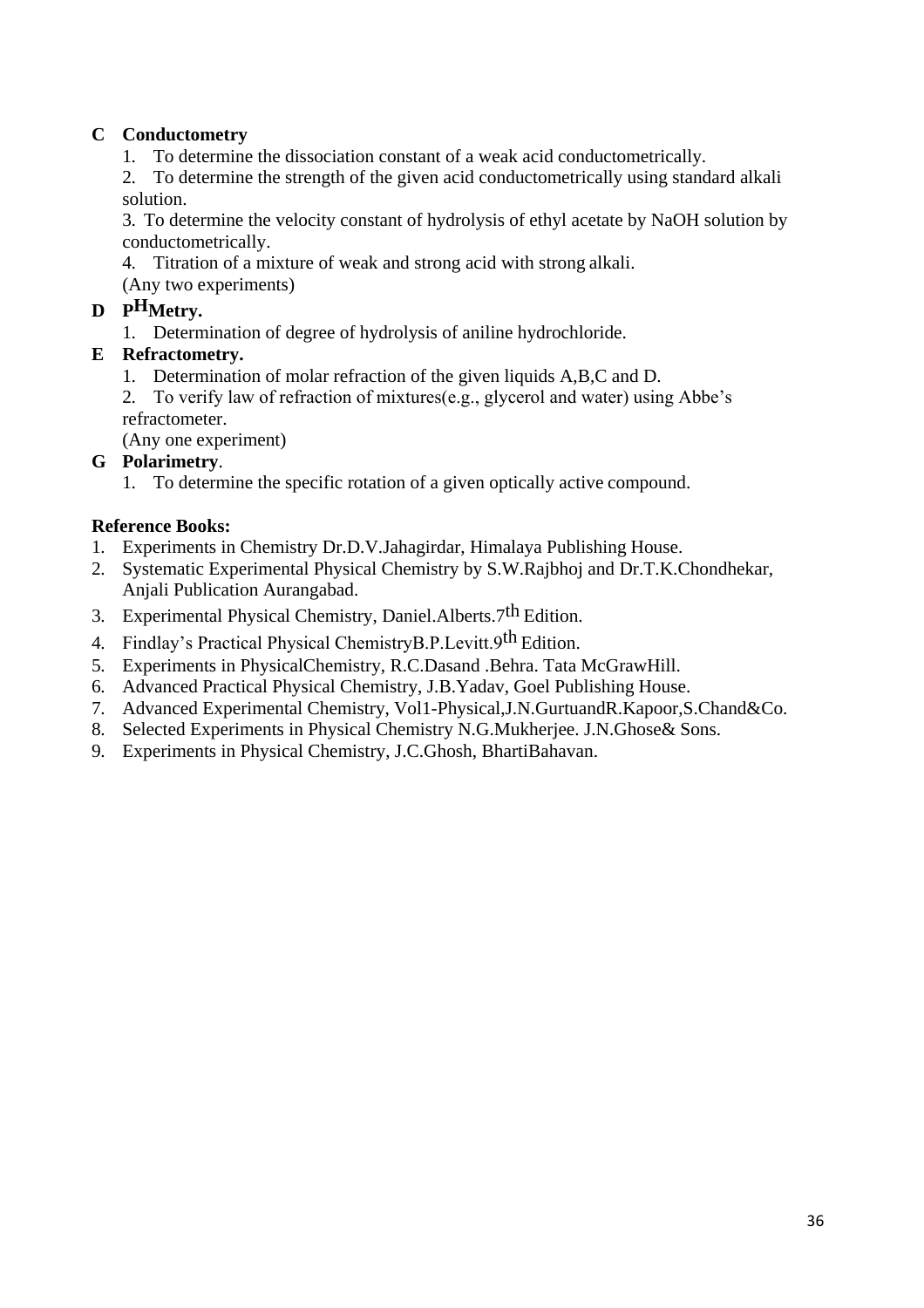**C Conductometry**

1. To determine the dissociation constant of a weak acid conductometrically.
2. To determine the strength of the given acid conductometrically using standard alkali solution.
3. To determine the velocity constant of hydrolysis of ethyl acetate by NaOH solution by conductometrically.
4. Titration of a mixture of weak and strong acid with strong alkali.

(Any two experiments)

**D P$^{H}$Metry.**

1. Determination of degree of hydrolysis of aniline hydrochloride.

**E Refractometry.**

1. Determination of molar refraction of the given liquids A,B,C and D.
2. To verify law of refraction of mixtures(e.g., glycerol and water) using Abbe's refractometer.

(Any one experiment)

**G Polarimetry**.

1. To determine the specific rotation of a given optically active compound.

**Reference Books:**

1. Experiments in Chemistry Dr.D.V.Jahagirdar, Himalaya Publishing House.
2. Systematic Experimental Physical Chemistry by S.W.Rajbhoj and Dr.T.K.Chondhekar, Anjali Publication Aurangabad.
3. Experimental Physical Chemistry, Daniel.Alberts.7$^{th}$ Edition.
4. Findlay's Practical Physical ChemistryB.P.Levitt.9$^{th}$ Edition.
5. Experiments in PhysicalChemistry, R.C.Dasand .Behra. Tata McGrawHill.
6. Advanced Practical Physical Chemistry, J.B.Yadav, Goel Publishing House.
7. Advanced Experimental Chemistry, Vol1-Physical,J.N.GurtuandR.Kapoor,S.Chand&Co.
8. Selected Experiments in Physical Chemistry N.G.Mukherjee. J.N.Ghose& Sons.
9. Experiments in Physical Chemistry, J.C.Ghosh, BhartiBahavan.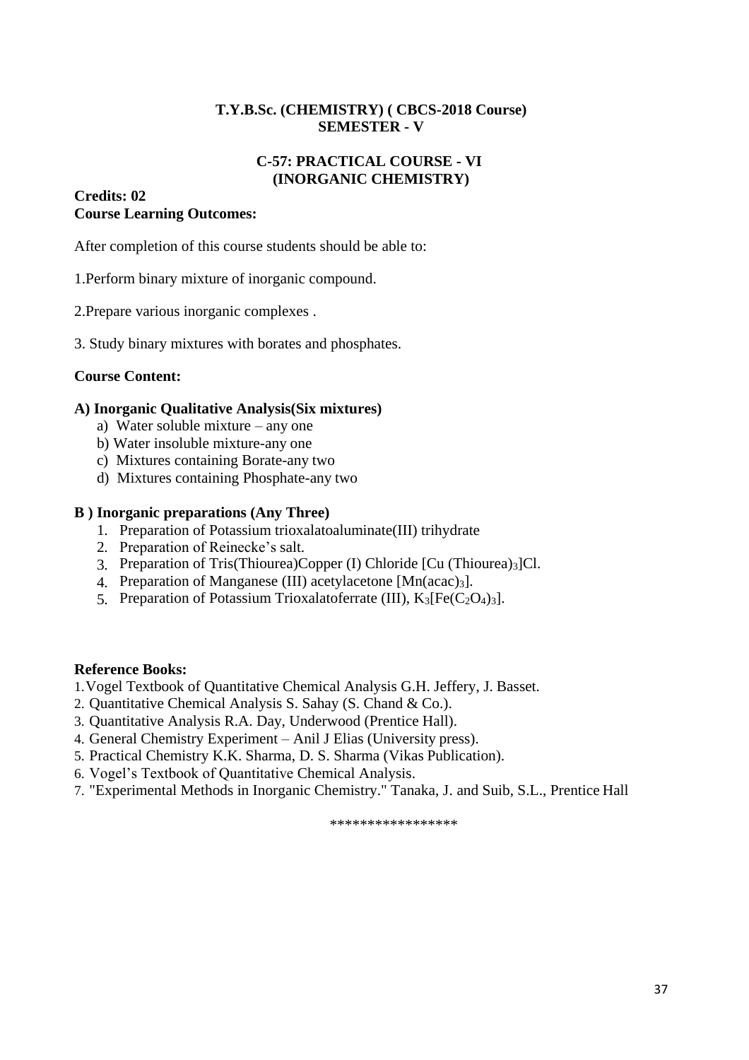**T.Y.B.Sc. (CHEMISTRY) ( CBCS-2018 Course)**
**SEMESTER - V**

**C-57: PRACTICAL COURSE - VI**
**(INORGANIC CHEMISTRY)**

**Credits: 02**
**Course Learning Outcomes:**

After completion of this course students should be able to:

1.Perform binary mixture of inorganic compound.

2.Prepare various inorganic complexes .

3. Study binary mixtures with borates and phosphates.

**Course Content:**

**A) Inorganic Qualitative Analysis(Six mixtures)**

a) Water soluble mixture – any one
b) Water insoluble mixture-any one
c) Mixtures containing Borate-any two
d) Mixtures containing Phosphate-any two

**B ) Inorganic preparations (Any Three)**

1. Preparation of Potassium trioxalatoaluminate(III) trihydrate
2. Preparation of Reinecke's salt.
3. Preparation of Tris(Thiourea)Copper (I) Chloride $[Cu(Thiourea)_3]Cl$.
4. Preparation of Manganese (III) acetylacetone $[Mn(acac)_3]$.
5. Preparation of Potassium Trioxalatoferrate (III), $K_3[Fe(C_2O_4)_3]$.

**Reference Books:**

1. Vogel Textbook of Quantitative Chemical Analysis G.H. Jeffery, J. Basset.
2. Quantitative Chemical Analysis S. Sahay (S. Chand & Co.).
3. Quantitative Analysis R.A. Day, Underwood (Prentice Hall).
4. General Chemistry Experiment – Anil J Elias (University press).
5. Practical Chemistry K.K. Sharma, D. S. Sharma (Vikas Publication).
6. Vogel's Textbook of Quantitative Chemical Analysis.
7. "Experimental Methods in Inorganic Chemistry." Tanaka, J. and Suib, S.L., Prentice Hall

\*\*\*\*\*\*\*\*\*\*\*\*\*\*\*\*\*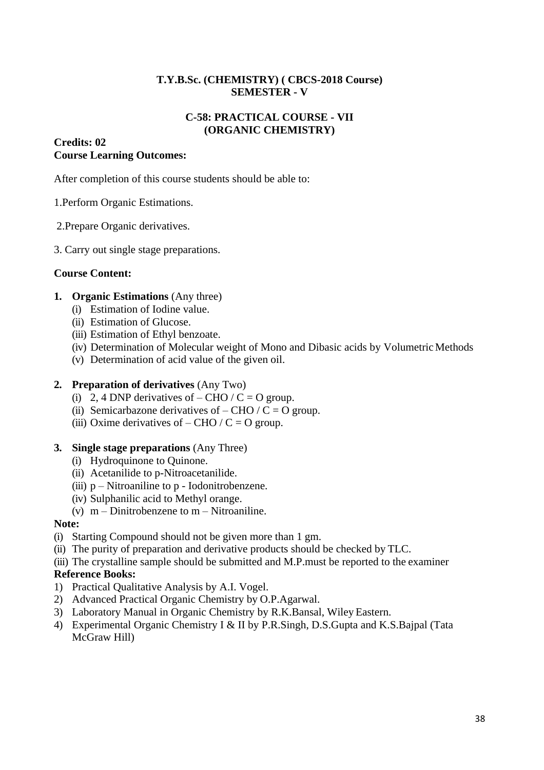**T.Y.B.Sc. (CHEMISTRY) ( CBCS-2018 Course)**
**SEMESTER - V**

**C-58: PRACTICAL COURSE - VII**
**(ORGANIC CHEMISTRY)**

**Credits: 02**
**Course Learning Outcomes:**

After completion of this course students should be able to:

1.Perform Organic Estimations.

2.Prepare Organic derivatives.

3. Carry out single stage preparations.

**Course Content:**

1. **Organic Estimations** (Any three)
   - (i) Estimation of Iodine value.
   - (ii) Estimation of Glucose.
   - (iii) Estimation of Ethyl benzoate.
   - (iv) Determination of Molecular weight of Mono and Dibasic acids by Volumetric Methods
   - (v) Determination of acid value of the given oil.

2. **Preparation of derivatives** (Any Two)
   - (i) 2, 4 DNP derivatives of – CHO / C = O group.
   - (ii) Semicarbazone derivatives of – CHO / C = O group.
   - (iii) Oxime derivatives of – CHO / C = O group.

3. **Single stage preparations** (Any Three)
   - (i) Hydroquinone to Quinone.
   - (ii) Acetanilide to p-Nitroacetanilide.
   - (iii) p – Nitroaniline to p - Iodonitrobenzene.
   - (iv) Sulphanilic acid to Methyl orange.
   - (v) m – Dinitrobenzene to m – Nitroaniline.

**Note:**
- (i) Starting Compound should not be given more than 1 gm.
- (ii) The purity of preparation and derivative products should be checked by TLC.
- (iii) The crystalline sample should be submitted and M.P.must be reported to the examiner

**Reference Books:**
1) Practical Qualitative Analysis by A.I. Vogel.
2) Advanced Practical Organic Chemistry by O.P.Agarwal.
3) Laboratory Manual in Organic Chemistry by R.K.Bansal, Wiley Eastern.
4) Experimental Organic Chemistry I & II by P.R.Singh, D.S.Gupta and K.S.Bajpal (Tata McGraw Hill)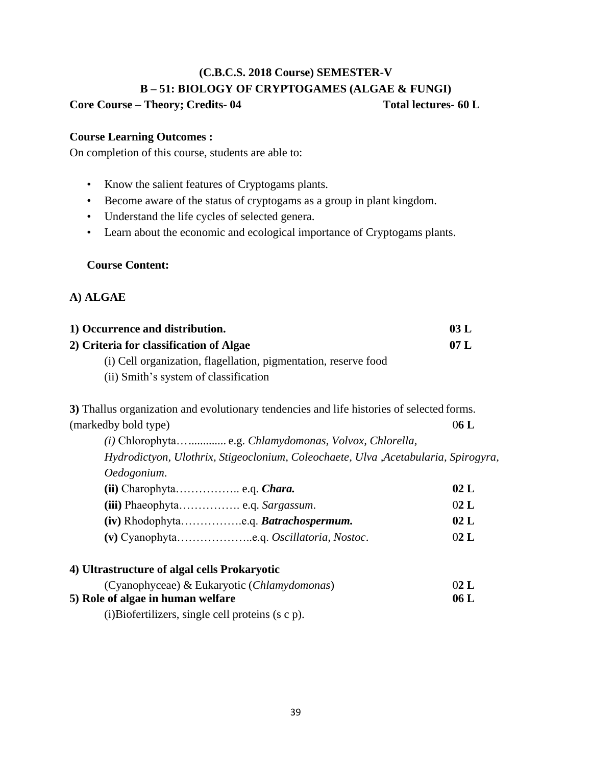# (C.B.C.S. 2018 Course) SEMESTER-V

## B – 51: BIOLOGY OF CRYPTOGAMES (ALGAE & FUNGI)

**Core Course – Theory; Credits- 04** **Total lectures- 60 L**

**Course Learning Outcomes :**

On completion of this course, students are able to:

- Know the salient features of Cryptogams plants.
- Become aware of the status of cryptogams as a group in plant kingdom.
- Understand the life cycles of selected genera.
- Learn about the economic and ecological importance of Cryptogams plants.

**Course Content:**

**A) ALGAE**

**1) Occurrence and distribution.** **03 L**

**2) Criteria for classification of Algae** **07 L**

(i) Cell organization, flagellation, pigmentation, reserve food

(ii) Smith's system of classification

**3)** Thallus organization and evolutionary tendencies and life histories of selected forms. (markedby bold type) 0**6 L**

*(i)* Chlorophyta…............ e.g. *Chlamydomonas, Volvox, Chlorella, Hydrodictyon, Ulothrix, Stigeoclonium, Coleochaete, Ulva ,Acetabularia, Spirogyra, Oedogonium.*

**(ii)** Charophyta…………….. e.q. ***Chara.*** **02 L**

**(iii)** Phaeophyta……………. e.q. *Sargassum*. 0**2 L**

**(iv)** Rhodophyta…………….e.q. ***Batrachospermum.*** **02 L**

**(v)** Cyanophyta………………..e.q. *Oscillatoria, Nostoc*. 0**2 L**

**4) Ultrastructure of algal cells Prokaryotic**

(Cyanophyceae) & Eukaryotic (*Chlamydomonas*) 0**2 L**

**5) Role of algae in human welfare** **06 L**

(i)Biofertilizers, single cell proteins (s c p).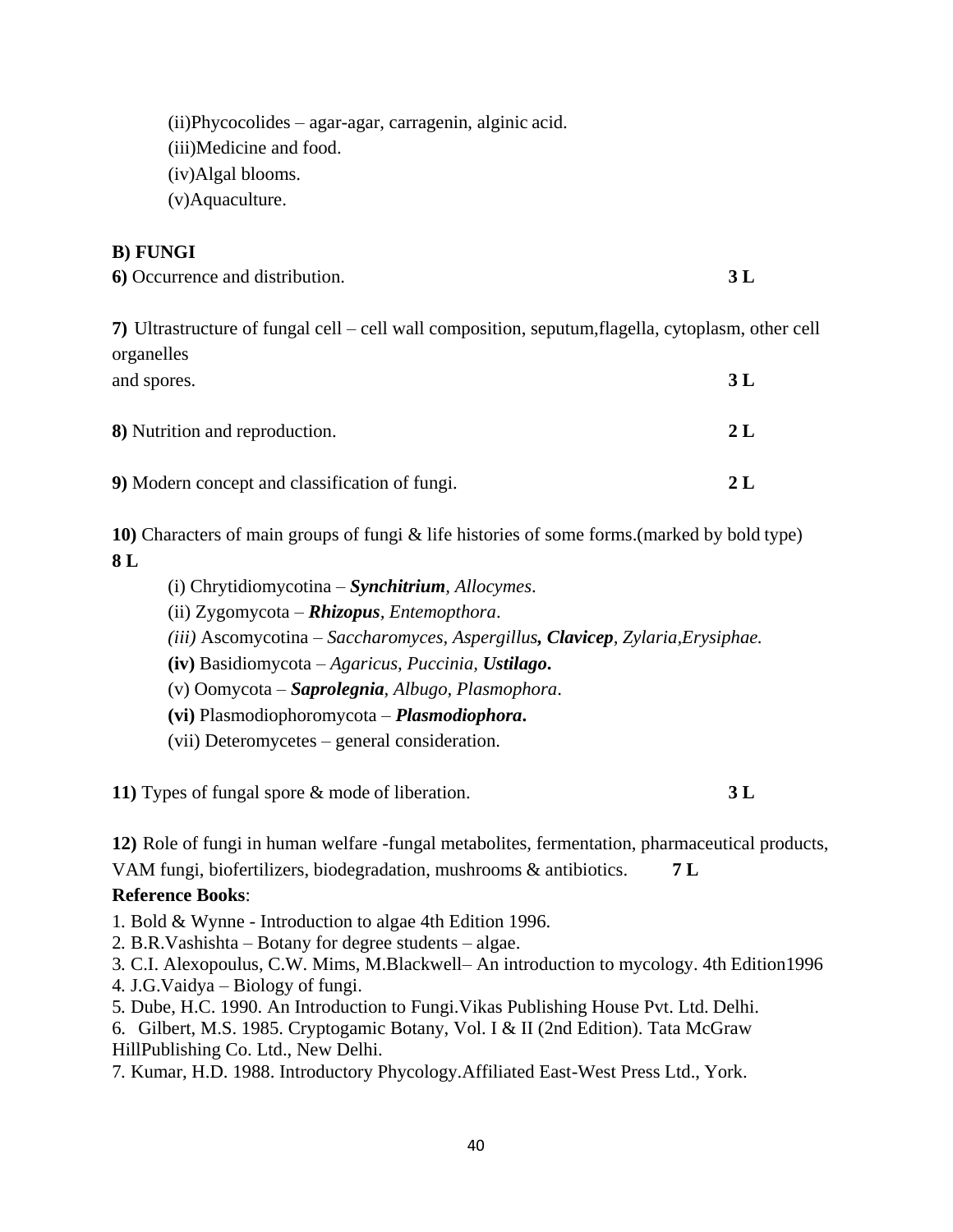(ii)Phycocolides – agar-agar, carragenin, alginic acid.
(iii)Medicine and food.
(iv)Algal blooms.
(v)Aquaculture.

**B) FUNGI**

**6)** Occurrence and distribution. **3 L**

**7)** Ultrastructure of fungal cell – cell wall composition, seputum,flagella, cytoplasm, other cell organelles
and spores. **3 L**

**8)** Nutrition and reproduction. **2 L**

**9)** Modern concept and classification of fungi. **2 L**

**10)** Characters of main groups of fungi & life histories of some forms.(marked by bold type)
**8 L**

(i) Chrytidiomycotina – ***Synchitrium***, *Allocymes*.
(ii) Zygomycota – ***Rhizopus***, *Entemopthora*.
*(iii)* Ascomycotina – *Saccharomyces, Aspergillus****, Clavicep****, Zylaria,Erysiphae.*
**(iv)** Basidiomycota – *Agaricus, Puccinia,* ***Ustilago*****.**
(v) Oomycota – ***Saprolegnia***, *Albugo*, *Plasmophora*.
**(vi)** Plasmodiophoromycota – ***Plasmodiophora*****.**
(vii) Deteromycetes – general consideration.

**11)** Types of fungal spore & mode of liberation. **3 L**

**12)** Role of fungi in human welfare -fungal metabolites, fermentation, pharmaceutical products, VAM fungi, biofertilizers, biodegradation, mushrooms & antibiotics. **7 L**

**Reference Books**:

1. Bold & Wynne - Introduction to algae 4th Edition 1996.
2. B.R.Vashishta – Botany for degree students – algae.
3. C.I. Alexopoulus, C.W. Mims, M.Blackwell– An introduction to mycology. 4th Edition1996
4. J.G.Vaidya – Biology of fungi.
5. Dube, H.C. 1990. An Introduction to Fungi.Vikas Publishing House Pvt. Ltd. Delhi.
6. Gilbert, M.S. 1985. Cryptogamic Botany, Vol. I & II (2nd Edition). Tata McGraw HillPublishing Co. Ltd., New Delhi.
7. Kumar, H.D. 1988. Introductory Phycology.Affiliated East-West Press Ltd., York.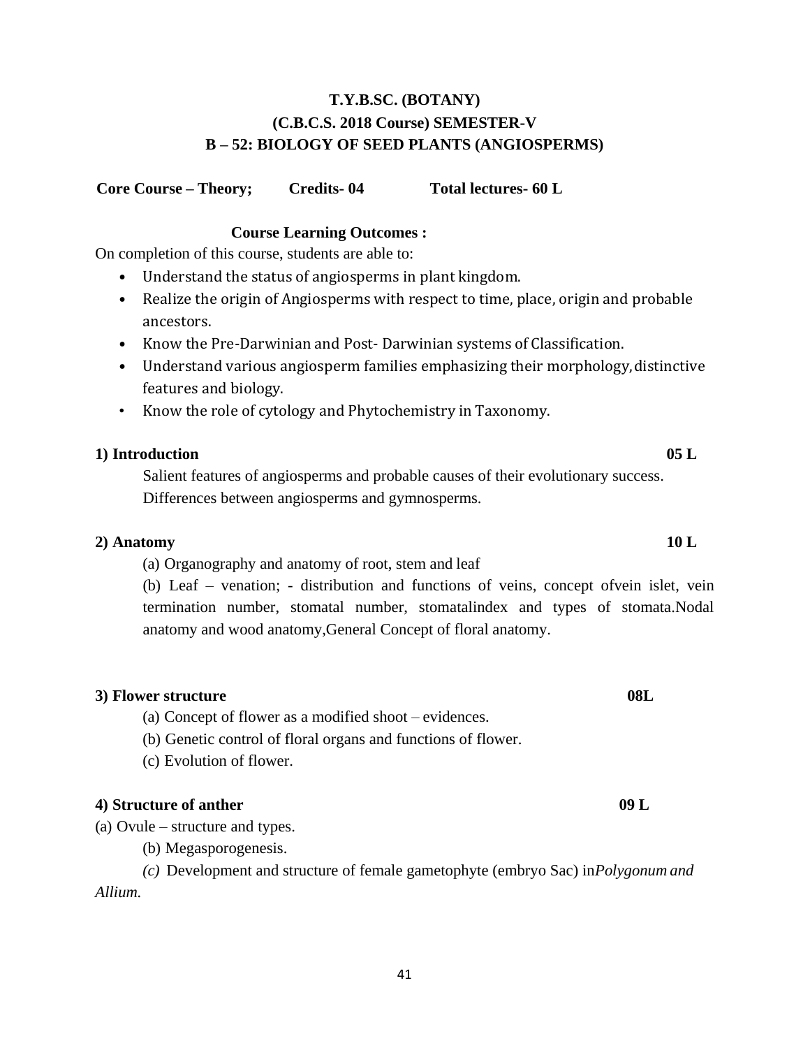# T.Y.B.SC. (BOTANY)
## (C.B.C.S. 2018 Course) SEMESTER-V
## B – 52: BIOLOGY OF SEED PLANTS (ANGIOSPERMS)

**Core Course – Theory; Credits- 04 Total lectures- 60 L**

**Course Learning Outcomes :**

On completion of this course, students are able to:

- Understand the status of angiosperms in plant kingdom.
- Realize the origin of Angiosperms with respect to time, place, origin and probable ancestors.
- Know the Pre-Darwinian and Post- Darwinian systems of Classification.
- Understand various angiosperm families emphasizing their morphology, distinctive features and biology.
- Know the role of cytology and Phytochemistry in Taxonomy.

**1) Introduction 05 L**

Salient features of angiosperms and probable causes of their evolutionary success. Differences between angiosperms and gymnosperms.

**2) Anatomy 10 L**

(a) Organography and anatomy of root, stem and leaf

(b) Leaf – venation; - distribution and functions of veins, concept ofvein islet, vein termination number, stomatal number, stomatalindex and types of stomata.Nodal anatomy and wood anatomy,General Concept of floral anatomy.

**3) Flower structure 08L**

(a) Concept of flower as a modified shoot – evidences.

(b) Genetic control of floral organs and functions of flower.

(c) Evolution of flower.

**4) Structure of anther 09 L**

(a) Ovule – structure and types.

(b) Megasporogenesis.

*(c)* Development and structure of female gametophyte (embryo Sac) in*Polygonum and Allium.*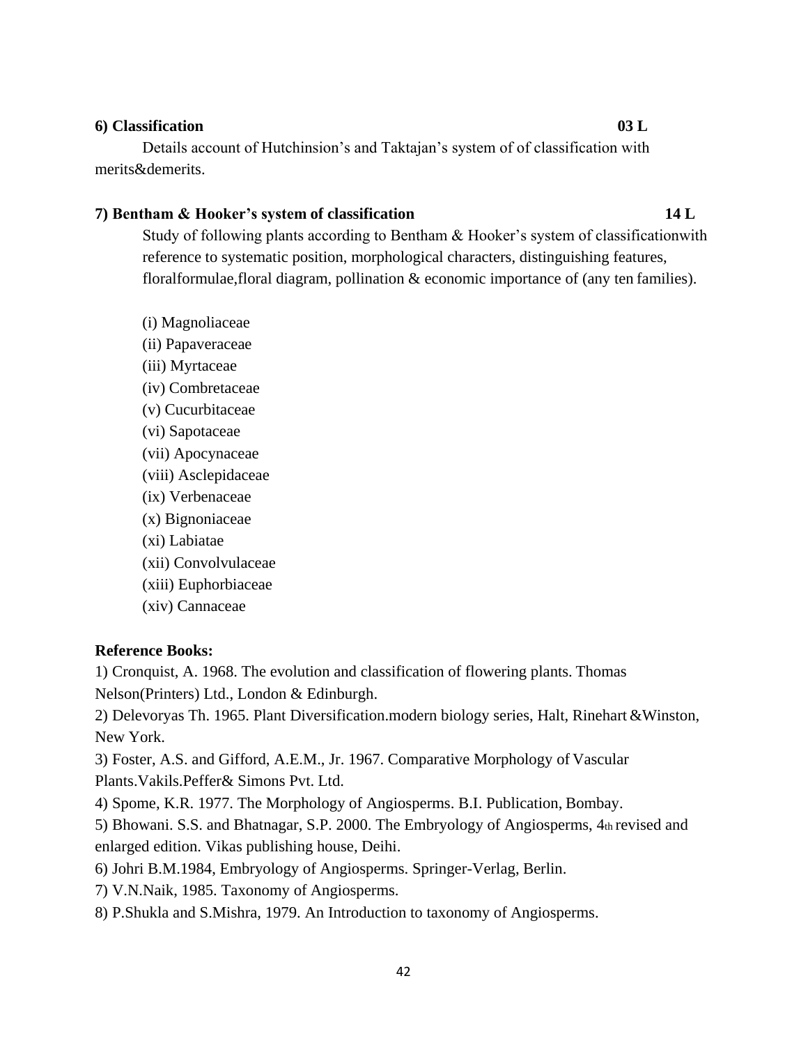**6) Classification 03 L**

Details account of Hutchinsion's and Taktajan's system of of classification with merits&demerits.

**7) Bentham & Hooker's system of classification 14 L**

Study of following plants according to Bentham & Hooker's system of classificationwith reference to systematic position, morphological characters, distinguishing features, floralformulae,floral diagram, pollination & economic importance of (any ten families).

(i) Magnoliaceae
(ii) Papaveraceae
(iii) Myrtaceae
(iv) Combretaceae
(v) Cucurbitaceae
(vi) Sapotaceae
(vii) Apocynaceae
(viii) Asclepidaceae
(ix) Verbenaceae
(x) Bignoniaceae
(xi) Labiatae
(xii) Convolvulaceae
(xiii) Euphorbiaceae
(xiv) Cannaceae

**Reference Books:**

1) Cronquist, A. 1968. The evolution and classification of flowering plants. Thomas Nelson(Printers) Ltd., London & Edinburgh.
2) Delevoryas Th. 1965. Plant Diversification.modern biology series, Halt, Rinehart &Winston, New York.
3) Foster, A.S. and Gifford, A.E.M., Jr. 1967. Comparative Morphology of Vascular Plants.Vakils.Peffer& Simons Pvt. Ltd.
4) Spome, K.R. 1977. The Morphology of Angiosperms. B.I. Publication, Bombay.
5) Bhowani. S.S. and Bhatnagar, S.P. 2000. The Embryology of Angiosperms, 4th revised and enlarged edition. Vikas publishing house, Deihi.
6) Johri B.M.1984, Embryology of Angiosperms. Springer-Verlag, Berlin.
7) V.N.Naik, 1985. Taxonomy of Angiosperms.
8) P.Shukla and S.Mishra, 1979. An Introduction to taxonomy of Angiosperms.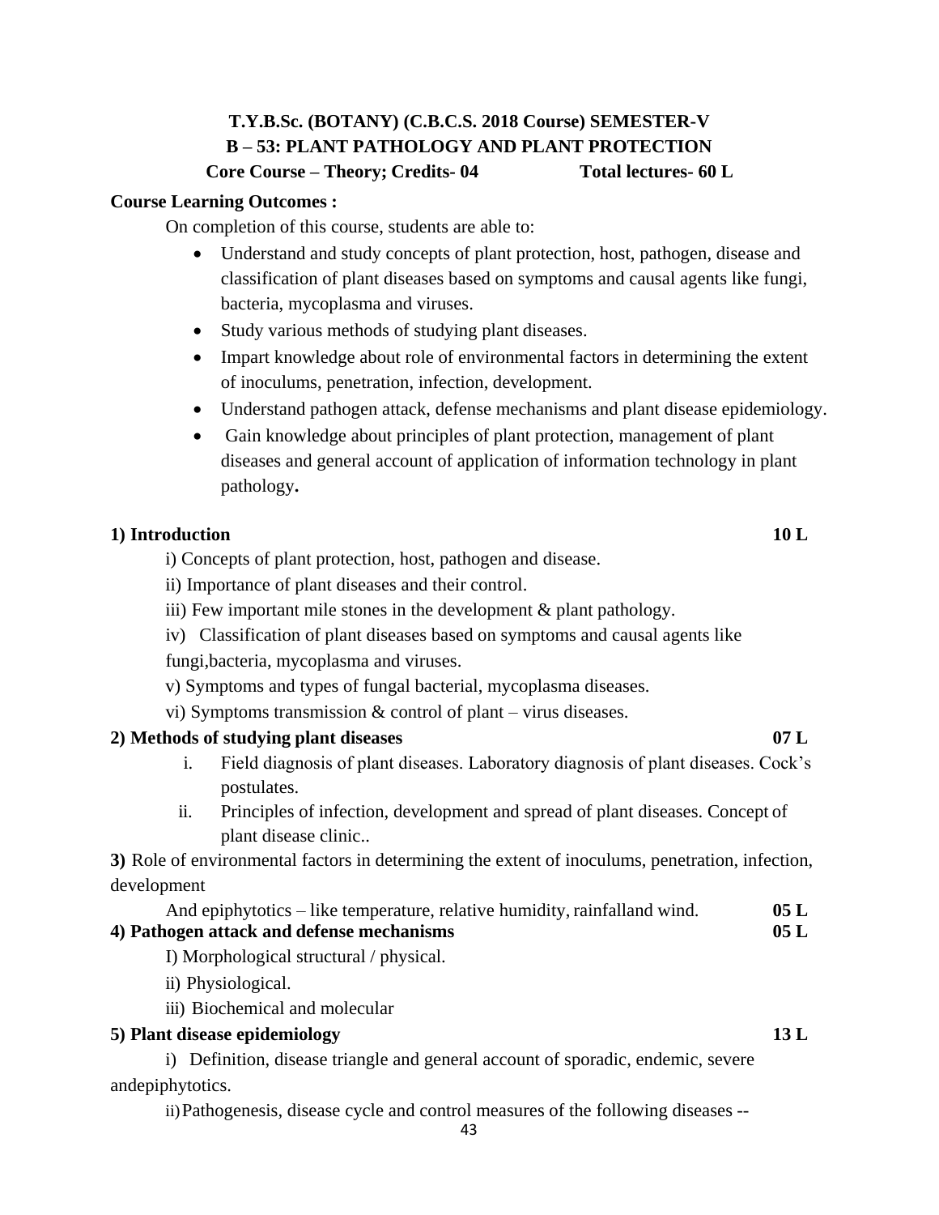**T.Y.B.Sc. (BOTANY) (C.B.C.S. 2018 Course) SEMESTER-V**

**B – 53: PLANT PATHOLOGY AND PLANT PROTECTION**

**Core Course – Theory; Credits- 04 Total lectures- 60 L**

**Course Learning Outcomes :**

On completion of this course, students are able to:

- Understand and study concepts of plant protection, host, pathogen, disease and classification of plant diseases based on symptoms and causal agents like fungi, bacteria, mycoplasma and viruses.
- Study various methods of studying plant diseases.
- Impart knowledge about role of environmental factors in determining the extent of inoculums, penetration, infection, development.
- Understand pathogen attack, defense mechanisms and plant disease epidemiology.
- Gain knowledge about principles of plant protection, management of plant diseases and general account of application of information technology in plant pathology**.**

**1) Introduction 10 L**

i) Concepts of plant protection, host, pathogen and disease.

ii) Importance of plant diseases and their control.

iii) Few important mile stones in the development & plant pathology.

iv) Classification of plant diseases based on symptoms and causal agents like fungi,bacteria, mycoplasma and viruses.

v) Symptoms and types of fungal bacterial, mycoplasma diseases.

vi) Symptoms transmission & control of plant – virus diseases.

**2) Methods of studying plant diseases 07 L**

i. Field diagnosis of plant diseases. Laboratory diagnosis of plant diseases. Cock's postulates.

ii. Principles of infection, development and spread of plant diseases. Concept of plant disease clinic..

**3)** Role of environmental factors in determining the extent of inoculums, penetration, infection, development

And epiphytotics – like temperature, relative humidity, rainfalland wind. **05 L**

**4) Pathogen attack and defense mechanisms 05 L**

I) Morphological structural / physical.

ii) Physiological.

iii) Biochemical and molecular

**5) Plant disease epidemiology 13 L**

i) Definition, disease triangle and general account of sporadic, endemic, severe andepiphytotics.

ii) Pathogenesis, disease cycle and control measures of the following diseases --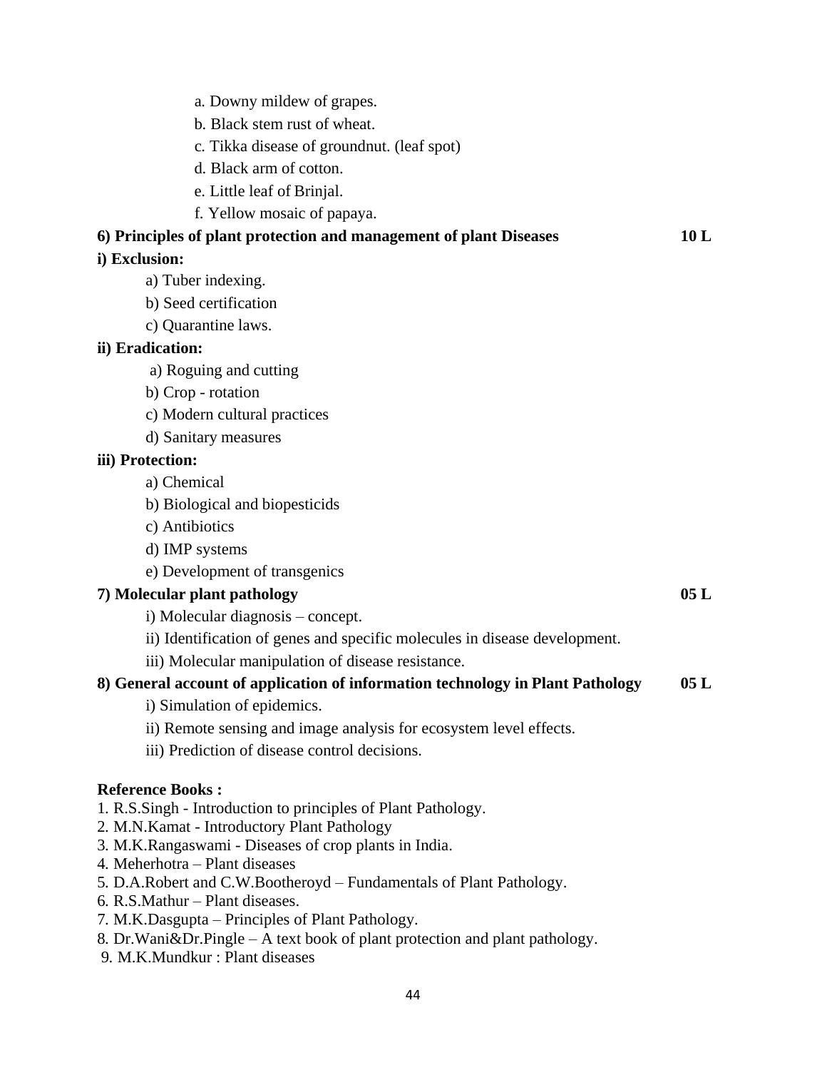a. Downy mildew of grapes.

b. Black stem rust of wheat.

c. Tikka disease of groundnut. (leaf spot)

d. Black arm of cotton.

e. Little leaf of Brinjal.

f. Yellow mosaic of papaya.

**6) Principles of plant protection and management of plant Diseases** **10 L**

**i) Exclusion:**

a) Tuber indexing.

b) Seed certification

c) Quarantine laws.

**ii) Eradication:**

a) Roguing and cutting

b) Crop - rotation

c) Modern cultural practices

d) Sanitary measures

**iii) Protection:**

a) Chemical

b) Biological and biopesticids

c) Antibiotics

d) IMP systems

e) Development of transgenics

**7) Molecular plant pathology** **05 L**

i) Molecular diagnosis – concept.

ii) Identification of genes and specific molecules in disease development.

iii) Molecular manipulation of disease resistance.

**8) General account of application of information technology in Plant Pathology** **05 L**

i) Simulation of epidemics.

ii) Remote sensing and image analysis for ecosystem level effects.

iii) Prediction of disease control decisions.

**Reference Books :**

1. R.S.Singh - Introduction to principles of Plant Pathology.
2. M.N.Kamat - Introductory Plant Pathology
3. M.K.Rangaswami - Diseases of crop plants in India.
4. Meherhotra – Plant diseases
5. D.A.Robert and C.W.Bootheroyd – Fundamentals of Plant Pathology.
6. R.S.Mathur – Plant diseases.
7. M.K.Dasgupta – Principles of Plant Pathology.
8. Dr.Wani&Dr.Pingle – A text book of plant protection and plant pathology.
9. M.K.Mundkur : Plant diseases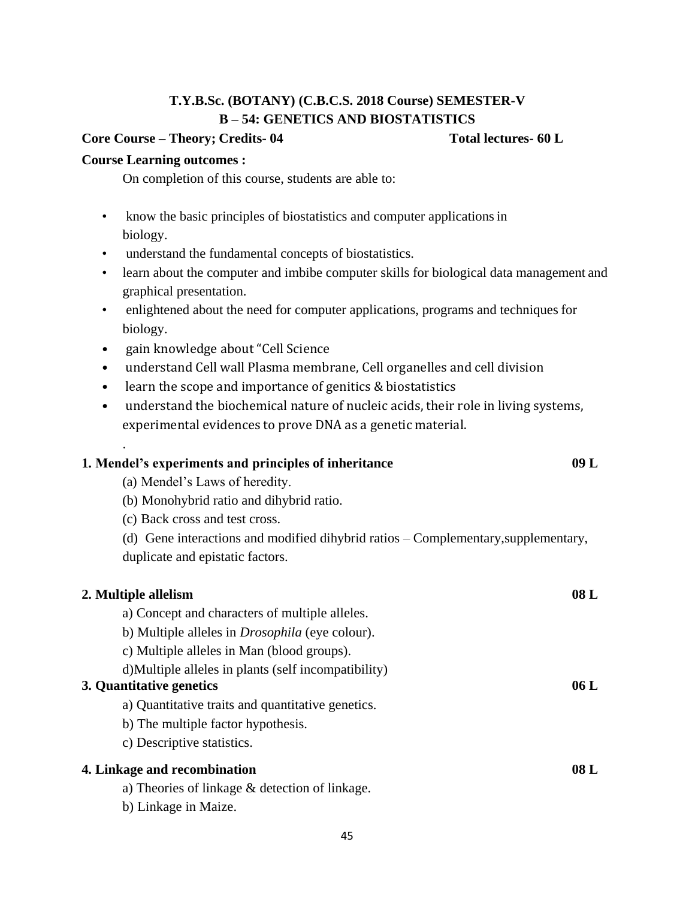**T.Y.B.Sc. (BOTANY) (C.B.C.S. 2018 Course) SEMESTER-V**
**B – 54: GENETICS AND BIOSTATISTICS**

**Core Course – Theory; Credits- 04** **Total lectures- 60 L**

**Course Learning outcomes :**

On completion of this course, students are able to:

- know the basic principles of biostatistics and computer applications in biology.
- understand the fundamental concepts of biostatistics.
- learn about the computer and imbibe computer skills for biological data management and graphical presentation.
- enlightened about the need for computer applications, programs and techniques for biology.
- gain knowledge about "Cell Science
- understand Cell wall Plasma membrane, Cell organelles and cell division
- learn the scope and importance of genitics & biostatistics
- understand the biochemical nature of nucleic acids, their role in living systems, experimental evidences to prove DNA as a genetic material.

.

**1. Mendel's experiments and principles of inheritance** **09 L**

(a) Mendel's Laws of heredity.

(b) Monohybrid ratio and dihybrid ratio.

(c) Back cross and test cross.

(d) Gene interactions and modified dihybrid ratios – Complementary,supplementary, duplicate and epistatic factors.

**2. Multiple allelism** **08 L**

a) Concept and characters of multiple alleles.

b) Multiple alleles in *Drosophila* (eye colour).

c) Multiple alleles in Man (blood groups).

d)Multiple alleles in plants (self incompatibility)

**3. Quantitative genetics** **06 L**

a) Quantitative traits and quantitative genetics.

b) The multiple factor hypothesis.

c) Descriptive statistics.

**4. Linkage and recombination** **08 L**

a) Theories of linkage & detection of linkage.

b) Linkage in Maize.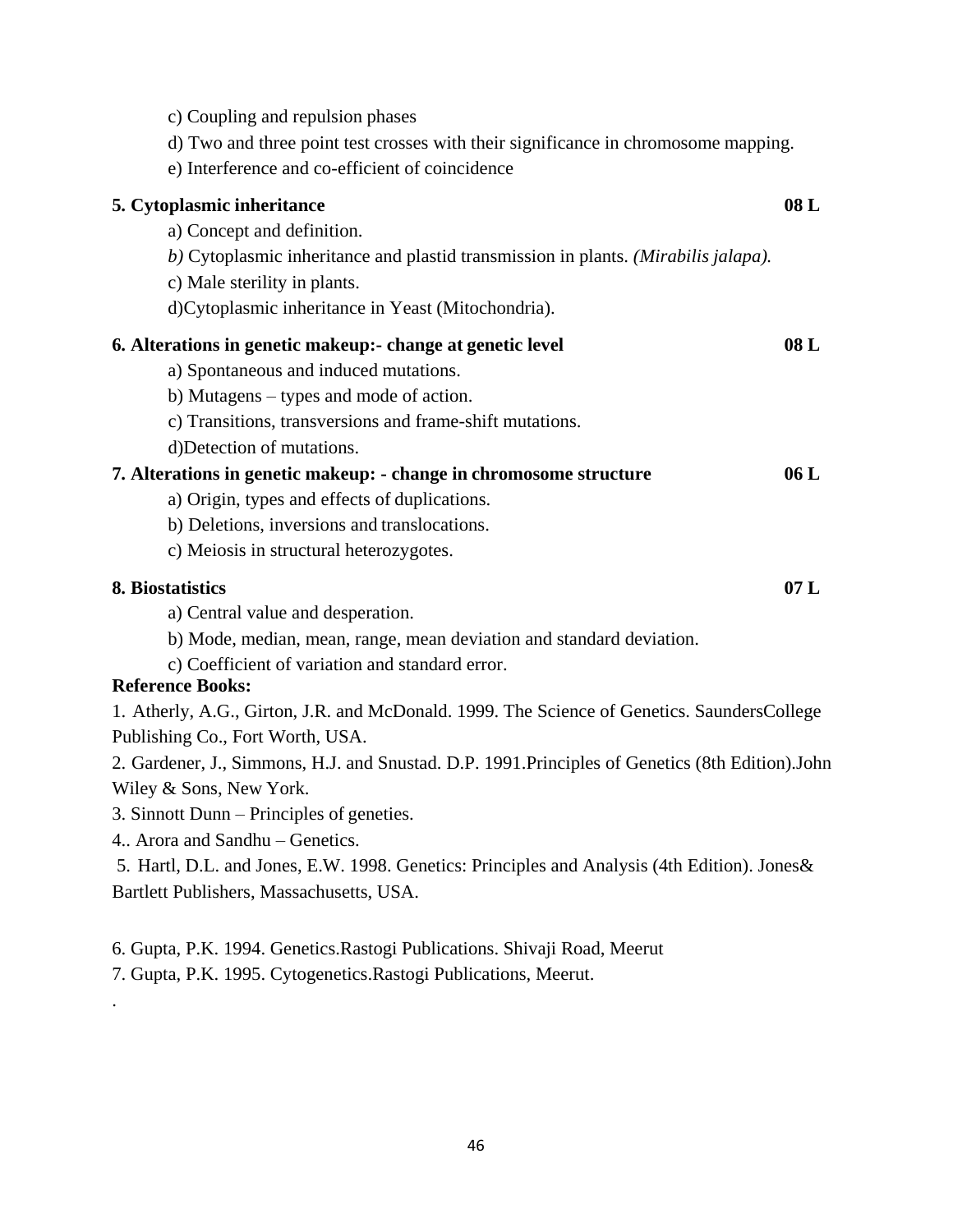c) Coupling and repulsion phases

d) Two and three point test crosses with their significance in chromosome mapping.

e) Interference and co-efficient of coincidence

**5. Cytoplasmic inheritance** **08 L**

a) Concept and definition.

*b)* Cytoplasmic inheritance and plastid transmission in plants. *(Mirabilis jalapa).*

c) Male sterility in plants.

d)Cytoplasmic inheritance in Yeast (Mitochondria).

**6. Alterations in genetic makeup:- change at genetic level** **08 L**

a) Spontaneous and induced mutations.

b) Mutagens – types and mode of action.

c) Transitions, transversions and frame-shift mutations.

d)Detection of mutations.

**7. Alterations in genetic makeup: - change in chromosome structure** **06 L**

a) Origin, types and effects of duplications.

b) Deletions, inversions and translocations.

c) Meiosis in structural heterozygotes.

**8. Biostatistics** **07 L**

a) Central value and desperation.

b) Mode, median, mean, range, mean deviation and standard deviation.

c) Coefficient of variation and standard error.

**Reference Books:**

1. Atherly, A.G., Girton, J.R. and McDonald. 1999. The Science of Genetics. SaundersCollege Publishing Co., Fort Worth, USA.
2. Gardener, J., Simmons, H.J. and Snustad. D.P. 1991.Principles of Genetics (8th Edition).John Wiley & Sons, New York.
3. Sinnott Dunn – Principles of geneties.
4. . Arora and Sandhu – Genetics.
5. Hartl, D.L. and Jones, E.W. 1998. Genetics: Principles and Analysis (4th Edition). Jones& Bartlett Publishers, Massachusetts, USA.
6. Gupta, P.K. 1994. Genetics.Rastogi Publications. Shivaji Road, Meerut
7. Gupta, P.K. 1995. Cytogenetics.Rastogi Publications, Meerut.

.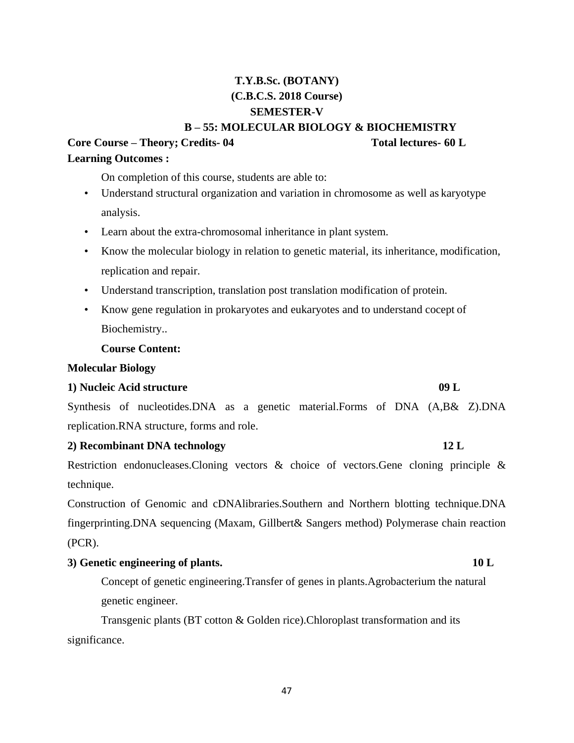# T.Y.B.Sc. (BOTANY)
## (C.B.C.S. 2018 Course)
## SEMESTER-V
## B – 55: MOLECULAR BIOLOGY & BIOCHEMISTRY

**Core Course – Theory; Credits- 04** **Total lectures- 60 L**

**Learning Outcomes :**

On completion of this course, students are able to:

- Understand structural organization and variation in chromosome as well as karyotype analysis.
- Learn about the extra-chromosomal inheritance in plant system.
- Know the molecular biology in relation to genetic material, its inheritance, modification, replication and repair.
- Understand transcription, translation post translation modification of protein.
- Know gene regulation in prokaryotes and eukaryotes and to understand cocept of Biochemistry..

**Course Content:**

**Molecular Biology**

**1) Nucleic Acid structure** **09 L**

Synthesis of nucleotides.DNA as a genetic material.Forms of DNA (A,B& Z).DNA replication.RNA structure, forms and role.

**2) Recombinant DNA technology** **12 L**

Restriction endonucleases.Cloning vectors & choice of vectors.Gene cloning principle & technique.

Construction of Genomic and cDNAlibraries.Southern and Northern blotting technique.DNA fingerprinting.DNA sequencing (Maxam, Gillbert& Sangers method) Polymerase chain reaction (PCR).

**3) Genetic engineering of plants.** **10 L**

Concept of genetic engineering.Transfer of genes in plants.Agrobacterium the natural genetic engineer.

Transgenic plants (BT cotton & Golden rice).Chloroplast transformation and its significance.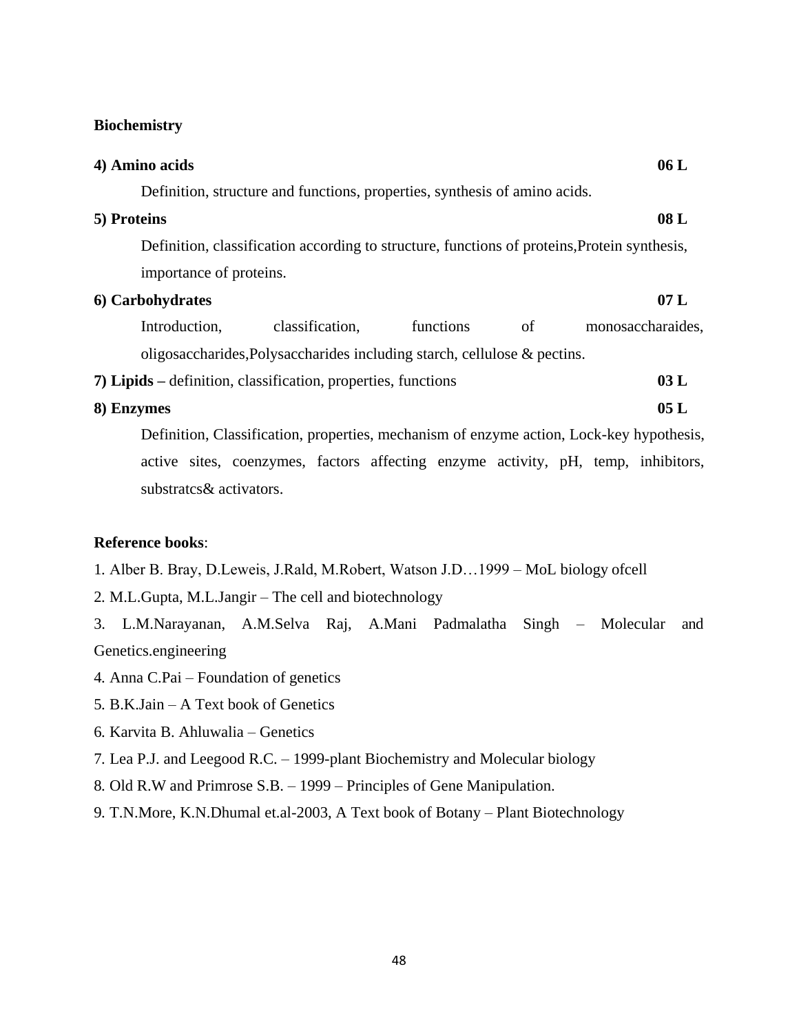**Biochemistry**

**4) Amino acids** **06 L**

Definition, structure and functions, properties, synthesis of amino acids.

**5) Proteins** **08 L**

Definition, classification according to structure, functions of proteins,Protein synthesis, importance of proteins.

**6) Carbohydrates** **07 L**

Introduction, classification, functions of monosaccharaides, oligosaccharides,Polysaccharides including starch, cellulose & pectins.

**7) Lipids –** definition, classification, properties, functions **03 L**

**8) Enzymes** **05 L**

Definition, Classification, properties, mechanism of enzyme action, Lock-key hypothesis, active sites, coenzymes, factors affecting enzyme activity, pH, temp, inhibitors, substratcs& activators.

**Reference books**:

1. Alber B. Bray, D.Leweis, J.Rald, M.Robert, Watson J.D…1999 – MoL biology ofcell
2. M.L.Gupta, M.L.Jangir – The cell and biotechnology
3. L.M.Narayanan, A.M.Selva Raj, A.Mani Padmalatha Singh – Molecular and Genetics.engineering
4. Anna C.Pai – Foundation of genetics
5. B.K.Jain – A Text book of Genetics
6. Karvita B. Ahluwalia – Genetics
7. Lea P.J. and Leegood R.C. – 1999-plant Biochemistry and Molecular biology
8. Old R.W and Primrose S.B. – 1999 – Principles of Gene Manipulation.
9. T.N.More, K.N.Dhumal et.al-2003, A Text book of Botany – Plant Biotechnology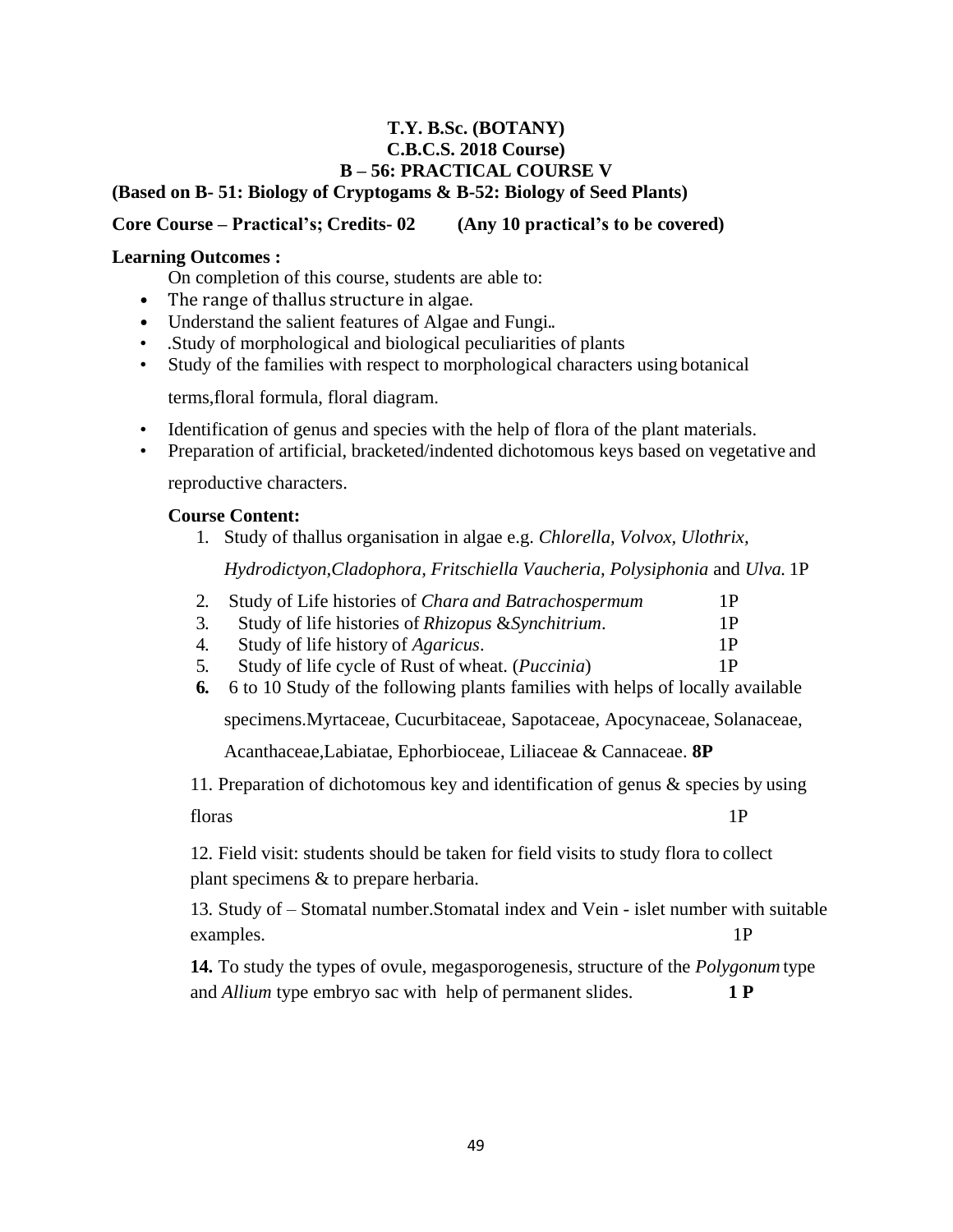**T.Y. B.Sc. (BOTANY)**
**C.B.C.S. 2018 Course)**
**B – 56: PRACTICAL COURSE V**

**(Based on B- 51: Biology of Cryptogams & B-52: Biology of Seed Plants)**

**Core Course – Practical's; Credits- 02 (Any 10 practical's to be covered)**

**Learning Outcomes :**

On completion of this course, students are able to:

- The range of thallus structure in algae.
- Understand the salient features of Algae and Fungi..
- .Study of morphological and biological peculiarities of plants
- Study of the families with respect to morphological characters using botanical terms,floral formula, floral diagram.
- Identification of genus and species with the help of flora of the plant materials.
- Preparation of artificial, bracketed/indented dichotomous keys based on vegetative and reproductive characters.

**Course Content:**

1. Study of thallus organisation in algae e.g. *Chlorella, Volvox, Ulothrix, Hydrodictyon,Cladophora, Fritschiella Vaucheria, Polysiphonia* and *Ulva.* 1P
2. Study of Life histories of *Chara and Batrachospermum* 1P
3. Study of life histories of *Rhizopus* &*Synchitrium*. 1P
4. Study of life history of *Agaricus*. 1P
5. Study of life cycle of Rust of wheat. (*Puccinia*) 1P
6. 6 to 10 Study of the following plants families with helps of locally available specimens.Myrtaceae, Cucurbitaceae, Sapotaceae, Apocynaceae, Solanaceae, Acanthaceae,Labiatae, Ephorbioceae, Liliaceae & Cannaceae. **8P**

11. Preparation of dichotomous key and identification of genus & species by using floras 1P

12. Field visit: students should be taken for field visits to study flora to collect plant specimens & to prepare herbaria.

13. Study of – Stomatal number.Stomatal index and Vein - islet number with suitable examples. 1P

**14.** To study the types of ovule, megasporogenesis, structure of the *Polygonum* type and *Allium* type embryo sac with help of permanent slides. **1 P**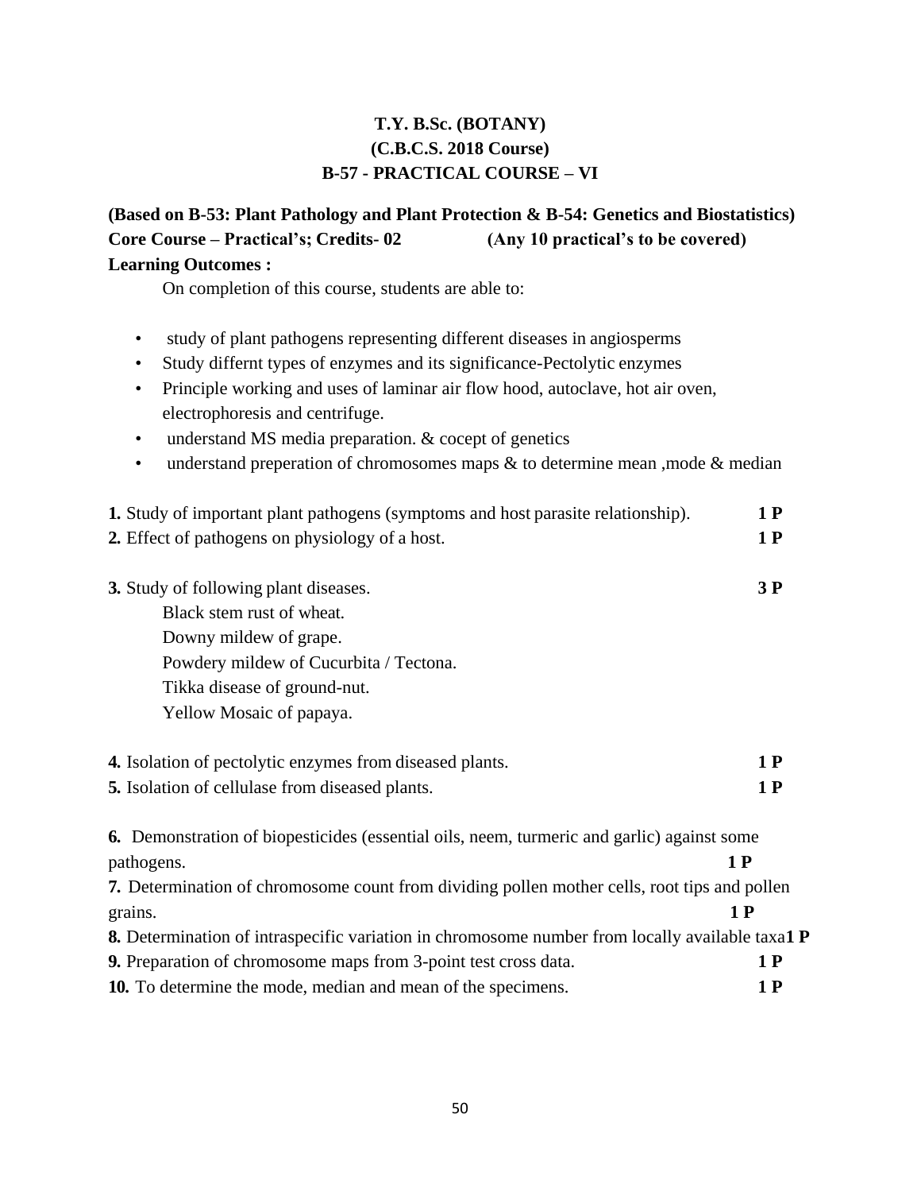## T.Y. B.Sc. (BOTANY)
## (C.B.C.S. 2018 Course)
## B-57 - PRACTICAL COURSE – VI

**(Based on B-53: Plant Pathology and Plant Protection & B-54: Genetics and Biostatistics)**
**Core Course – Practical's; Credits- 02 (Any 10 practical's to be covered)**
**Learning Outcomes :**

On completion of this course, students are able to:

- study of plant pathogens representing different diseases in angiosperms
- Study differnt types of enzymes and its significance-Pectolytic enzymes
- Principle working and uses of laminar air flow hood, autoclave, hot air oven, electrophoresis and centrifuge.
- understand MS media preparation. & cocept of genetics
- understand preperation of chromosomes maps & to determine mean ,mode & median

**1.** Study of important plant pathogens (symptoms and host parasite relationship). **1 P**
**2.** Effect of pathogens on physiology of a host. **1 P**

**3.** Study of following plant diseases. **3 P**
 Black stem rust of wheat.
 Downy mildew of grape.
 Powdery mildew of Cucurbita / Tectona.
 Tikka disease of ground-nut.
 Yellow Mosaic of papaya.

**4.** Isolation of pectolytic enzymes from diseased plants. **1 P**
**5.** Isolation of cellulase from diseased plants. **1 P**

**6.** Demonstration of biopesticides (essential oils, neem, turmeric and garlic) against some pathogens. **1 P**
**7.** Determination of chromosome count from dividing pollen mother cells, root tips and pollen grains. **1 P**
**8.** Determination of intraspecific variation in chromosome number from locally available taxa **1 P**
**9.** Preparation of chromosome maps from 3-point test cross data. **1 P**
**10.** To determine the mode, median and mean of the specimens. **1 P**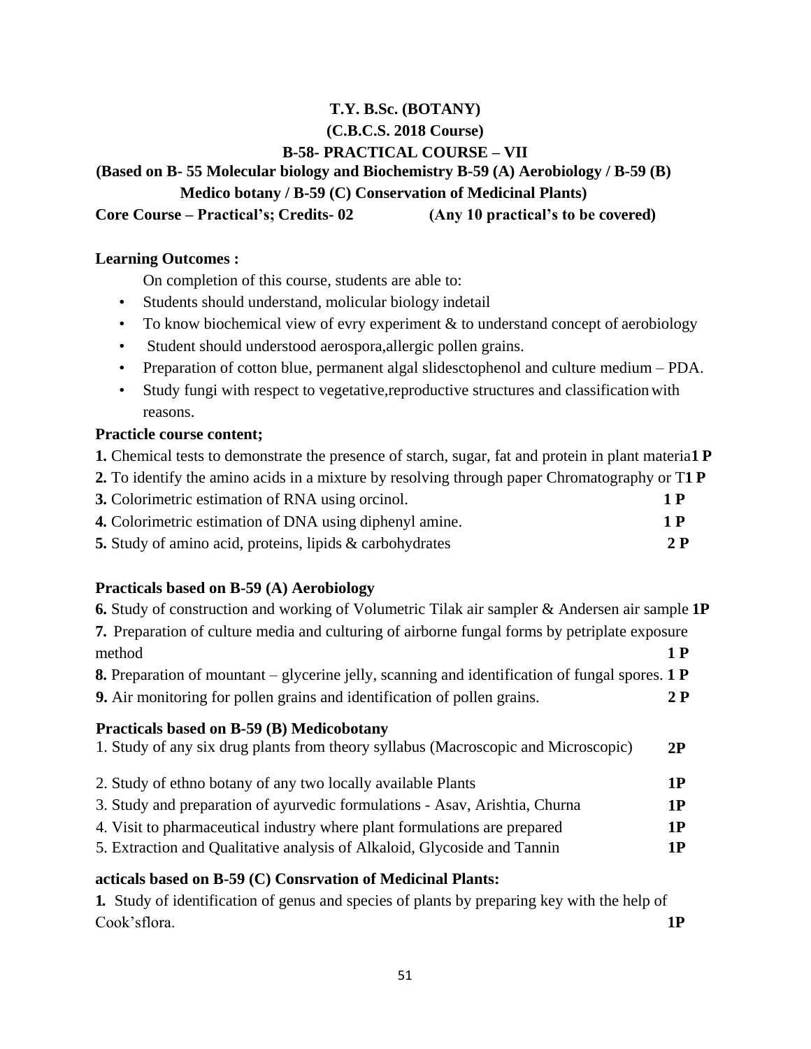**T.Y. B.Sc. (BOTANY)**

**(C.B.C.S. 2018 Course)**

**B-58- PRACTICAL COURSE – VII**

**(Based on B- 55 Molecular biology and Biochemistry B-59 (A) Aerobiology / B-59 (B) Medico botany / B-59 (C) Conservation of Medicinal Plants)**

**Core Course – Practical's; Credits- 02 (Any 10 practical's to be covered)**

**Learning Outcomes :**

On completion of this course, students are able to:

- Students should understand, molicular biology indetail
- To know biochemical view of evry experiment & to understand concept of aerobiology
- Student should understood aerospora,allergic pollen grains.
- Preparation of cotton blue, permanent algal slidesctophenol and culture medium – PDA.
- Study fungi with respect to vegetative,reproductive structures and classification with reasons.

**Practicle course content;**

**1.** Chemical tests to demonstrate the presence of starch, sugar, fat and protein in plant materia **1 P**

**2.** To identify the amino acids in a mixture by resolving through paper Chromatography or T **1 P**

**3.** Colorimetric estimation of RNA using orcinol. **1 P**

**4.** Colorimetric estimation of DNA using diphenyl amine. **1 P**

**5.** Study of amino acid, proteins, lipids & carbohydrates **2 P**

**Practicals based on B-59 (A) Aerobiology**

**6.** Study of construction and working of Volumetric Tilak air sampler & Andersen air sample **1P**

**7.** Preparation of culture media and culturing of airborne fungal forms by petriplate exposure method **1 P**

**8.** Preparation of mountant – glycerine jelly, scanning and identification of fungal spores. **1 P**

**9.** Air monitoring for pollen grains and identification of pollen grains. **2 P**

**Practicals based on B-59 (B) Medicobotany**

1. Study of any six drug plants from theory syllabus (Macroscopic and Microscopic) **2P**
2. Study of ethno botany of any two locally available Plants **1P**
3. Study and preparation of ayurvedic formulations - Asav, Arishtia, Churna **1P**
4. Visit to pharmaceutical industry where plant formulations are prepared **1P**
5. Extraction and Qualitative analysis of Alkaloid, Glycoside and Tannin **1P**

**acticals based on B-59 (C) Consrvation of Medicinal Plants:**

**1.** Study of identification of genus and species of plants by preparing key with the help of Cook'sflora. **1P**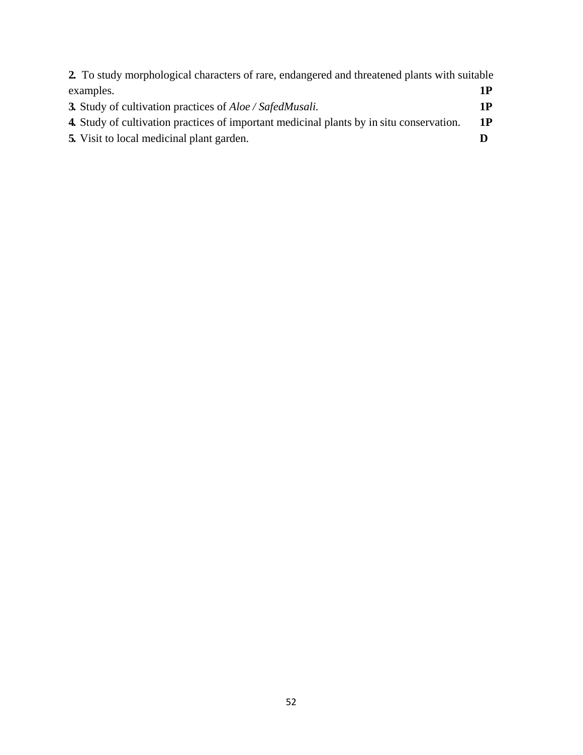**2.** To study morphological characters of rare, endangered and threatened plants with suitable examples. **1P**

**3.** Study of cultivation practices of *Aloe / SafedMusali.* **1P**

**4.** Study of cultivation practices of important medicinal plants by in situ conservation. **1P**

**5.** Visit to local medicinal plant garden. **D**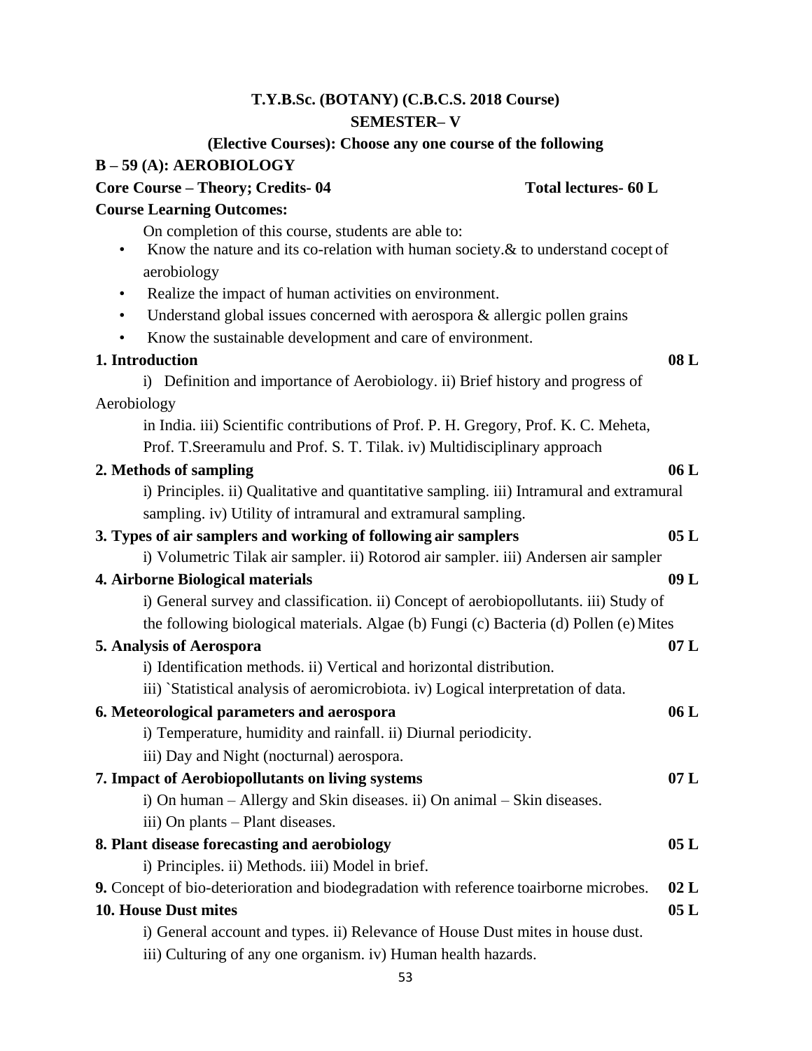**T.Y.B.Sc. (BOTANY) (C.B.C.S. 2018 Course)**

**SEMESTER– V**

**(Elective Courses): Choose any one course of the following**

**B – 59 (A): AEROBIOLOGY**

**Core Course – Theory; Credits- 04** **Total lectures- 60 L**

**Course Learning Outcomes:**

On completion of this course, students are able to:

- Know the nature and its co-relation with human society.& to understand cocept of aerobiology
- Realize the impact of human activities on environment.
- Understand global issues concerned with aerospora & allergic pollen grains
- Know the sustainable development and care of environment.

**1. Introduction** **08 L**

i) Definition and importance of Aerobiology. ii) Brief history and progress of Aerobiology in India. iii) Scientific contributions of Prof. P. H. Gregory, Prof. K. C. Meheta, Prof. T.Sreeramulu and Prof. S. T. Tilak. iv) Multidisciplinary approach

**2. Methods of sampling** **06 L**

i) Principles. ii) Qualitative and quantitative sampling. iii) Intramural and extramural sampling. iv) Utility of intramural and extramural sampling.

**3. Types of air samplers and working of following air samplers** **05 L**

i) Volumetric Tilak air sampler. ii) Rotorod air sampler. iii) Andersen air sampler

**4. Airborne Biological materials** **09 L**

i) General survey and classification. ii) Concept of aerobiopollutants. iii) Study of the following biological materials. Algae (b) Fungi (c) Bacteria (d) Pollen (e) Mites

**5. Analysis of Aerospora** **07 L**

i) Identification methods. ii) Vertical and horizontal distribution.

iii) `Statistical analysis of aeromicrobiota. iv) Logical interpretation of data.

**6. Meteorological parameters and aerospora** **06 L**

i) Temperature, humidity and rainfall. ii) Diurnal periodicity.

iii) Day and Night (nocturnal) aerospora.

**7. Impact of Aerobiopollutants on living systems** **07 L**

i) On human – Allergy and Skin diseases. ii) On animal – Skin diseases.

iii) On plants – Plant diseases.

**8. Plant disease forecasting and aerobiology** **05 L**

i) Principles. ii) Methods. iii) Model in brief.

**9.** Concept of bio-deterioration and biodegradation with reference toairborne microbes. **02 L**

**10. House Dust mites** **05 L**

i) General account and types. ii) Relevance of House Dust mites in house dust.

iii) Culturing of any one organism. iv) Human health hazards.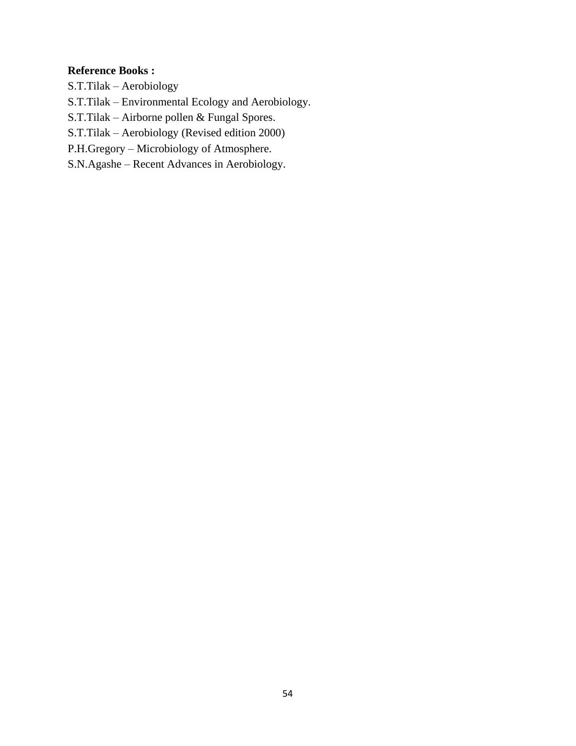**Reference Books :**

S.T.Tilak – Aerobiology

S.T.Tilak – Environmental Ecology and Aerobiology.

S.T.Tilak – Airborne pollen & Fungal Spores.

S.T.Tilak – Aerobiology (Revised edition 2000)

P.H.Gregory – Microbiology of Atmosphere.

S.N.Agashe – Recent Advances in Aerobiology.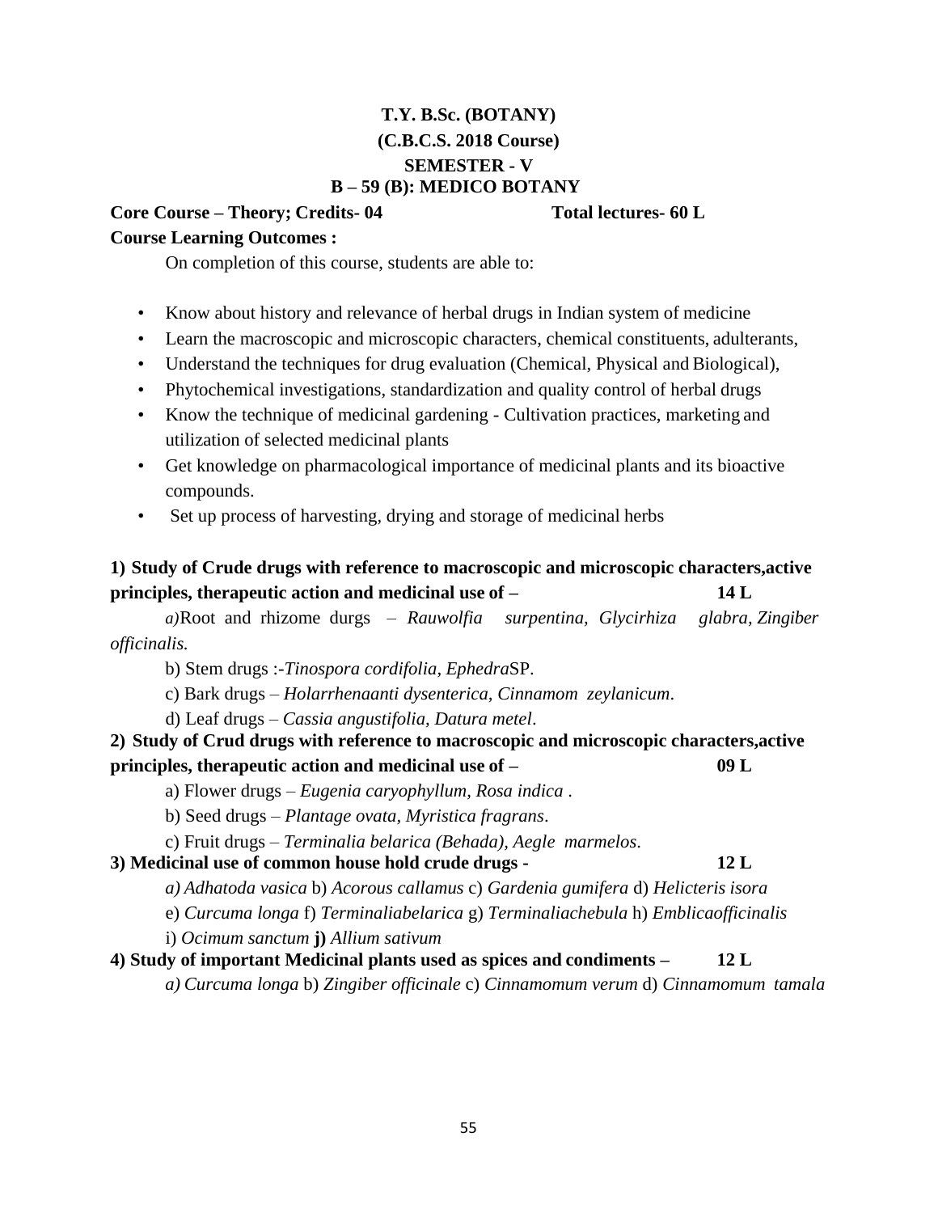# T.Y. B.Sc. (BOTANY)

## (C.B.C.S. 2018 Course)

## SEMESTER - V

## B – 59 (B): MEDICO BOTANY

**Core Course – Theory; Credits- 04** **Total lectures- 60 L**

**Course Learning Outcomes :**

On completion of this course, students are able to:

- Know about history and relevance of herbal drugs in Indian system of medicine
- Learn the macroscopic and microscopic characters, chemical constituents, adulterants,
- Understand the techniques for drug evaluation (Chemical, Physical and Biological),
- Phytochemical investigations, standardization and quality control of herbal drugs
- Know the technique of medicinal gardening - Cultivation practices, marketing and utilization of selected medicinal plants
- Get knowledge on pharmacological importance of medicinal plants and its bioactive compounds.
- Set up process of harvesting, drying and storage of medicinal herbs

**1) Study of Crude drugs with reference to macroscopic and microscopic characters,active principles, therapeutic action and medicinal use of – 14 L**

*a)*Root and rhizome durgs – *Rauwolfia surpentina*, *Glycirhiza glabra*, *Zingiber officinalis.*

b) Stem drugs :-*Tinospora cordifolia, Ephedra*SP.

c) Bark drugs – *Holarrhenaanti dysenterica*, *Cinnamom zeylanicum*.

d) Leaf drugs – *Cassia angustifolia, Datura metel*.

**2) Study of Crud drugs with reference to macroscopic and microscopic characters,active principles, therapeutic action and medicinal use of – 09 L**

a) Flower drugs – *Eugenia caryophyllum, Rosa indica* .

b) Seed drugs – *Plantage ovata, Myristica fragrans*.

c) Fruit drugs – *Terminalia belarica (Behada), Aegle marmelos*.

**3) Medicinal use of common house hold crude drugs - 12 L**

*a) Adhatoda vasica* b) *Acorous callamus* c) *Gardenia gumifera* d) *Helicteris isora*

e) *Curcuma longa* f) *Terminaliabelarica* g) *Terminaliachebula* h) *Emblicaofficinalis*

i) *Ocimum sanctum* **j)** *Allium sativum*

**4) Study of important Medicinal plants used as spices and condiments – 12 L**

*a) Curcuma longa* b) *Zingiber officinale* c) *Cinnamomum verum* d) *Cinnamomum tamala*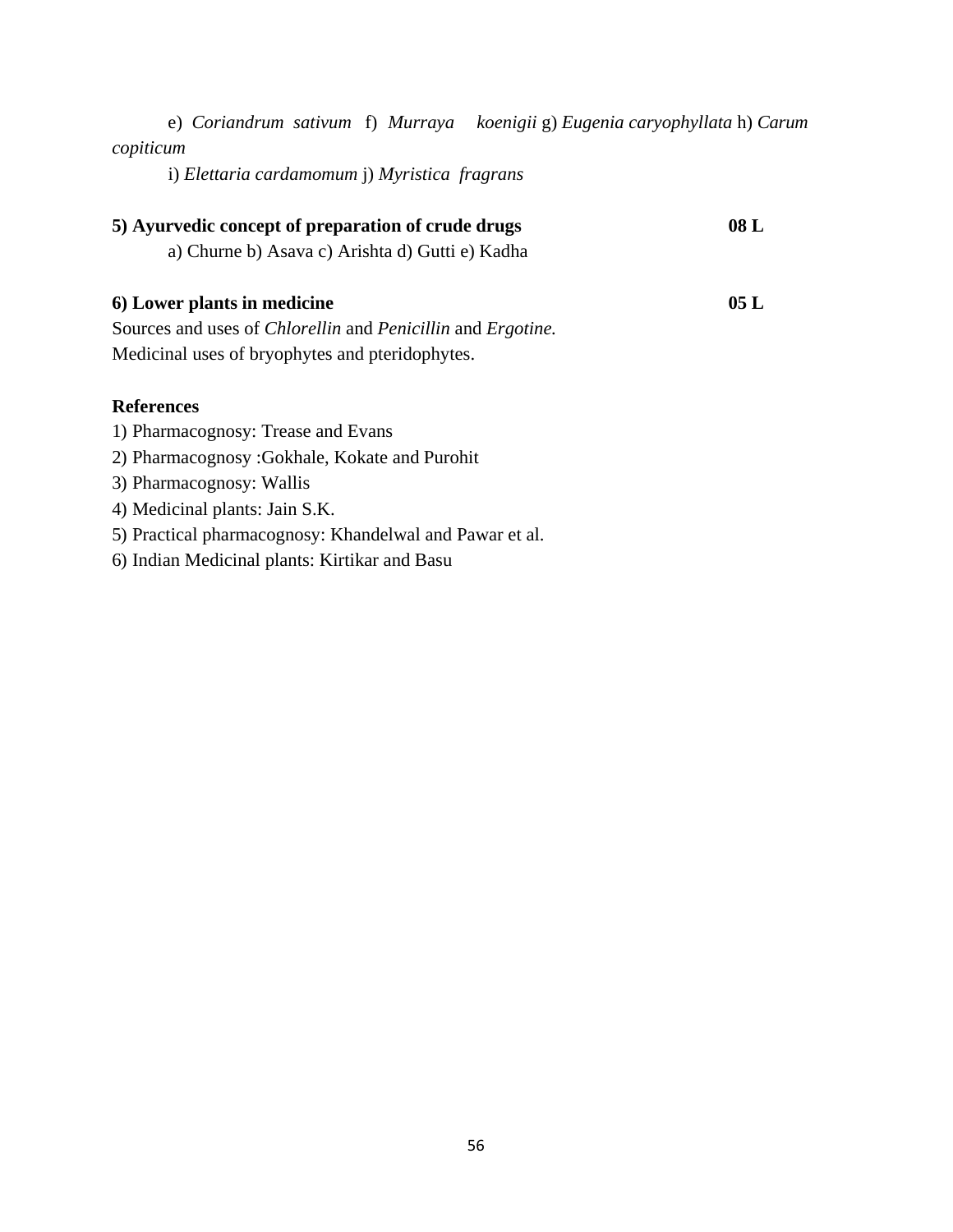e) *Coriandrum sativum* f) *Murraya koenigii* g) *Eugenia caryophyllata* h) *Carum copiticum*

i) *Elettaria cardamomum* j) *Myristica fragrans*

**5) Ayurvedic concept of preparation of crude drugs** **08 L**

a) Churne b) Asava c) Arishta d) Gutti e) Kadha

**6) Lower plants in medicine** **05 L**

Sources and uses of *Chlorellin* and *Penicillin* and *Ergotine.*
Medicinal uses of bryophytes and pteridophytes.

**References**

1) Pharmacognosy: Trease and Evans
2) Pharmacognosy :Gokhale, Kokate and Purohit
3) Pharmacognosy: Wallis
4) Medicinal plants: Jain S.K.
5) Practical pharmacognosy: Khandelwal and Pawar et al.
6) Indian Medicinal plants: Kirtikar and Basu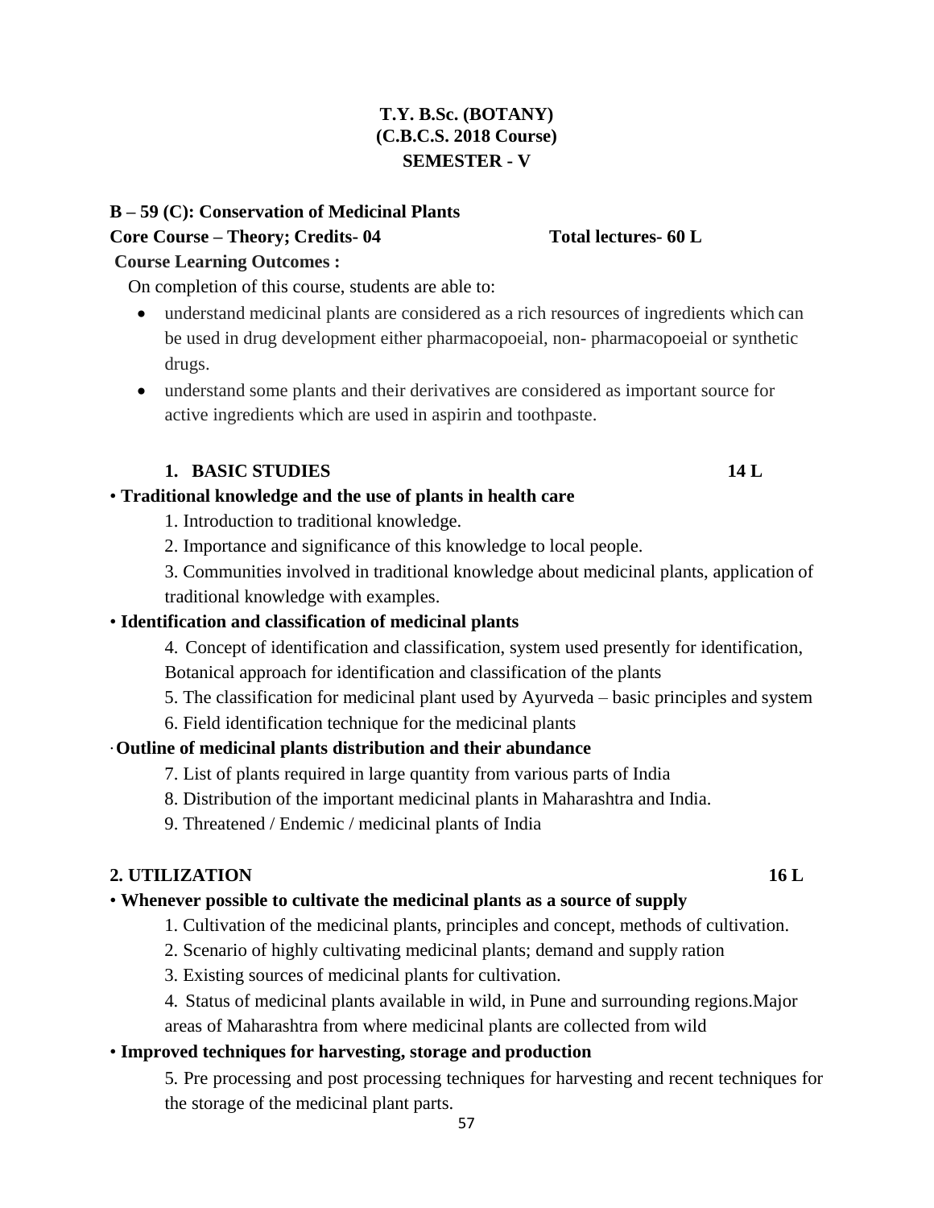**T.Y. B.Sc. (BOTANY)**
**(C.B.C.S. 2018 Course)**
**SEMESTER - V**

**B – 59 (C): Conservation of Medicinal Plants**

**Core Course – Theory; Credits- 04** **Total lectures- 60 L**

**Course Learning Outcomes :**

On completion of this course, students are able to:

- understand medicinal plants are considered as a rich resources of ingredients which can be used in drug development either pharmacopoeial, non- pharmacopoeial or synthetic drugs.
- understand some plants and their derivatives are considered as important source for active ingredients which are used in aspirin and toothpaste.

**1. BASIC STUDIES** **14 L**

• **Traditional knowledge and the use of plants in health care**

1. Introduction to traditional knowledge.
2. Importance and significance of this knowledge to local people.
3. Communities involved in traditional knowledge about medicinal plants, application of traditional knowledge with examples.

• **Identification and classification of medicinal plants**

4. Concept of identification and classification, system used presently for identification, Botanical approach for identification and classification of the plants
5. The classification for medicinal plant used by Ayurveda – basic principles and system
6. Field identification technique for the medicinal plants

· **Outline of medicinal plants distribution and their abundance**

7. List of plants required in large quantity from various parts of India
8. Distribution of the important medicinal plants in Maharashtra and India.
9. Threatened / Endemic / medicinal plants of India

**2. UTILIZATION** **16 L**

• **Whenever possible to cultivate the medicinal plants as a source of supply**

1. Cultivation of the medicinal plants, principles and concept, methods of cultivation.
2. Scenario of highly cultivating medicinal plants; demand and supply ration
3. Existing sources of medicinal plants for cultivation.
4. Status of medicinal plants available in wild, in Pune and surrounding regions.Major areas of Maharashtra from where medicinal plants are collected from wild

• **Improved techniques for harvesting, storage and production**

5. Pre processing and post processing techniques for harvesting and recent techniques for the storage of the medicinal plant parts.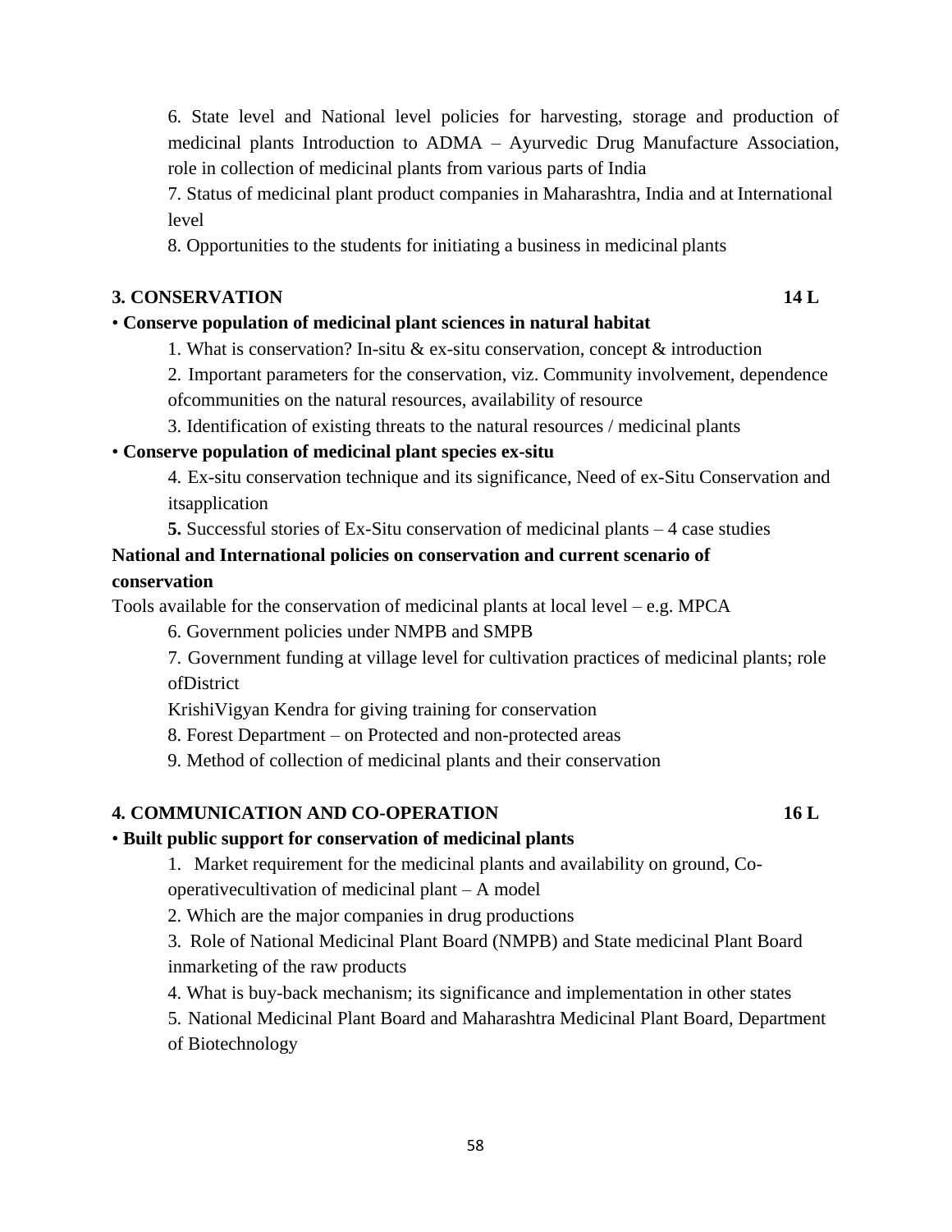6. State level and National level policies for harvesting, storage and production of medicinal plants Introduction to ADMA – Ayurvedic Drug Manufacture Association, role in collection of medicinal plants from various parts of India

7. Status of medicinal plant product companies in Maharashtra, India and at International level

8. Opportunities to the students for initiating a business in medicinal plants

**3. CONSERVATION** **14 L**

• **Conserve population of medicinal plant sciences in natural habitat**

1. What is conservation? In-situ & ex-situ conservation, concept & introduction

2. Important parameters for the conservation, viz. Community involvement, dependence ofcommunities on the natural resources, availability of resource

3. Identification of existing threats to the natural resources / medicinal plants

• **Conserve population of medicinal plant species ex-situ**

4. Ex-situ conservation technique and its significance, Need of ex-Situ Conservation and itsapplication

**5.** Successful stories of Ex-Situ conservation of medicinal plants – 4 case studies

**National and International policies on conservation and current scenario of conservation**

Tools available for the conservation of medicinal plants at local level – e.g. MPCA

6. Government policies under NMPB and SMPB

7. Government funding at village level for cultivation practices of medicinal plants; role ofDistrict

KrishiVigyan Kendra for giving training for conservation

8. Forest Department – on Protected and non-protected areas

9. Method of collection of medicinal plants and their conservation

**4. COMMUNICATION AND CO-OPERATION** **16 L**

• **Built public support for conservation of medicinal plants**

1. Market requirement for the medicinal plants and availability on ground, Co-operativecultivation of medicinal plant – A model

2. Which are the major companies in drug productions

3. Role of National Medicinal Plant Board (NMPB) and State medicinal Plant Board inmarketing of the raw products

4. What is buy-back mechanism; its significance and implementation in other states

5. National Medicinal Plant Board and Maharashtra Medicinal Plant Board, Department of Biotechnology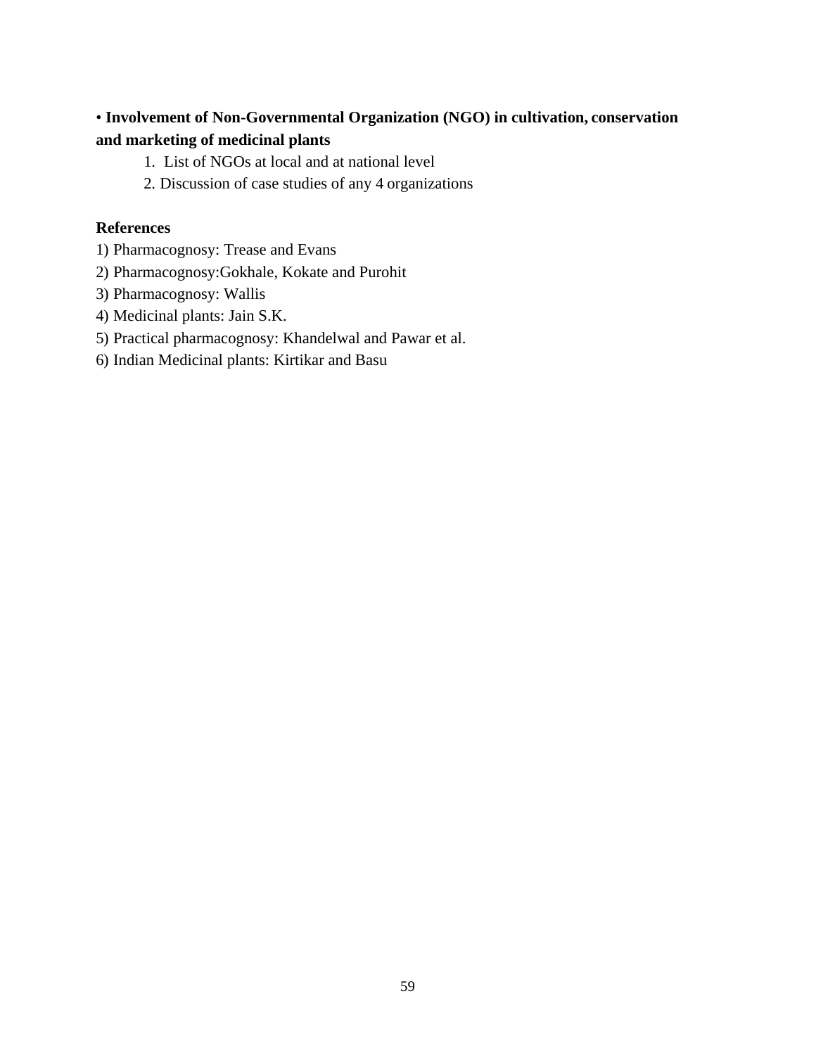• **Involvement of Non-Governmental Organization (NGO) in cultivation, conservation and marketing of medicinal plants**

1. List of NGOs at local and at national level
2. Discussion of case studies of any 4 organizations

**References**

1) Pharmacognosy: Trease and Evans
2) Pharmacognosy:Gokhale, Kokate and Purohit
3) Pharmacognosy: Wallis
4) Medicinal plants: Jain S.K.
5) Practical pharmacognosy: Khandelwal and Pawar et al.
6) Indian Medicinal plants: Kirtikar and Basu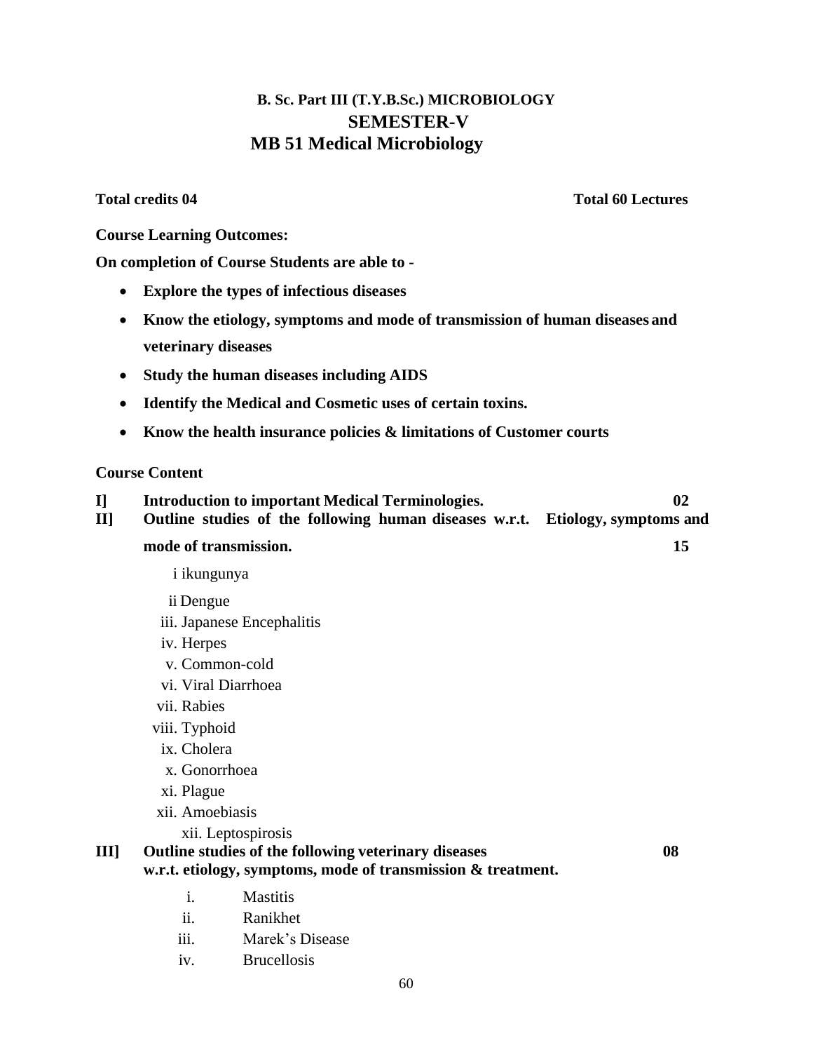# B. Sc. Part III (T.Y.B.Sc.) MICROBIOLOGY

## SEMESTER-V

## MB 51 Medical Microbiology

**Total credits 04** **Total 60 Lectures**

**Course Learning Outcomes:**

**On completion of Course Students are able to -**

- **Explore the types of infectious diseases**
- **Know the etiology, symptoms and mode of transmission of human diseases and veterinary diseases**
- **Study the human diseases including AIDS**
- **Identify the Medical and Cosmetic uses of certain toxins.**
- **Know the health insurance policies & limitations of Customer courts**

**Course Content**

**I] Introduction to important Medical Terminologies.** **02**

**II] Outline studies of the following human diseases w.r.t. Etiology, symptoms and mode of transmission.** **15**

i ikungunya

ii Dengue

iii. Japanese Encephalitis

iv. Herpes

v. Common-cold

vi. Viral Diarrhoea

vii. Rabies

viii. Typhoid

ix. Cholera

x. Gonorrhoea

xi. Plague

xii. Amoebiasis

xii. Leptospirosis

**III] Outline studies of the following veterinary diseases w.r.t. etiology, symptoms, mode of transmission & treatment.** **08**

i. Mastitis

ii. Ranikhet

iii. Marek's Disease

iv. Brucellosis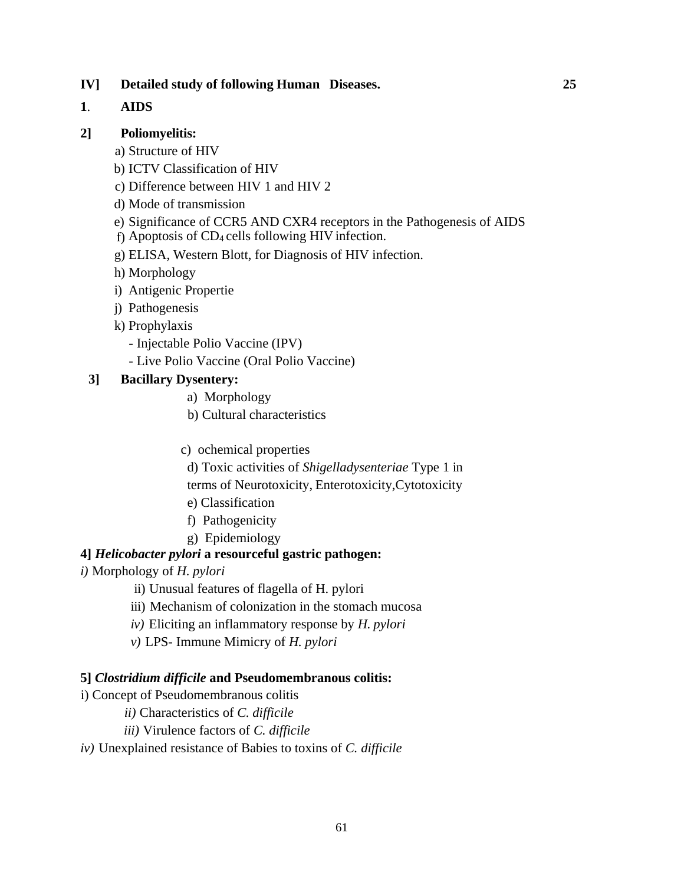**IV] Detailed study of following Human Diseases. 25**

**1. AIDS**

**2] Poliomyelitis:**

a) Structure of HIV

b) ICTV Classification of HIV

c) Difference between HIV 1 and HIV 2

d) Mode of transmission

e) Significance of CCR5 AND CXR4 receptors in the Pathogenesis of AIDS

f) Apoptosis of $CD_4$ cells following HIV infection.

g) ELISA, Western Blott, for Diagnosis of HIV infection.

h) Morphology

i) Antigenic Propertie

j) Pathogenesis

k) Prophylaxis

- Injectable Polio Vaccine (IPV)
- Live Polio Vaccine (Oral Polio Vaccine)

**3] Bacillary Dysentery:**

a) Morphology

b) Cultural characteristics

c) ochemical properties

d) Toxic activities of *Shigelladysenteriae* Type 1 in terms of Neurotoxicity, Enterotoxicity,Cytotoxicity

e) Classification

f) Pathogenicity

g) Epidemiology

**4] *Helicobacter pylori* a resourceful gastric pathogen:**

*i)* Morphology of *H. pylori*

ii) Unusual features of flagella of H. pylori

iii) Mechanism of colonization in the stomach mucosa

*iv)* Eliciting an inflammatory response by *H. pylori*

*v)* LPS- Immune Mimicry of *H. pylori*

**5] *Clostridium difficile* and Pseudomembranous colitis:**

i) Concept of Pseudomembranous colitis

*ii)* Characteristics of *C. difficile*

*iii)* Virulence factors of *C. difficile*

*iv)* Unexplained resistance of Babies to toxins of *C. difficile*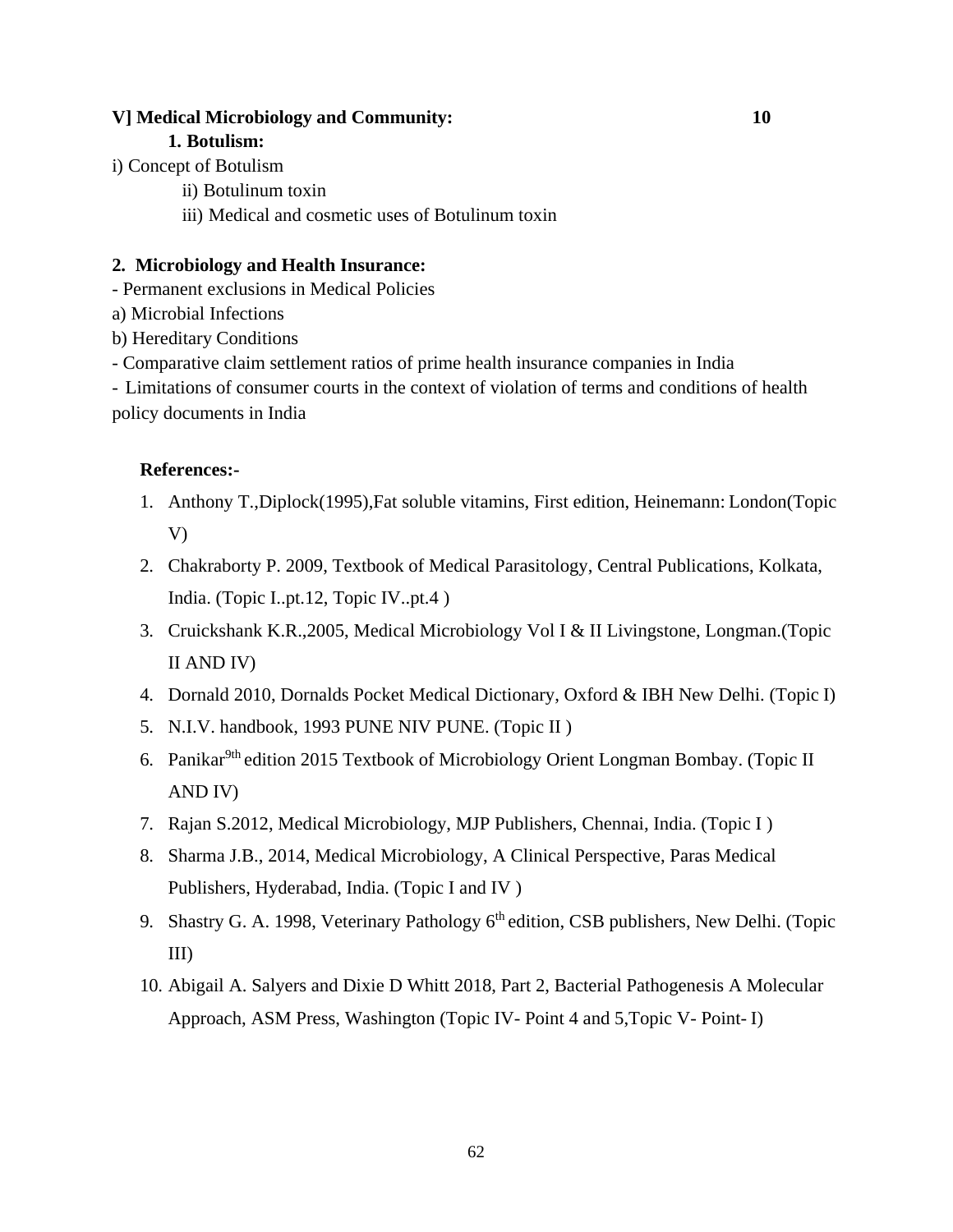**V] Medical Microbiology and Community: 10**

**1. Botulism:**

i) Concept of Botulism

ii) Botulinum toxin

iii) Medical and cosmetic uses of Botulinum toxin

**2. Microbiology and Health Insurance:**

- Permanent exclusions in Medical Policies

a) Microbial Infections

b) Hereditary Conditions

- Comparative claim settlement ratios of prime health insurance companies in India
- Limitations of consumer courts in the context of violation of terms and conditions of health policy documents in India

**References:-**

1. Anthony T.,Diplock(1995),Fat soluble vitamins, First edition, Heinemann: London(Topic V)
2. Chakraborty P. 2009, Textbook of Medical Parasitology, Central Publications, Kolkata, India. (Topic I..pt.12, Topic IV..pt.4 )
3. Cruickshank K.R.,2005, Medical Microbiology Vol I & II Livingstone, Longman.(Topic II AND IV)
4. Dornald 2010, Dornalds Pocket Medical Dictionary, Oxford & IBH New Delhi. (Topic I)
5. N.I.V. handbook, 1993 PUNE NIV PUNE. (Topic II )
6. Panikar 9th edition 2015 Textbook of Microbiology Orient Longman Bombay. (Topic II AND IV)
7. Rajan S.2012, Medical Microbiology, MJP Publishers, Chennai, India. (Topic I )
8. Sharma J.B., 2014, Medical Microbiology, A Clinical Perspective, Paras Medical Publishers, Hyderabad, India. (Topic I and IV )
9. Shastry G. A. 1998, Veterinary Pathology 6th edition, CSB publishers, New Delhi. (Topic III)
10. Abigail A. Salyers and Dixie D Whitt 2018, Part 2, Bacterial Pathogenesis A Molecular Approach, ASM Press, Washington (Topic IV- Point 4 and 5,Topic V- Point- I)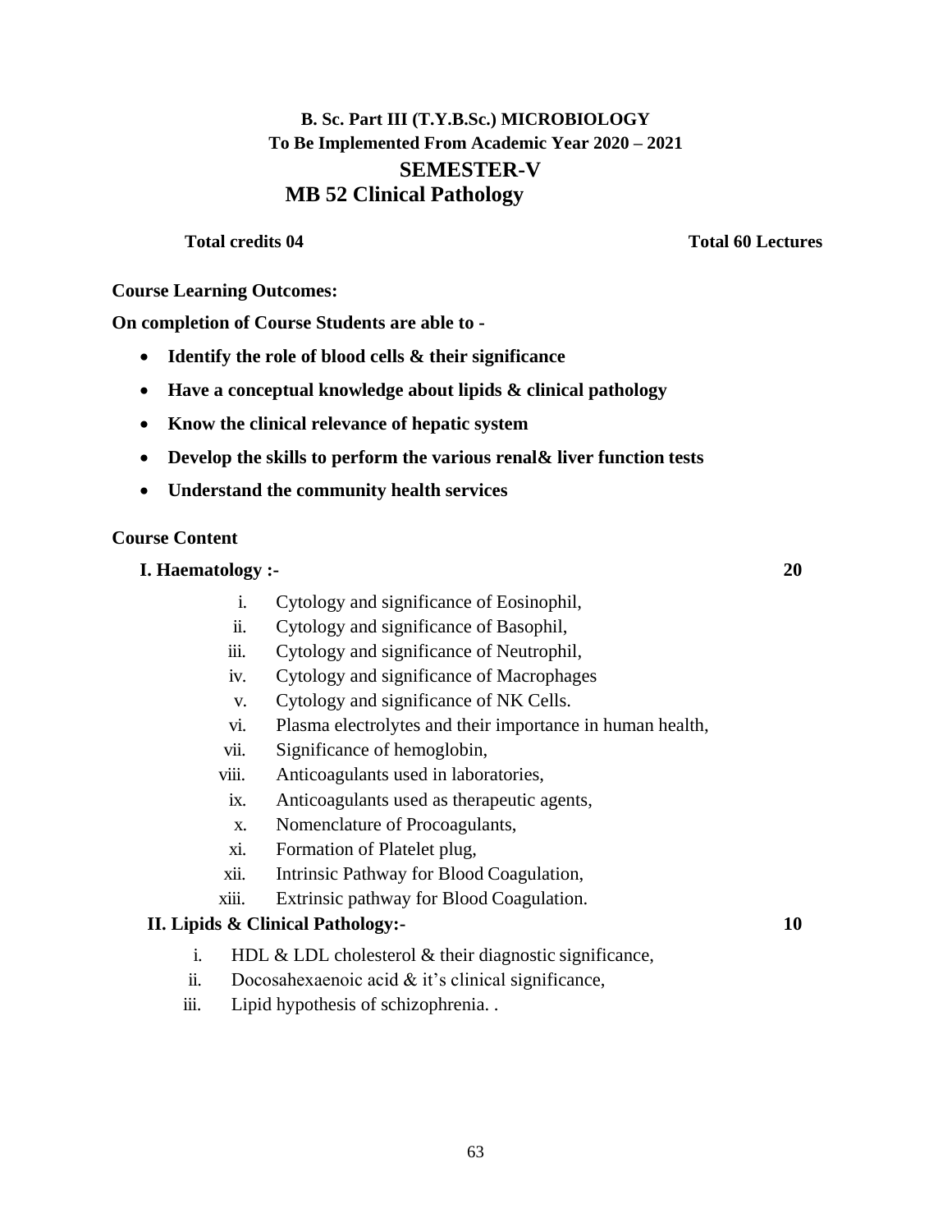## B. Sc. Part III (T.Y.B.Sc.) MICROBIOLOGY
## To Be Implemented From Academic Year 2020 – 2021
## SEMESTER-V
## MB 52 Clinical Pathology

**Total credits 04** **Total 60 Lectures**

**Course Learning Outcomes:**

**On completion of Course Students are able to -**

- **Identify the role of blood cells & their significance**
- **Have a conceptual knowledge about lipids & clinical pathology**
- **Know the clinical relevance of hepatic system**
- **Develop the skills to perform the various renal& liver function tests**
- **Understand the community health services**

**Course Content**

**I. Haematology :-** **20**

i. Cytology and significance of Eosinophil,
ii. Cytology and significance of Basophil,
iii. Cytology and significance of Neutrophil,
iv. Cytology and significance of Macrophages
v. Cytology and significance of NK Cells.
vi. Plasma electrolytes and their importance in human health,
vii. Significance of hemoglobin,
viii. Anticoagulants used in laboratories,
ix. Anticoagulants used as therapeutic agents,
x. Nomenclature of Procoagulants,
xi. Formation of Platelet plug,
xii. Intrinsic Pathway for Blood Coagulation,
xiii. Extrinsic pathway for Blood Coagulation.

**II. Lipids & Clinical Pathology:-** **10**

i. HDL & LDL cholesterol & their diagnostic significance,
ii. Docosahexaenoic acid & it's clinical significance,
iii. Lipid hypothesis of schizophrenia. .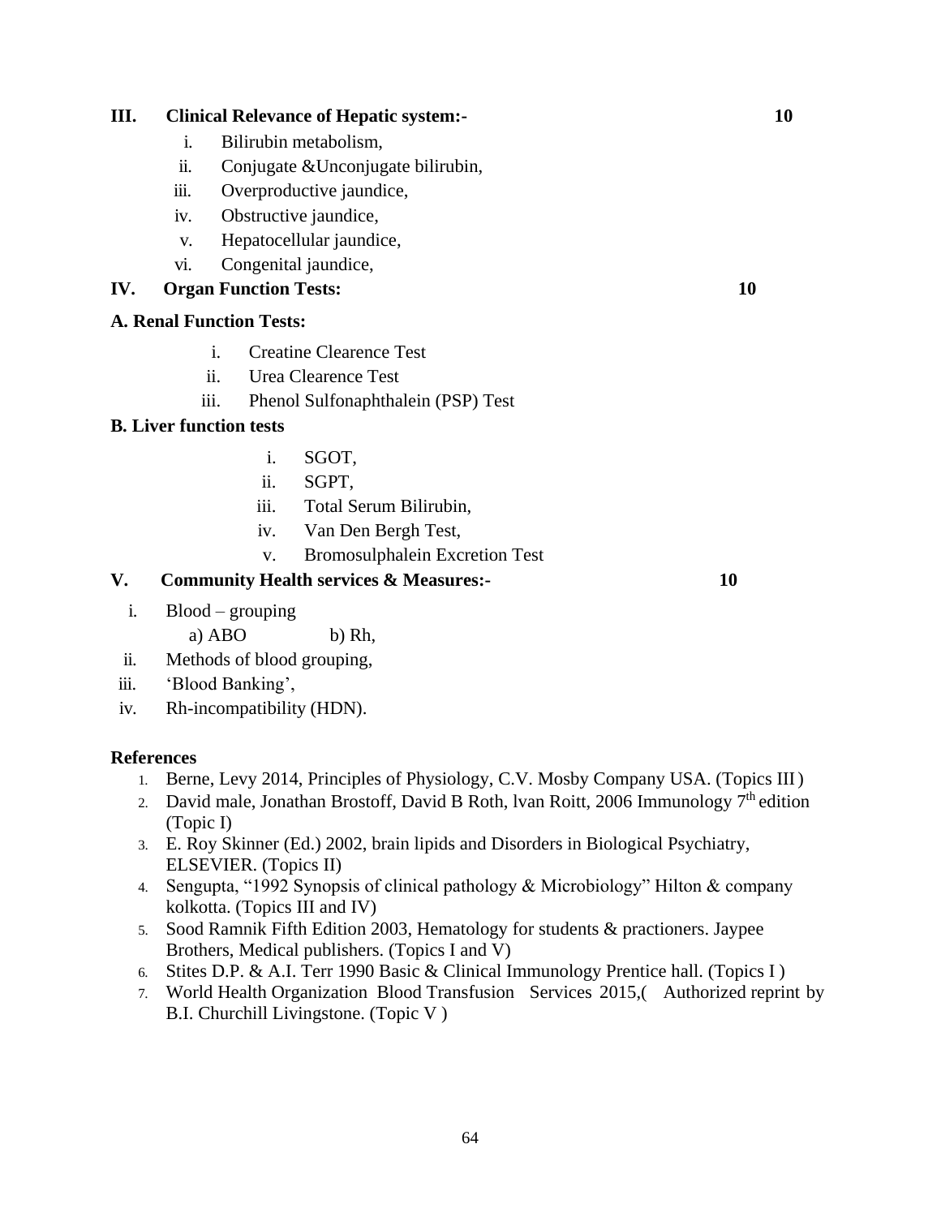**III. Clinical Relevance of Hepatic system:- 10**

- i. Bilirubin metabolism,
- ii. Conjugate &Unconjugate bilirubin,
- iii. Overproductive jaundice,
- iv. Obstructive jaundice,
- v. Hepatocellular jaundice,
- vi. Congenital jaundice,

**IV. Organ Function Tests: 10**

**A. Renal Function Tests:**

- i. Creatine Clearence Test
- ii. Urea Clearence Test
- iii. Phenol Sulfonaphthalein (PSP) Test

**B. Liver function tests**

- i. SGOT,
- ii. SGPT,
- iii. Total Serum Bilirubin,
- iv. Van Den Bergh Test,
- v. Bromosulphalein Excretion Test

**V. Community Health services & Measures:- 10**

- i. Blood – grouping
  - a) ABO b) Rh,
- ii. Methods of blood grouping,
- iii. 'Blood Banking',
- iv. Rh-incompatibility (HDN).

**References**

1. Berne, Levy 2014, Principles of Physiology, C.V. Mosby Company USA. (Topics III)
2. David male, Jonathan Brostoff, David B Roth, lvan Roitt, 2006 Immunology 7th edition (Topic I)
3. E. Roy Skinner (Ed.) 2002, brain lipids and Disorders in Biological Psychiatry, ELSEVIER. (Topics II)
4. Sengupta, "1992 Synopsis of clinical pathology & Microbiology" Hilton & company kolkotta. (Topics III and IV)
5. Sood Ramnik Fifth Edition 2003, Hematology for students & practioners. Jaypee Brothers, Medical publishers. (Topics I and V)
6. Stites D.P. & A.I. Terr 1990 Basic & Clinical Immunology Prentice hall. (Topics I )
7. World Health Organization Blood Transfusion Services 2015,( Authorized reprint by B.I. Churchill Livingstone. (Topic V )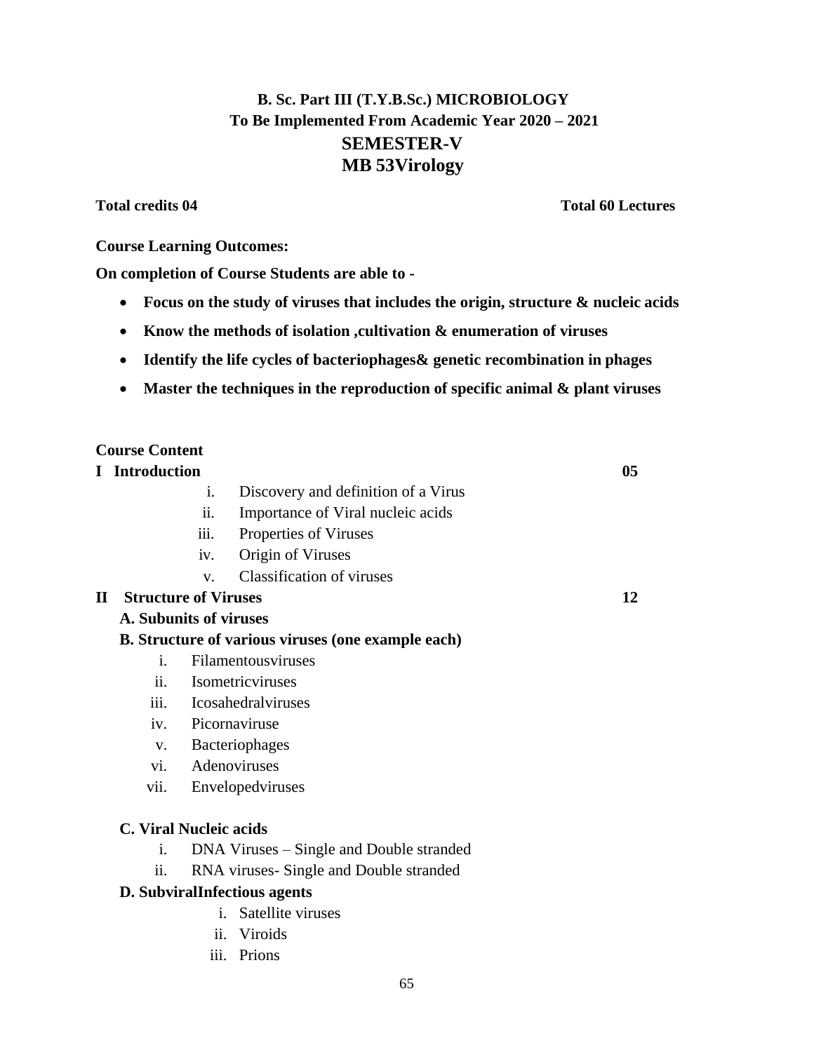## B. Sc. Part III (T.Y.B.Sc.) MICROBIOLOGY
## To Be Implemented From Academic Year 2020 – 2021
# SEMESTER-V
# MB 53Virology

**Total credits 04** **Total 60 Lectures**

**Course Learning Outcomes:**

**On completion of Course Students are able to -**

- **Focus on the study of viruses that includes the origin, structure & nucleic acids**
- **Know the methods of isolation ,cultivation & enumeration of viruses**
- **Identify the life cycles of bacteriophages& genetic recombination in phages**
- **Master the techniques in the reproduction of specific animal & plant viruses**

**Course Content**

**I Introduction** **05**

i. Discovery and definition of a Virus
ii. Importance of Viral nucleic acids
iii. Properties of Viruses
iv. Origin of Viruses
v. Classification of viruses

**II Structure of Viruses** **12**

**A. Subunits of viruses**

**B. Structure of various viruses (one example each)**

i. Filamentousviruses
ii. Isometricviruses
iii. Icosahedralviruses
iv. Picornaviruse
v. Bacteriophages
vi. Adenoviruses
vii. Envelopedviruses

**C. Viral Nucleic acids**

i. DNA Viruses – Single and Double stranded
ii. RNA viruses- Single and Double stranded

**D. SubviralInfectious agents**

i. Satellite viruses
ii. Viroids
iii. Prions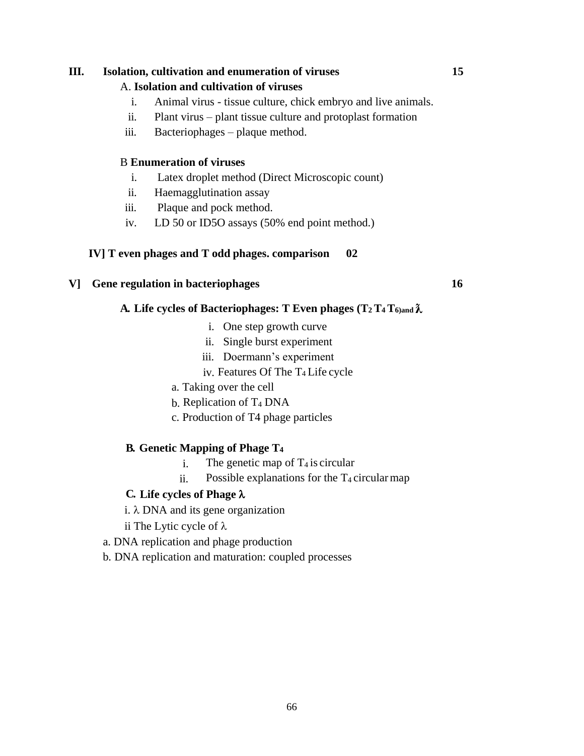**III. Isolation, cultivation and enumeration of viruses** **15**

A. **Isolation and cultivation of viruses**

i. Animal virus - tissue culture, chick embryo and live animals.
ii. Plant virus – plant tissue culture and protoplast formation
iii. Bacteriophages – plaque method.

B **Enumeration of viruses**

i. Latex droplet method (Direct Microscopic count)
ii. Haemagglutination assay
iii. Plaque and pock method.
iv. LD 50 or ID5O assays (50% end point method.)

**IV] T even phages and T odd phages. comparison** **02**

**V] Gene regulation in bacteriophages** **16**

**A. Life cycles of Bacteriophages: T Even phages ($T_2$ $T_4$ $T_6$)and λ**

i. One step growth curve
ii. Single burst experiment
iii. Doermann's experiment
iv. Features Of The $T_4$ Life cycle

a. Taking over the cell
b. Replication of $T_4$ DNA
c. Production of T4 phage particles

**B. Genetic Mapping of Phage $T_4$**

i. The genetic map of $T_4$ is circular
ii. Possible explanations for the $T_4$ circular map

**C. Life cycles of Phage λ**

i. λ DNA and its gene organization
ii The Lytic cycle of λ

a. DNA replication and phage production
b. DNA replication and maturation: coupled processes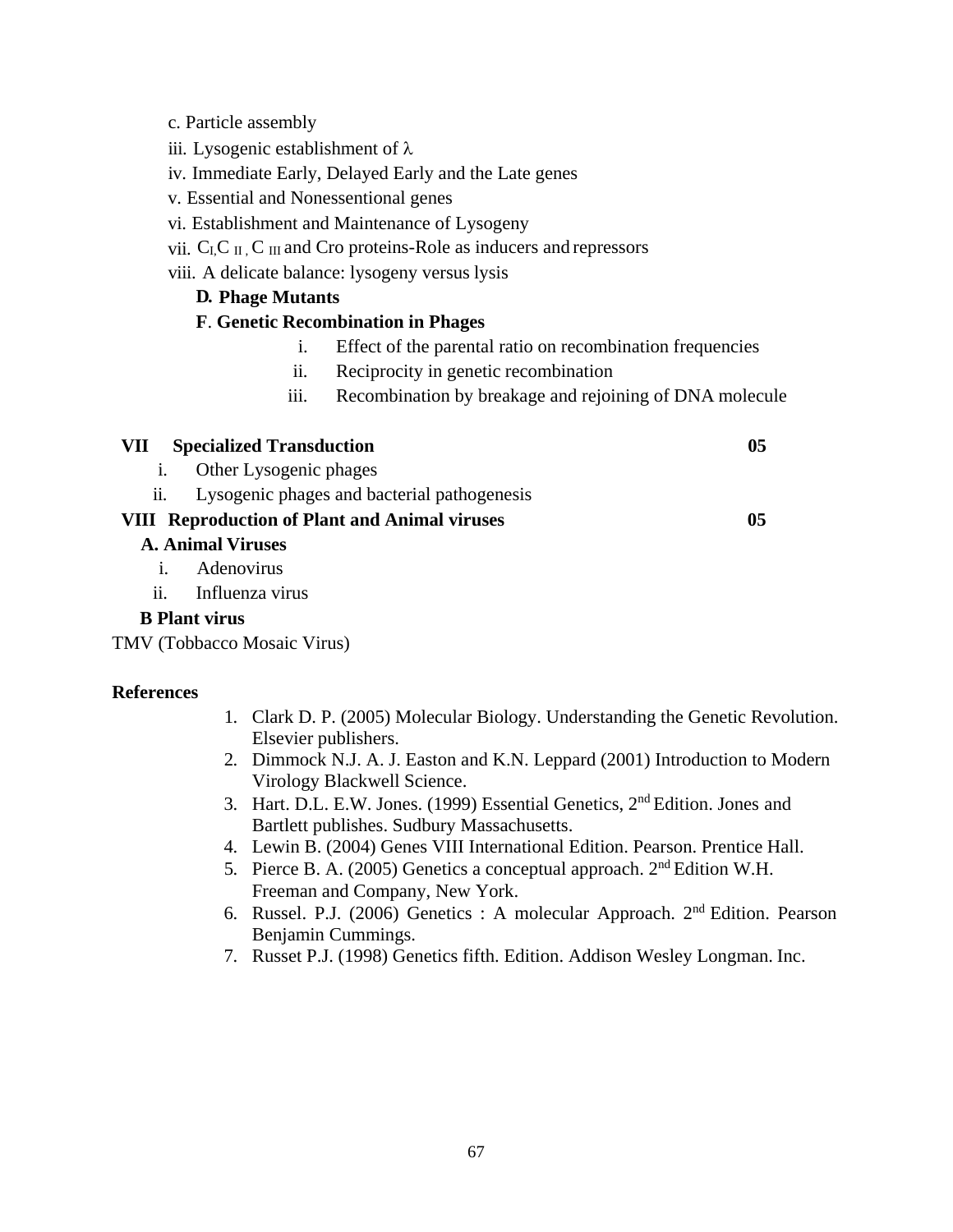c. Particle assembly

iii. Lysogenic establishment of $\lambda$

iv. Immediate Early, Delayed Early and the Late genes

v. Essential and Nonessentional genes

vi. Establishment and Maintenance of Lysogeny

vii. $C_I$, $C_{II}$, $C_{III}$ and Cro proteins-Role as inducers and repressors

viii. A delicate balance: lysogeny versus lysis

**D. Phage Mutants**

**F. Genetic Recombination in Phages**

i. Effect of the parental ratio on recombination frequencies
ii. Reciprocity in genetic recombination
iii. Recombination by breakage and rejoining of DNA molecule

**VII Specialized Transduction** **05**

i. Other Lysogenic phages
ii. Lysogenic phages and bacterial pathogenesis

**VIII Reproduction of Plant and Animal viruses** **05**

**A. Animal Viruses**

i. Adenovirus
ii. Influenza virus

**B Plant virus**

TMV (Tobbacco Mosaic Virus)

**References**

1. Clark D. P. (2005) Molecular Biology. Understanding the Genetic Revolution. Elsevier publishers.
2. Dimmock N.J. A. J. Easton and K.N. Leppard (2001) Introduction to Modern Virology Blackwell Science.
3. Hart. D.L. E.W. Jones. (1999) Essential Genetics, 2nd Edition. Jones and Bartlett publishes. Sudbury Massachusetts.
4. Lewin B. (2004) Genes VIII International Edition. Pearson. Prentice Hall.
5. Pierce B. A. (2005) Genetics a conceptual approach. 2nd Edition W.H. Freeman and Company, New York.
6. Russel. P.J. (2006) Genetics : A molecular Approach. 2nd Edition. Pearson Benjamin Cummings.
7. Russet P.J. (1998) Genetics fifth. Edition. Addison Wesley Longman. Inc.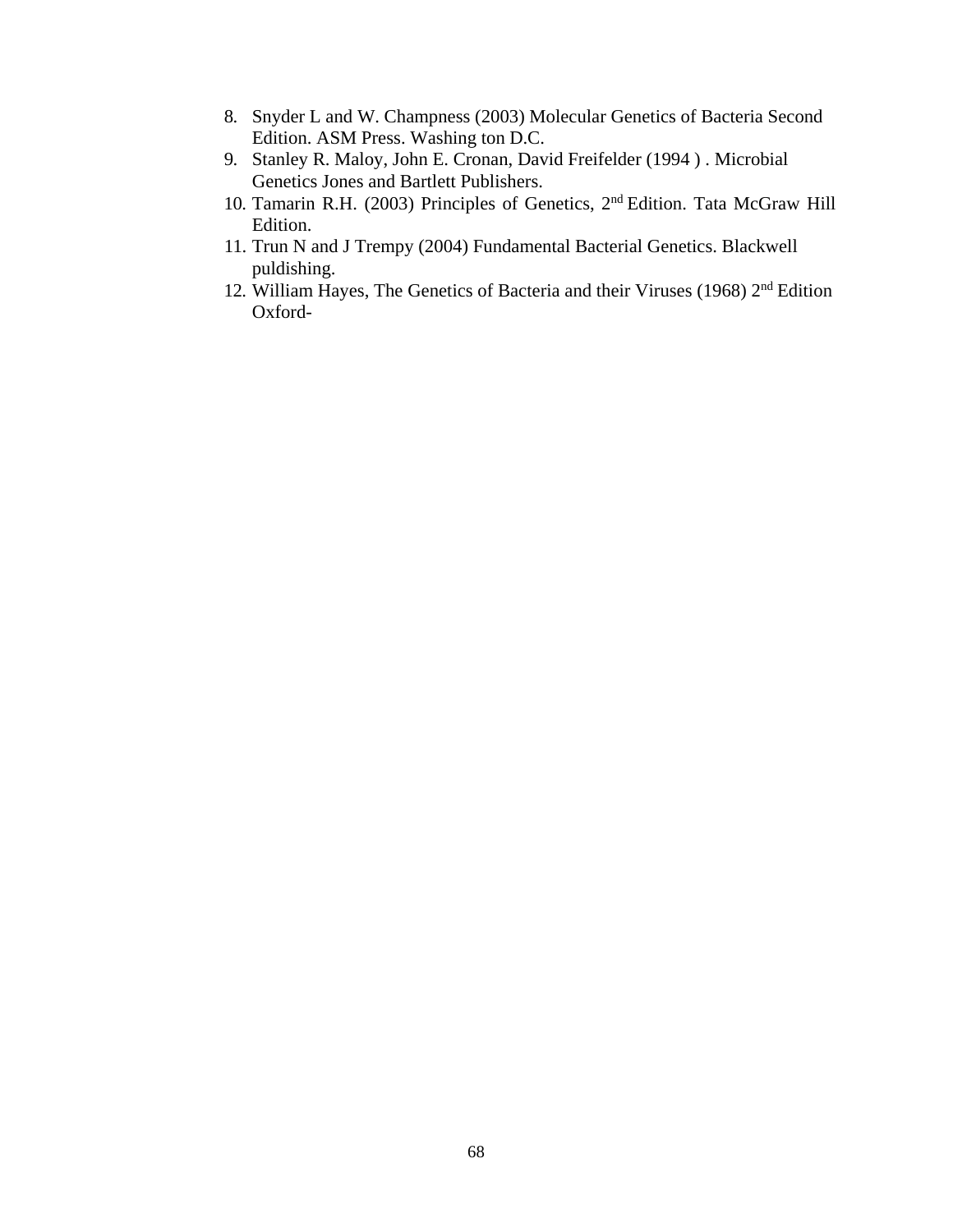8. Snyder L and W. Champness (2003) Molecular Genetics of Bacteria Second Edition. ASM Press. Washing ton D.C.
9. Stanley R. Maloy, John E. Cronan, David Freifelder (1994 ) . Microbial Genetics Jones and Bartlett Publishers.
10. Tamarin R.H. (2003) Principles of Genetics, 2nd Edition. Tata McGraw Hill Edition.
11. Trun N and J Trempy (2004) Fundamental Bacterial Genetics. Blackwell puldishing.
12. William Hayes, The Genetics of Bacteria and their Viruses (1968) 2nd Edition Oxford-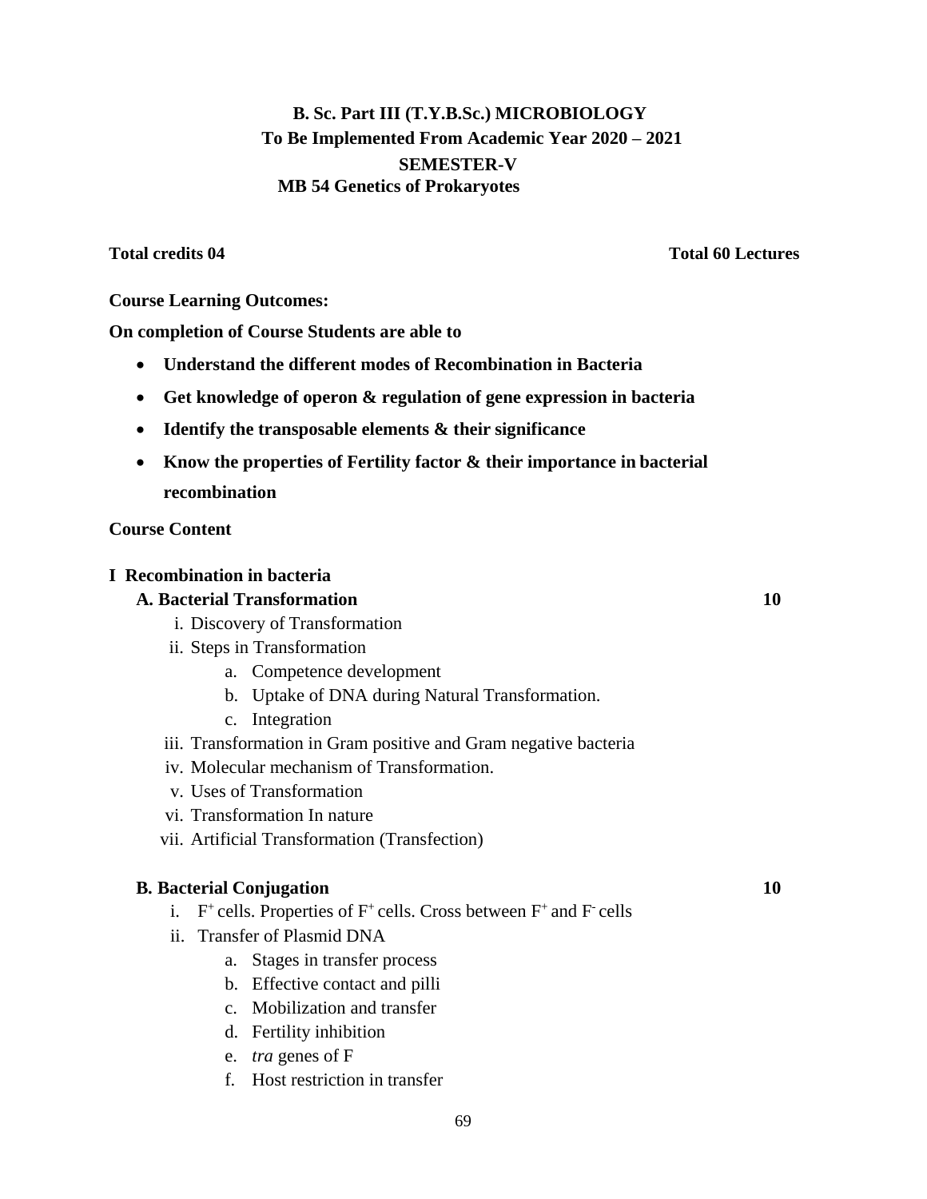# B. Sc. Part III (T.Y.B.Sc.) MICROBIOLOGY

## To Be Implemented From Academic Year 2020 – 2021

## SEMESTER-V

## MB 54 Genetics of Prokaryotes

**Total credits 04** **Total 60 Lectures**

**Course Learning Outcomes:**

**On completion of Course Students are able to**

- **Understand the different modes of Recombination in Bacteria**
- **Get knowledge of operon & regulation of gene expression in bacteria**
- **Identify the transposable elements & their significance**
- **Know the properties of Fertility factor & their importance in bacterial recombination**

**Course Content**

**I Recombination in bacteria**

**A. Bacterial Transformation** **10**

i. Discovery of Transformation
ii. Steps in Transformation
   a. Competence development
   b. Uptake of DNA during Natural Transformation.
   c. Integration
iii. Transformation in Gram positive and Gram negative bacteria
iv. Molecular mechanism of Transformation.
v. Uses of Transformation
vi. Transformation In nature
vii. Artificial Transformation (Transfection)

**B. Bacterial Conjugation** **10**

i. $F^+$ cells. Properties of $F^+$ cells. Cross between $F^+$ and $F^-$ cells
ii. Transfer of Plasmid DNA
   a. Stages in transfer process
   b. Effective contact and pilli
   c. Mobilization and transfer
   d. Fertility inhibition
   e. *tra* genes of F
   f. Host restriction in transfer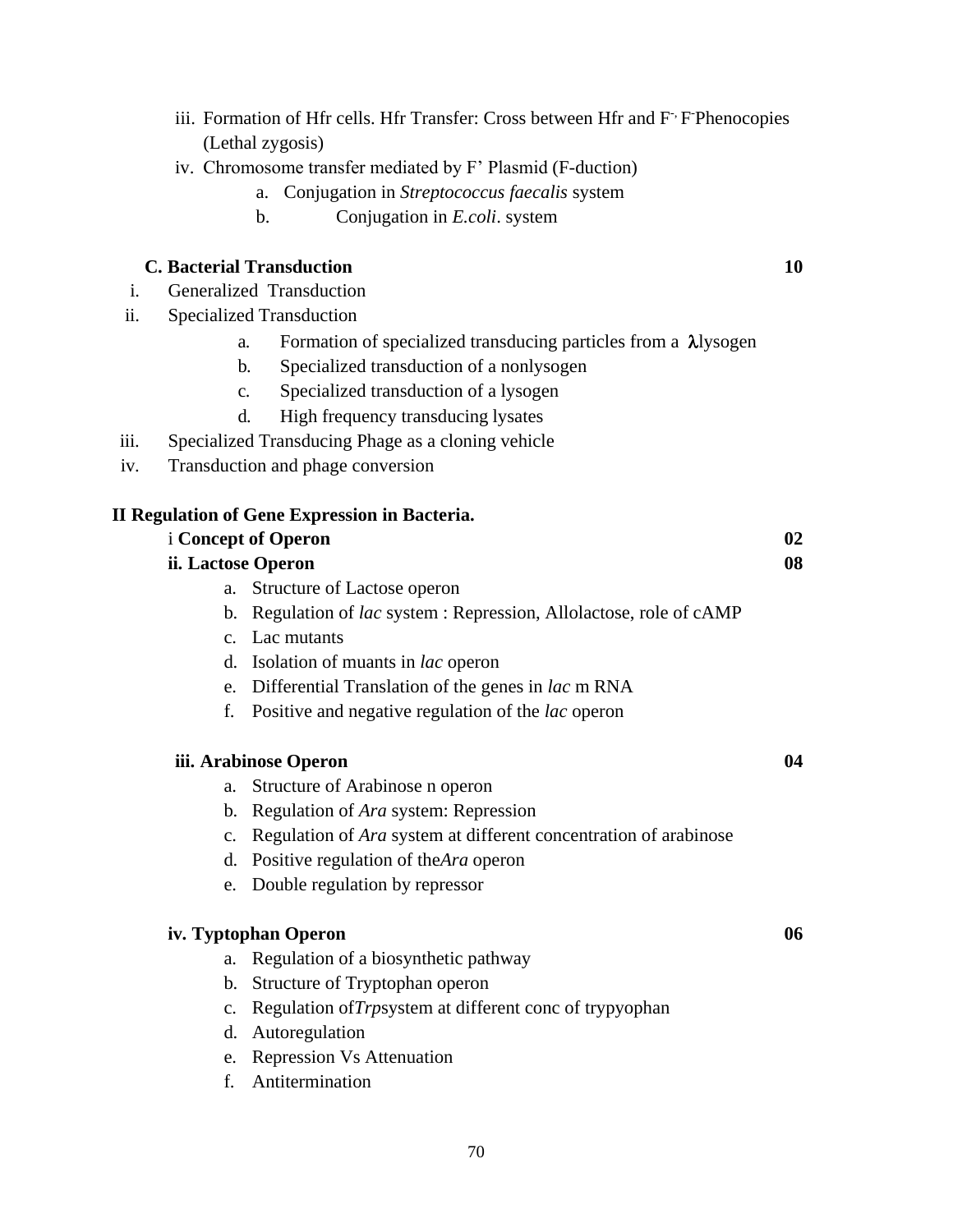iii. Formation of Hfr cells. Hfr Transfer: Cross between Hfr and $F^{-}$, $F^{-}$Phenocopies (Lethal zygosis)

iv. Chromosome transfer mediated by F' Plasmid (F-duction)

  a. Conjugation in *Streptococcus faecalis* system
  b. Conjugation in *E.coli*. system

**C. Bacterial Transduction** **10**

i. Generalized Transduction

ii. Specialized Transduction

  a. Formation of specialized transducing particles from a λlysogen
  b. Specialized transduction of a nonlysogen
  c. Specialized transduction of a lysogen
  d. High frequency transducing lysates

iii. Specialized Transducing Phage as a cloning vehicle

iv. Transduction and phage conversion

**II Regulation of Gene Expression in Bacteria.**

i **Concept of Operon** **02**

**ii. Lactose Operon** **08**

  a. Structure of Lactose operon
  b. Regulation of *lac* system : Repression, Allolactose, role of cAMP
  c. Lac mutants
  d. Isolation of muants in *lac* operon
  e. Differential Translation of the genes in *lac* m RNA
  f. Positive and negative regulation of the *lac* operon

**iii. Arabinose Operon** **04**

  a. Structure of Arabinose n operon
  b. Regulation of *Ara* system: Repression
  c. Regulation of *Ara* system at different concentration of arabinose
  d. Positive regulation of the*Ara* operon
  e. Double regulation by repressor

**iv. Typtophan Operon** **06**

  a. Regulation of a biosynthetic pathway
  b. Structure of Tryptophan operon
  c. Regulation of*Trp*system at different conc of trypyophan
  d. Autoregulation
  e. Repression Vs Attenuation
  f. Antitermination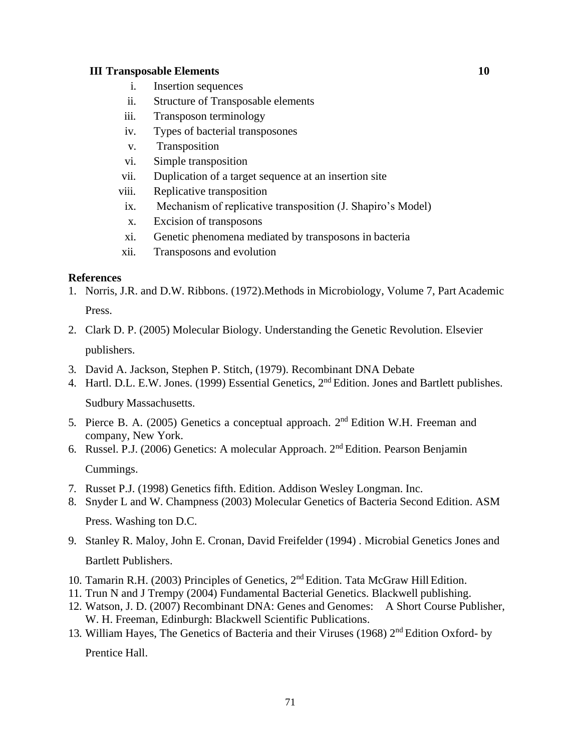**III Transposable Elements 10**

i. Insertion sequences
ii. Structure of Transposable elements
iii. Transposon terminology
iv. Types of bacterial transposones
v. Transposition
vi. Simple transposition
vii. Duplication of a target sequence at an insertion site
viii. Replicative transposition
ix. Mechanism of replicative transposition (J. Shapiro's Model)
x. Excision of transposons
xi. Genetic phenomena mediated by transposons in bacteria
xii. Transposons and evolution

**References**

1. Norris, J.R. and D.W. Ribbons. (1972).Methods in Microbiology, Volume 7, Part Academic Press.
2. Clark D. P. (2005) Molecular Biology. Understanding the Genetic Revolution. Elsevier publishers.
3. David A. Jackson, Stephen P. Stitch, (1979). Recombinant DNA Debate
4. Hartl. D.L. E.W. Jones. (1999) Essential Genetics, 2nd Edition. Jones and Bartlett publishes. Sudbury Massachusetts.
5. Pierce B. A. (2005) Genetics a conceptual approach. 2nd Edition W.H. Freeman and company, New York.
6. Russel. P.J. (2006) Genetics: A molecular Approach. 2nd Edition. Pearson Benjamin Cummings.
7. Russet P.J. (1998) Genetics fifth. Edition. Addison Wesley Longman. Inc.
8. Snyder L and W. Champness (2003) Molecular Genetics of Bacteria Second Edition. ASM Press. Washing ton D.C.
9. Stanley R. Maloy, John E. Cronan, David Freifelder (1994) . Microbial Genetics Jones and Bartlett Publishers.
10. Tamarin R.H. (2003) Principles of Genetics, 2nd Edition. Tata McGraw Hill Edition.
11. Trun N and J Trempy (2004) Fundamental Bacterial Genetics. Blackwell publishing.
12. Watson, J. D. (2007) Recombinant DNA: Genes and Genomes: A Short Course Publisher, W. H. Freeman, Edinburgh: Blackwell Scientific Publications.
13. William Hayes, The Genetics of Bacteria and their Viruses (1968) 2nd Edition Oxford- by Prentice Hall.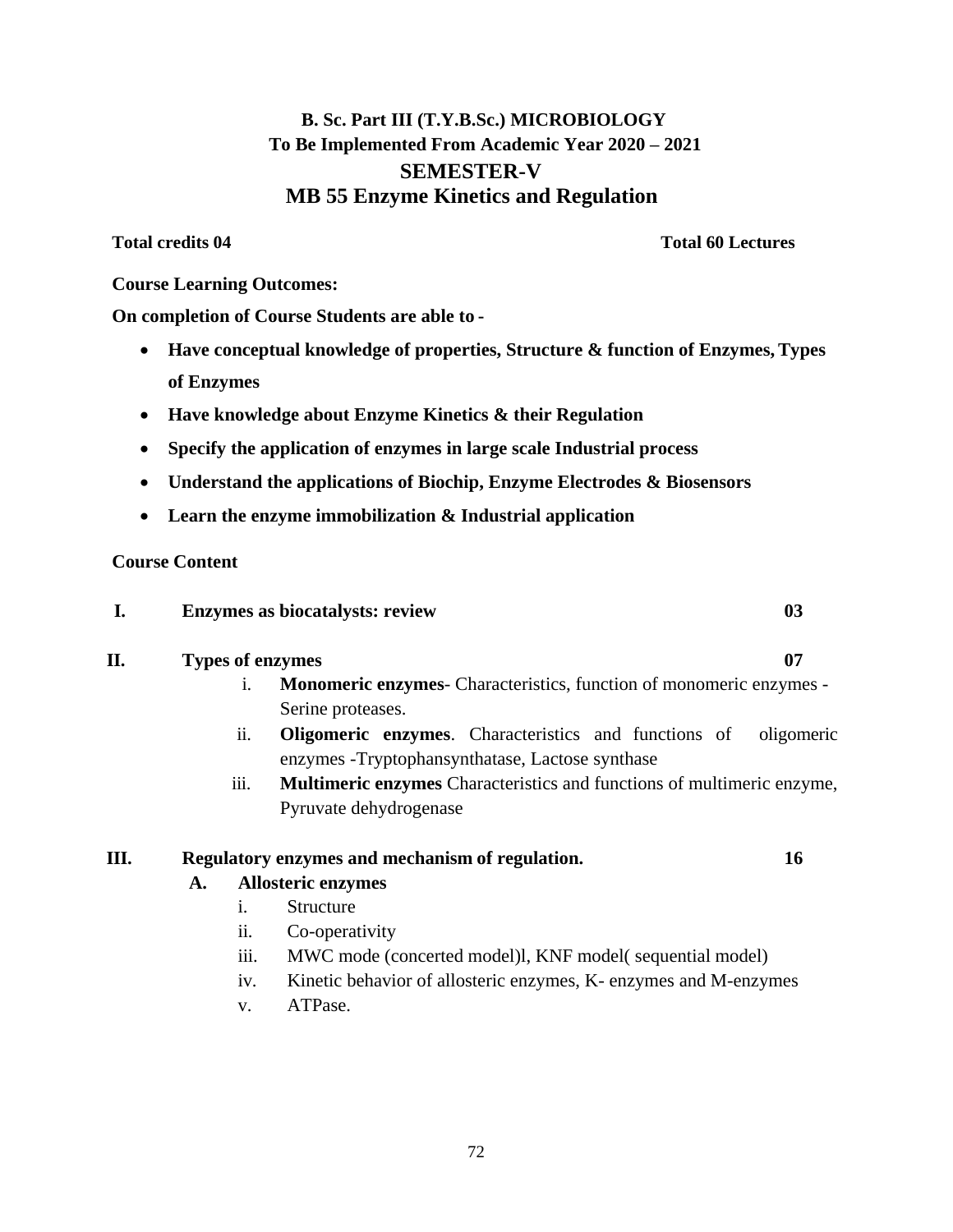# B. Sc. Part III (T.Y.B.Sc.) MICROBIOLOGY
## To Be Implemented From Academic Year 2020 – 2021
## SEMESTER-V
## MB 55 Enzyme Kinetics and Regulation

**Total credits 04** **Total 60 Lectures**

**Course Learning Outcomes:**

**On completion of Course Students are able to -**

- **Have conceptual knowledge of properties, Structure & function of Enzymes, Types of Enzymes**
- **Have knowledge about Enzyme Kinetics & their Regulation**
- **Specify the application of enzymes in large scale Industrial process**
- **Understand the applications of Biochip, Enzyme Electrodes & Biosensors**
- **Learn the enzyme immobilization & Industrial application**

**Course Content**

**I. Enzymes as biocatalysts: review** **03**

**II. Types of enzymes** **07**

i. **Monomeric enzymes**- Characteristics, function of monomeric enzymes - Serine proteases.

ii. **Oligomeric enzymes**. Characteristics and functions of oligomeric enzymes -Tryptophansynthatase, Lactose synthase

iii. **Multimeric enzymes** Characteristics and functions of multimeric enzyme, Pyruvate dehydrogenase

**III. Regulatory enzymes and mechanism of regulation.** **16**

**A. Allosteric enzymes**

i. Structure

ii. Co-operativity

iii. MWC mode (concerted model)l, KNF model( sequential model)

iv. Kinetic behavior of allosteric enzymes, K- enzymes and M-enzymes

v. ATPase.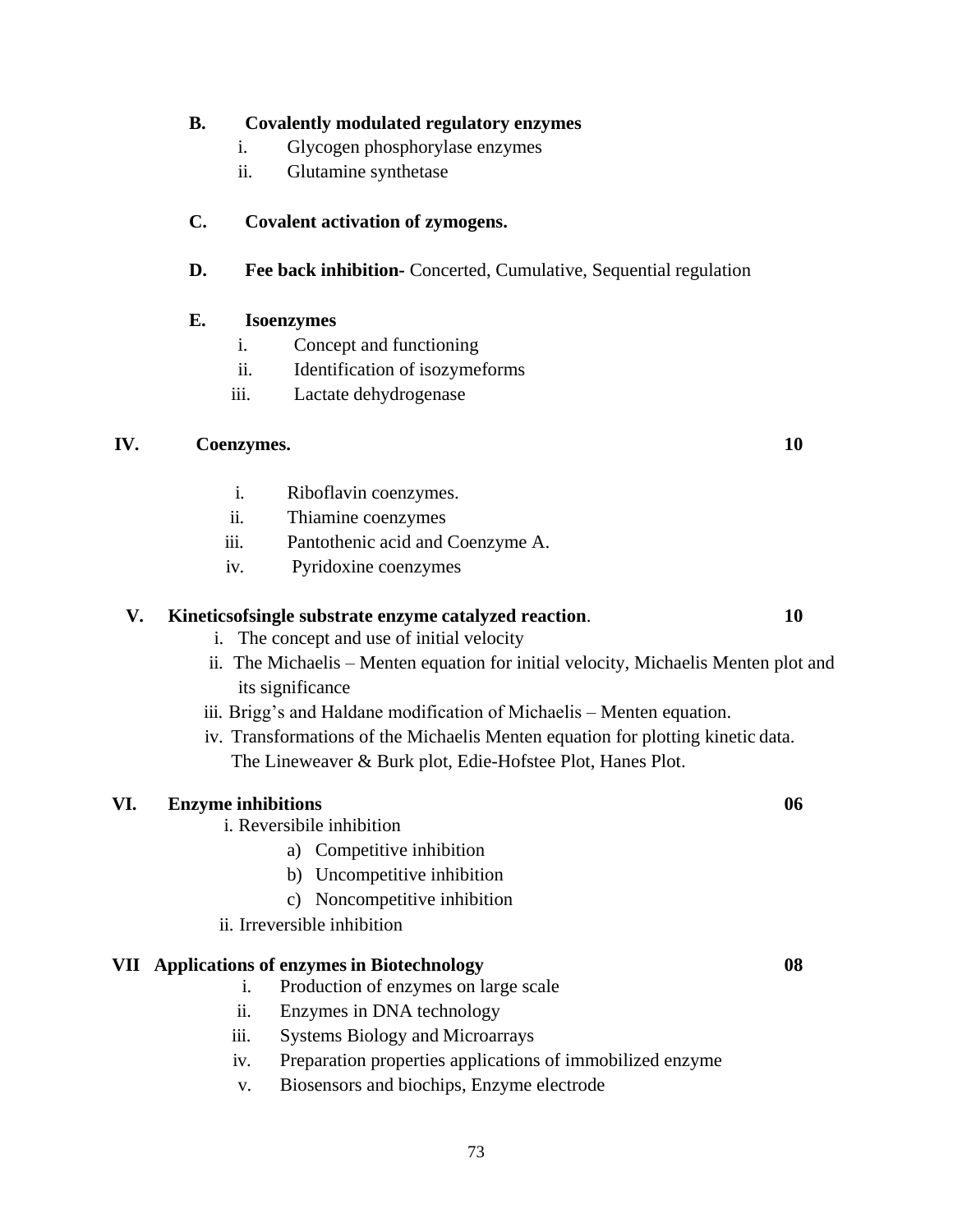**B. Covalently modulated regulatory enzymes**

- i. Glycogen phosphorylase enzymes
- ii. Glutamine synthetase

**C. Covalent activation of zymogens.**

**D. Fee back inhibition-** Concerted, Cumulative, Sequential regulation

**E. Isoenzymes**

- i. Concept and functioning
- ii. Identification of isozymeforms
- iii. Lactate dehydrogenase

**IV. Coenzymes.** **10**

- i. Riboflavin coenzymes.
- ii. Thiamine coenzymes
- iii. Pantothenic acid and Coenzyme A.
- iv. Pyridoxine coenzymes

**V. Kineticsofsingle substrate enzyme catalyzed reaction.** **10**

- i. The concept and use of initial velocity
- ii. The Michaelis – Menten equation for initial velocity, Michaelis Menten plot and its significance
- iii. Brigg's and Haldane modification of Michaelis – Menten equation.
- iv. Transformations of the Michaelis Menten equation for plotting kinetic data. The Lineweaver & Burk plot, Edie-Hofstee Plot, Hanes Plot.

**VI. Enzyme inhibitions** **06**

- i. Reversibile inhibition
  - a) Competitive inhibition
  - b) Uncompetitive inhibition
  - c) Noncompetitive inhibition
- ii. Irreversible inhibition

**VII Applications of enzymes in Biotechnology** **08**

- i. Production of enzymes on large scale
- ii. Enzymes in DNA technology
- iii. Systems Biology and Microarrays
- iv. Preparation properties applications of immobilized enzyme
- v. Biosensors and biochips, Enzyme electrode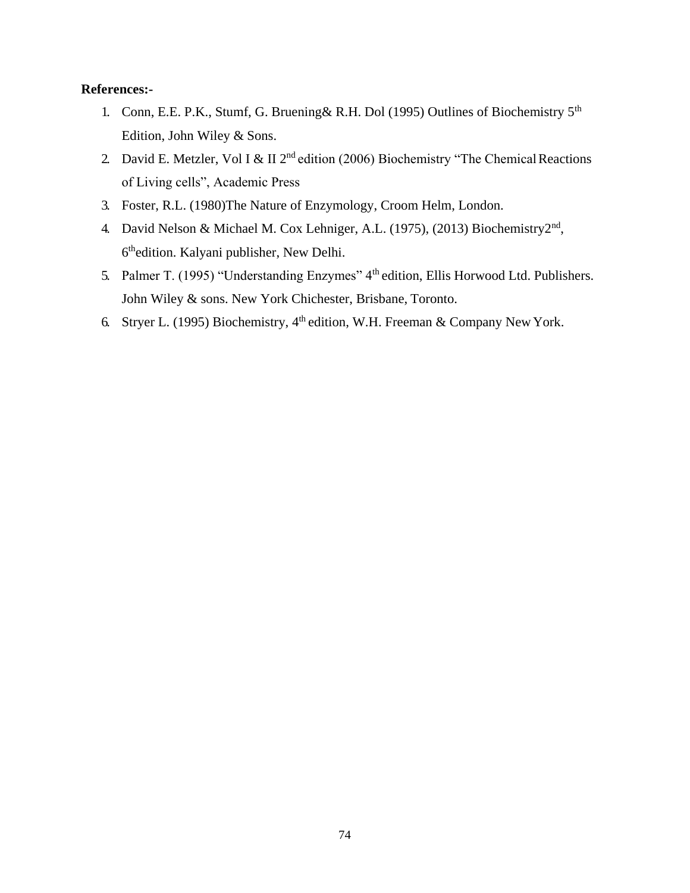**References:-**

1. Conn, E.E. P.K., Stumf, G. Bruening& R.H. Dol (1995) Outlines of Biochemistry 5$^{th}$ Edition, John Wiley & Sons.
2. David E. Metzler, Vol I & II 2$^{nd}$ edition (2006) Biochemistry "The Chemical Reactions of Living cells", Academic Press
3. Foster, R.L. (1980)The Nature of Enzymology, Croom Helm, London.
4. David Nelson & Michael M. Cox Lehniger, A.L. (1975), (2013) Biochemistry2$^{nd}$, 6$^{th}$edition. Kalyani publisher, New Delhi.
5. Palmer T. (1995) "Understanding Enzymes" 4$^{th}$ edition, Ellis Horwood Ltd. Publishers. John Wiley & sons. New York Chichester, Brisbane, Toronto.
6. Stryer L. (1995) Biochemistry, 4$^{th}$ edition, W.H. Freeman & Company New York.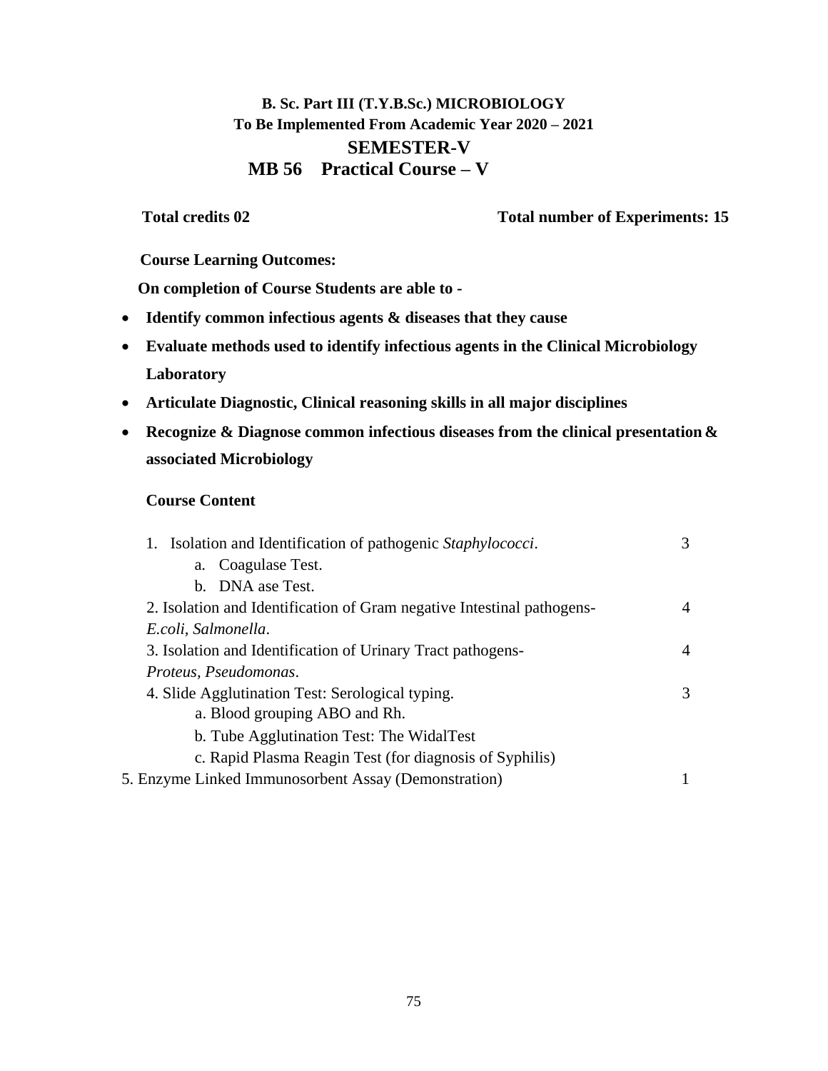## B. Sc. Part III (T.Y.B.Sc.) MICROBIOLOGY

**To Be Implemented From Academic Year 2020 – 2021**

## SEMESTER-V

## MB 56 Practical Course – V

**Total credits 02** **Total number of Experiments: 15**

**Course Learning Outcomes:**

**On completion of Course Students are able to -**

- **Identify common infectious agents & diseases that they cause**
- **Evaluate methods used to identify infectious agents in the Clinical Microbiology Laboratory**
- **Articulate Diagnostic, Clinical reasoning skills in all major disciplines**
- **Recognize & Diagnose common infectious diseases from the clinical presentation & associated Microbiology**

**Course Content**

| Content | |
|---|---|
| 1. Isolation and Identification of pathogenic *Staphylococci*.<br>a. Coagulase Test.<br>b. DNA ase Test. | 3 |
| 2. Isolation and Identification of Gram negative Intestinal pathogens- *E.coli, Salmonella*. | 4 |
| 3. Isolation and Identification of Urinary Tract pathogens- *Proteus, Pseudomonas*. | 4 |
| 4. Slide Agglutination Test: Serological typing.<br>a. Blood grouping ABO and Rh.<br>b. Tube Agglutination Test: The WidalTest<br>c. Rapid Plasma Reagin Test (for diagnosis of Syphilis) | 3 |
| 5. Enzyme Linked Immunosorbent Assay (Demonstration) | 1 |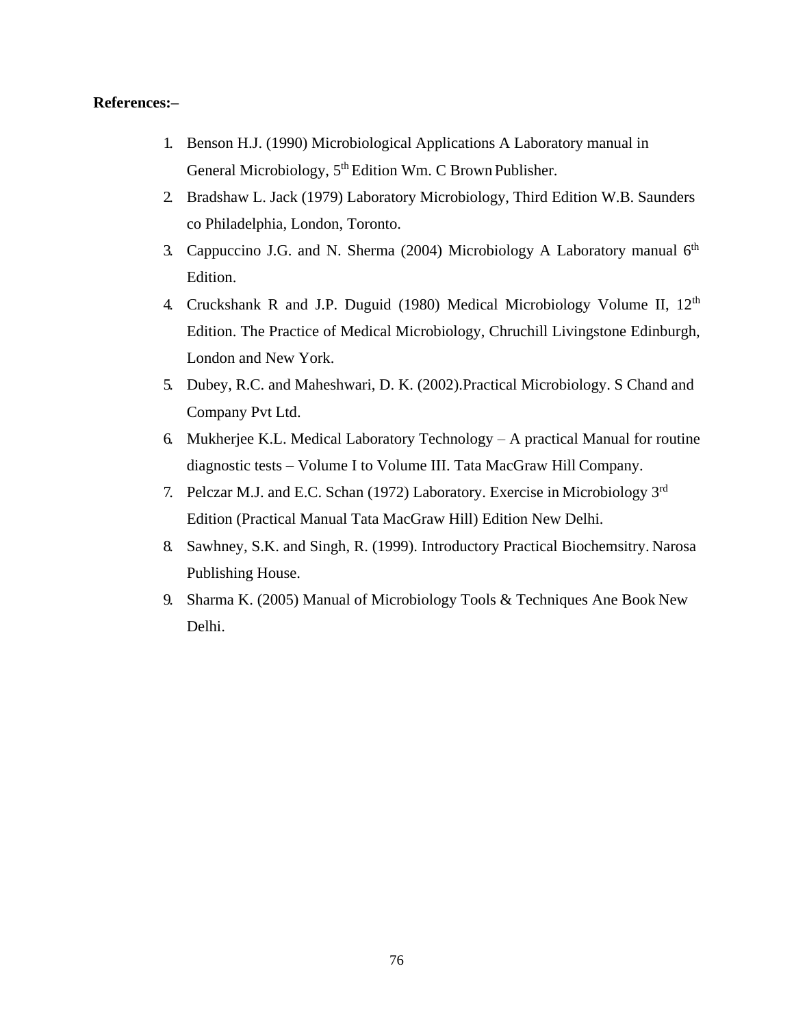**References:–**

1. Benson H.J. (1990) Microbiological Applications A Laboratory manual in General Microbiology, 5th Edition Wm. C Brown Publisher.
2. Bradshaw L. Jack (1979) Laboratory Microbiology, Third Edition W.B. Saunders co Philadelphia, London, Toronto.
3. Cappuccino J.G. and N. Sherma (2004) Microbiology A Laboratory manual 6th Edition.
4. Cruckshank R and J.P. Duguid (1980) Medical Microbiology Volume II, 12th Edition. The Practice of Medical Microbiology, Chruchill Livingstone Edinburgh, London and New York.
5. Dubey, R.C. and Maheshwari, D. K. (2002).Practical Microbiology. S Chand and Company Pvt Ltd.
6. Mukherjee K.L. Medical Laboratory Technology – A practical Manual for routine diagnostic tests – Volume I to Volume III. Tata MacGraw Hill Company.
7. Pelczar M.J. and E.C. Schan (1972) Laboratory. Exercise in Microbiology 3rd Edition (Practical Manual Tata MacGraw Hill) Edition New Delhi.
8. Sawhney, S.K. and Singh, R. (1999). Introductory Practical Biochemsitry. Narosa Publishing House.
9. Sharma K. (2005) Manual of Microbiology Tools & Techniques Ane Book New Delhi.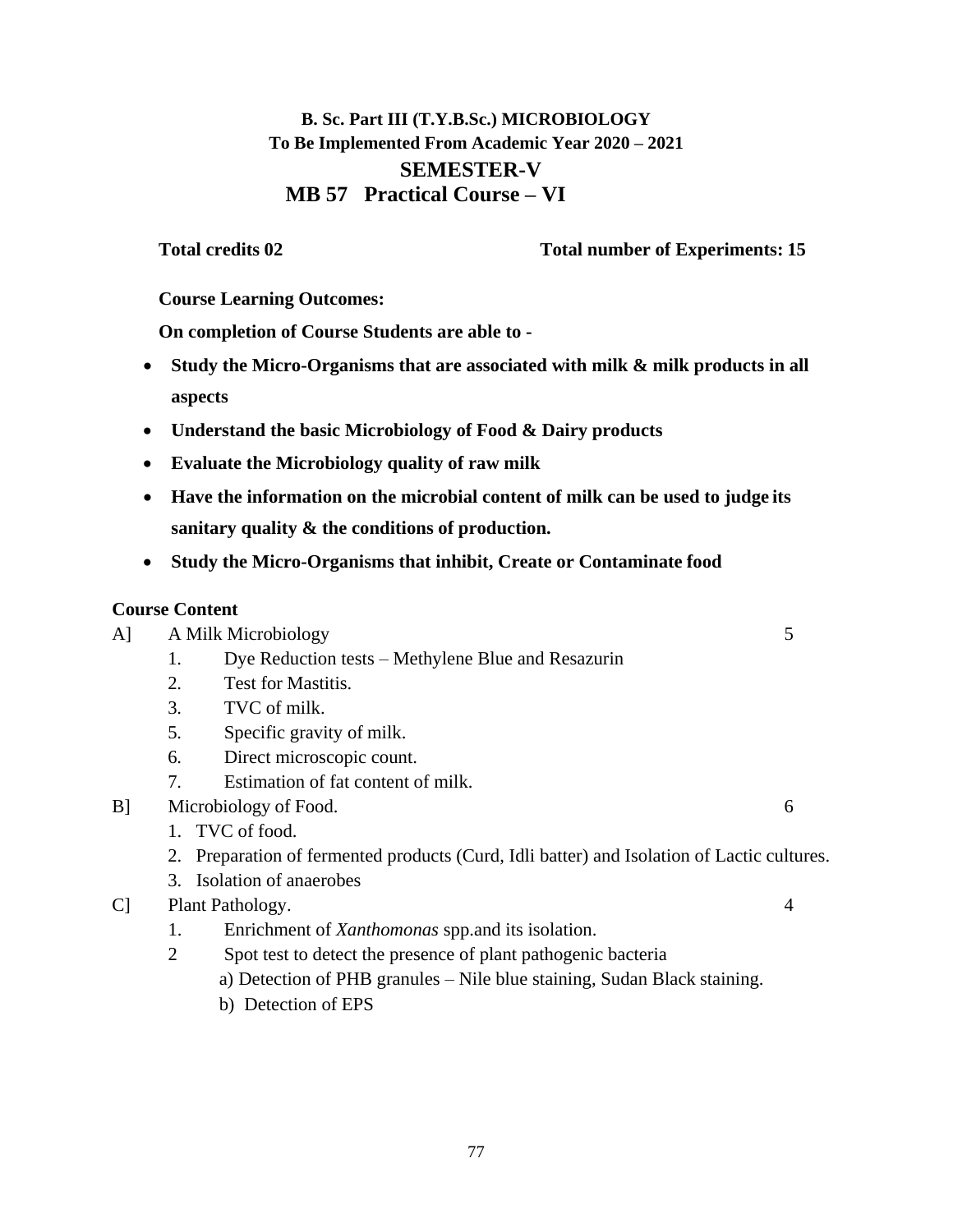**B. Sc. Part III (T.Y.B.Sc.) MICROBIOLOGY**
**To Be Implemented From Academic Year 2020 – 2021**

## SEMESTER-V

## MB 57 Practical Course – VI

**Total credits 02** **Total number of Experiments: 15**

**Course Learning Outcomes:**

**On completion of Course Students are able to -**

- **Study the Micro-Organisms that are associated with milk & milk products in all aspects**
- **Understand the basic Microbiology of Food & Dairy products**
- **Evaluate the Microbiology quality of raw milk**
- **Have the information on the microbial content of milk can be used to judge its sanitary quality & the conditions of production.**
- **Study the Micro-Organisms that inhibit, Create or Contaminate food**

**Course Content**

A] A Milk Microbiology 5

1. Dye Reduction tests – Methylene Blue and Resazurin
2. Test for Mastitis.
3. TVC of milk.
5. Specific gravity of milk.
6. Direct microscopic count.
7. Estimation of fat content of milk.

B] Microbiology of Food. 6

1. TVC of food.
2. Preparation of fermented products (Curd, Idli batter) and Isolation of Lactic cultures.
3. Isolation of anaerobes

C] Plant Pathology. 4

1. Enrichment of *Xanthomonas* spp.and its isolation.
2. Spot test to detect the presence of plant pathogenic bacteria
   a) Detection of PHB granules – Nile blue staining, Sudan Black staining.
   b) Detection of EPS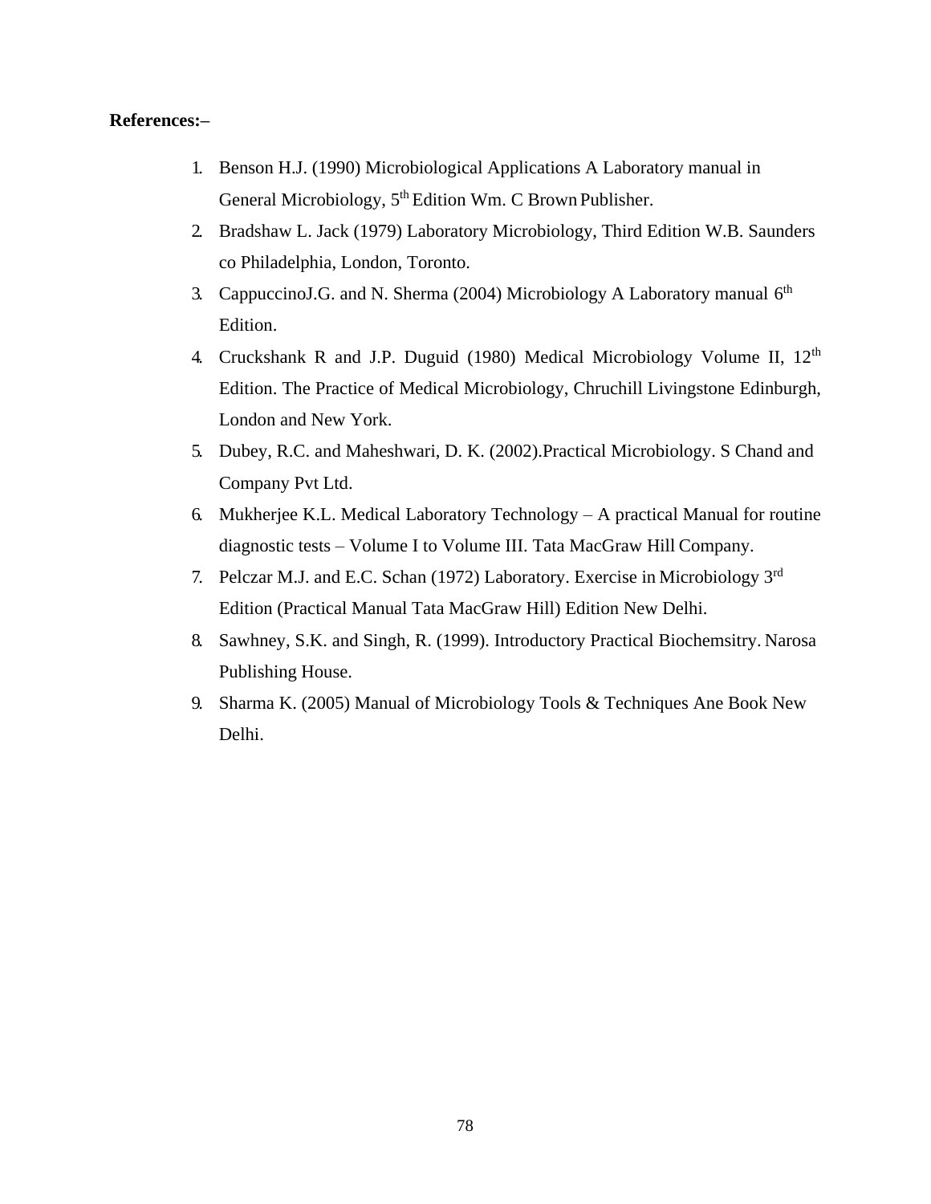**References:–**

1. Benson H.J. (1990) Microbiological Applications A Laboratory manual in General Microbiology, 5$^{th}$ Edition Wm. C Brown Publisher.
2. Bradshaw L. Jack (1979) Laboratory Microbiology, Third Edition W.B. Saunders co Philadelphia, London, Toronto.
3. CappuccinoJ.G. and N. Sherma (2004) Microbiology A Laboratory manual 6$^{th}$ Edition.
4. Cruckshank R and J.P. Duguid (1980) Medical Microbiology Volume II, 12$^{th}$ Edition. The Practice of Medical Microbiology, Chruchill Livingstone Edinburgh, London and New York.
5. Dubey, R.C. and Maheshwari, D. K. (2002).Practical Microbiology. S Chand and Company Pvt Ltd.
6. Mukherjee K.L. Medical Laboratory Technology – A practical Manual for routine diagnostic tests – Volume I to Volume III. Tata MacGraw Hill Company.
7. Pelczar M.J. and E.C. Schan (1972) Laboratory. Exercise in Microbiology 3$^{rd}$ Edition (Practical Manual Tata MacGraw Hill) Edition New Delhi.
8. Sawhney, S.K. and Singh, R. (1999). Introductory Practical Biochemsitry. Narosa Publishing House.
9. Sharma K. (2005) Manual of Microbiology Tools & Techniques Ane Book New Delhi.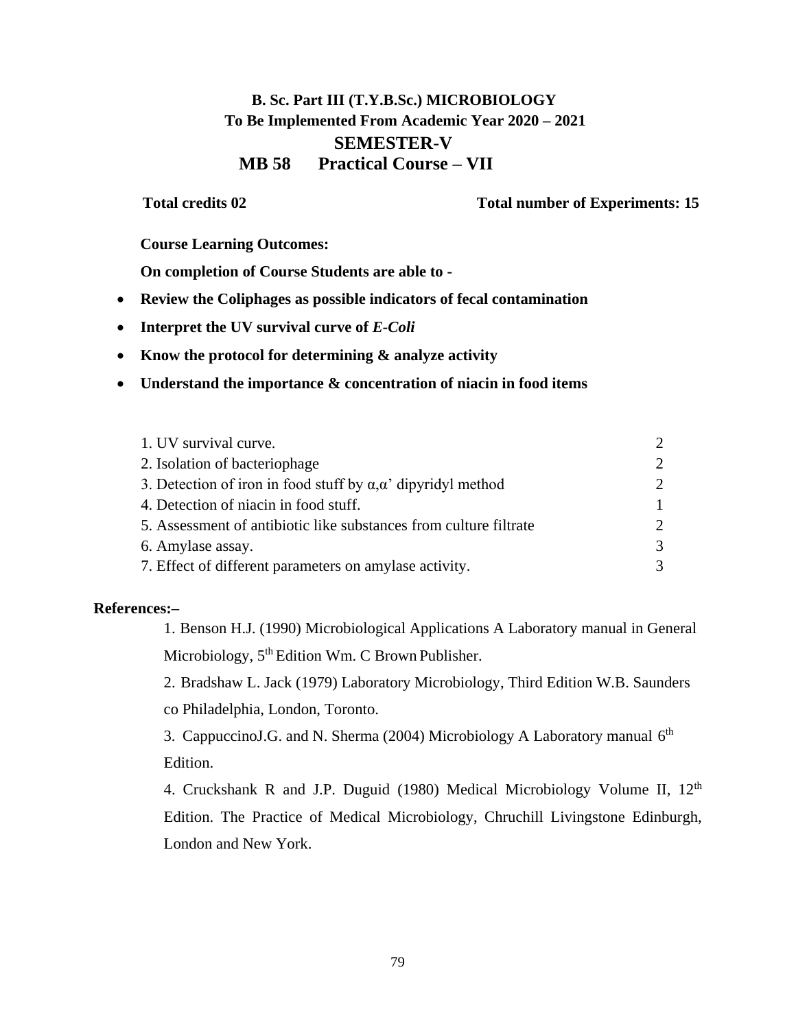## B. Sc. Part III (T.Y.B.Sc.) MICROBIOLOGY
## To Be Implemented From Academic Year 2020 – 2021
## SEMESTER-V
## MB 58 Practical Course – VII

**Total credits 02** **Total number of Experiments: 15**

**Course Learning Outcomes:**

**On completion of Course Students are able to -**

- **Review the Coliphages as possible indicators of fecal contamination**
- **Interpret the UV survival curve of *E-Coli***
- **Know the protocol for determining & analyze activity**
- **Understand the importance & concentration of niacin in food items**

| | |
|---|---|
| 1. UV survival curve. | 2 |
| 2. Isolation of bacteriophage | 2 |
| 3. Detection of iron in food stuff by α,α' dipyridyl method | 2 |
| 4. Detection of niacin in food stuff. | 1 |
| 5. Assessment of antibiotic like substances from culture filtrate | 2 |
| 6. Amylase assay. | 3 |
| 7. Effect of different parameters on amylase activity. | 3 |

**References:–**

1. Benson H.J. (1990) Microbiological Applications A Laboratory manual in General Microbiology, 5th Edition Wm. C Brown Publisher.
2. Bradshaw L. Jack (1979) Laboratory Microbiology, Third Edition W.B. Saunders co Philadelphia, London, Toronto.
3. CappuccinoJ.G. and N. Sherma (2004) Microbiology A Laboratory manual 6th Edition.
4. Cruckshank R and J.P. Duguid (1980) Medical Microbiology Volume II, 12th Edition. The Practice of Medical Microbiology, Chruchill Livingstone Edinburgh, London and New York.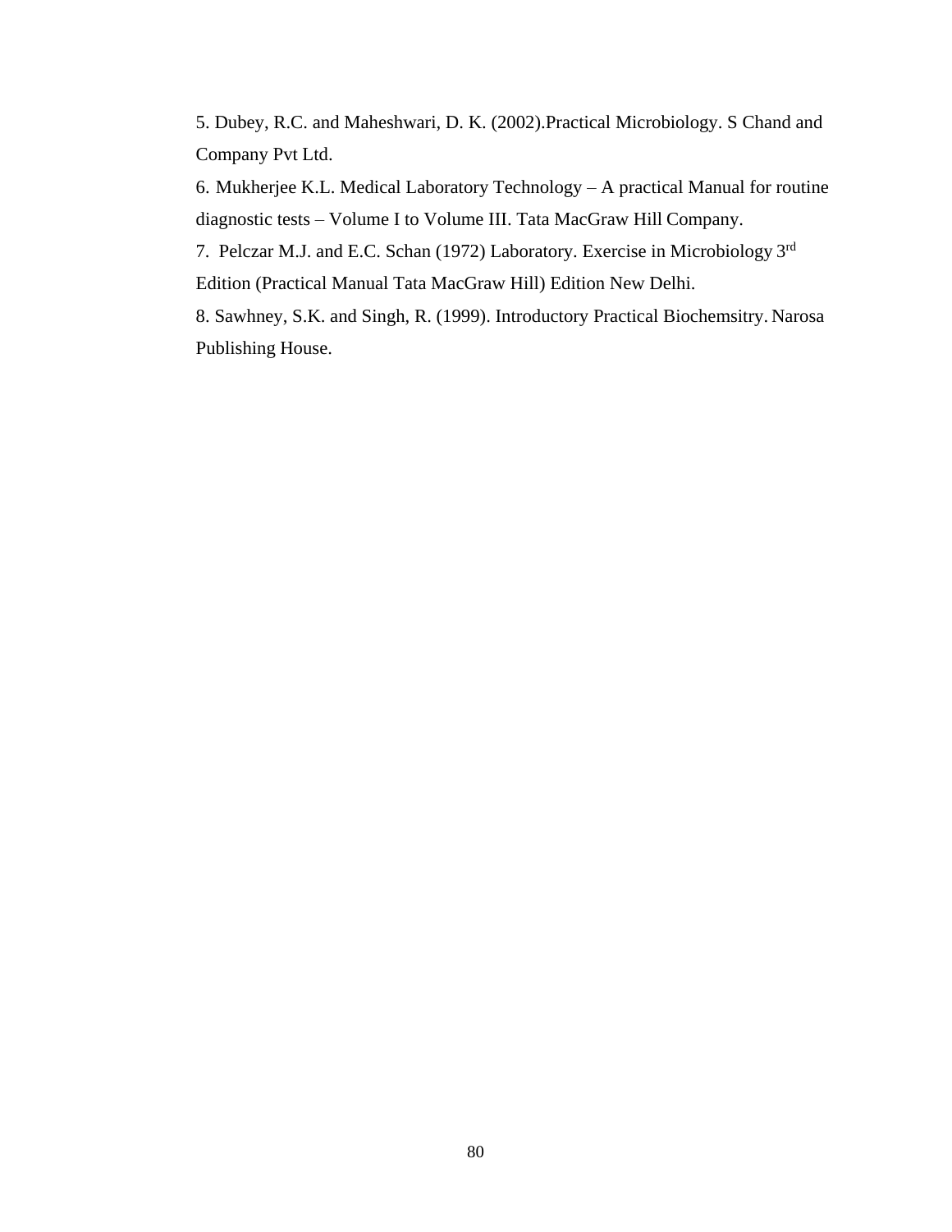5. Dubey, R.C. and Maheshwari, D. K. (2002).Practical Microbiology. S Chand and Company Pvt Ltd.

6. Mukherjee K.L. Medical Laboratory Technology – A practical Manual for routine diagnostic tests – Volume I to Volume III. Tata MacGraw Hill Company.

7. Pelczar M.J. and E.C. Schan (1972) Laboratory. Exercise in Microbiology 3rd Edition (Practical Manual Tata MacGraw Hill) Edition New Delhi.

8. Sawhney, S.K. and Singh, R. (1999). Introductory Practical Biochemsitry. Narosa Publishing House.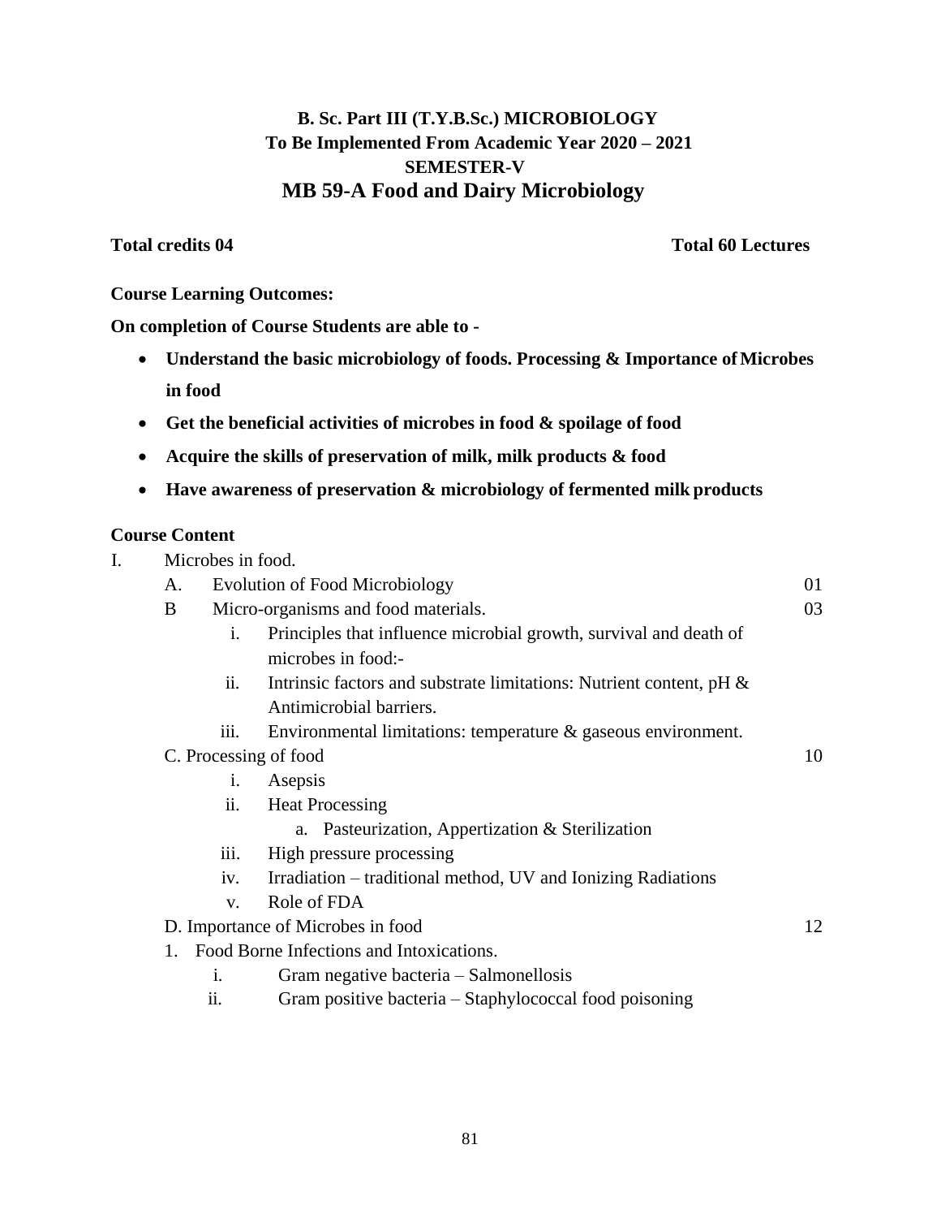# B. Sc. Part III (T.Y.B.Sc.) MICROBIOLOGY
## To Be Implemented From Academic Year 2020 – 2021
## SEMESTER-V
## MB 59-A Food and Dairy Microbiology

**Total credits 04** **Total 60 Lectures**

**Course Learning Outcomes:**

**On completion of Course Students are able to -**

- **Understand the basic microbiology of foods. Processing & Importance of Microbes in food**
- **Get the beneficial activities of microbes in food & spoilage of food**
- **Acquire the skills of preservation of milk, milk products & food**
- **Have awareness of preservation & microbiology of fermented milk products**

**Course Content**

I. Microbes in food.

- A. Evolution of Food Microbiology — 01
- B Micro-organisms and food materials. — 03
  - i. Principles that influence microbial growth, survival and death of microbes in food:-
  - ii. Intrinsic factors and substrate limitations: Nutrient content, pH & Antimicrobial barriers.
  - iii. Environmental limitations: temperature & gaseous environment.
- C. Processing of food — 10
  - i. Asepsis
  - ii. Heat Processing
    - a. Pasteurization, Appertization & Sterilization
  - iii. High pressure processing
  - iv. Irradiation – traditional method, UV and Ionizing Radiations
  - v. Role of FDA
- D. Importance of Microbes in food — 12
  1. Food Borne Infections and Intoxications.
     - i. Gram negative bacteria – Salmonellosis
     - ii. Gram positive bacteria – Staphylococcal food poisoning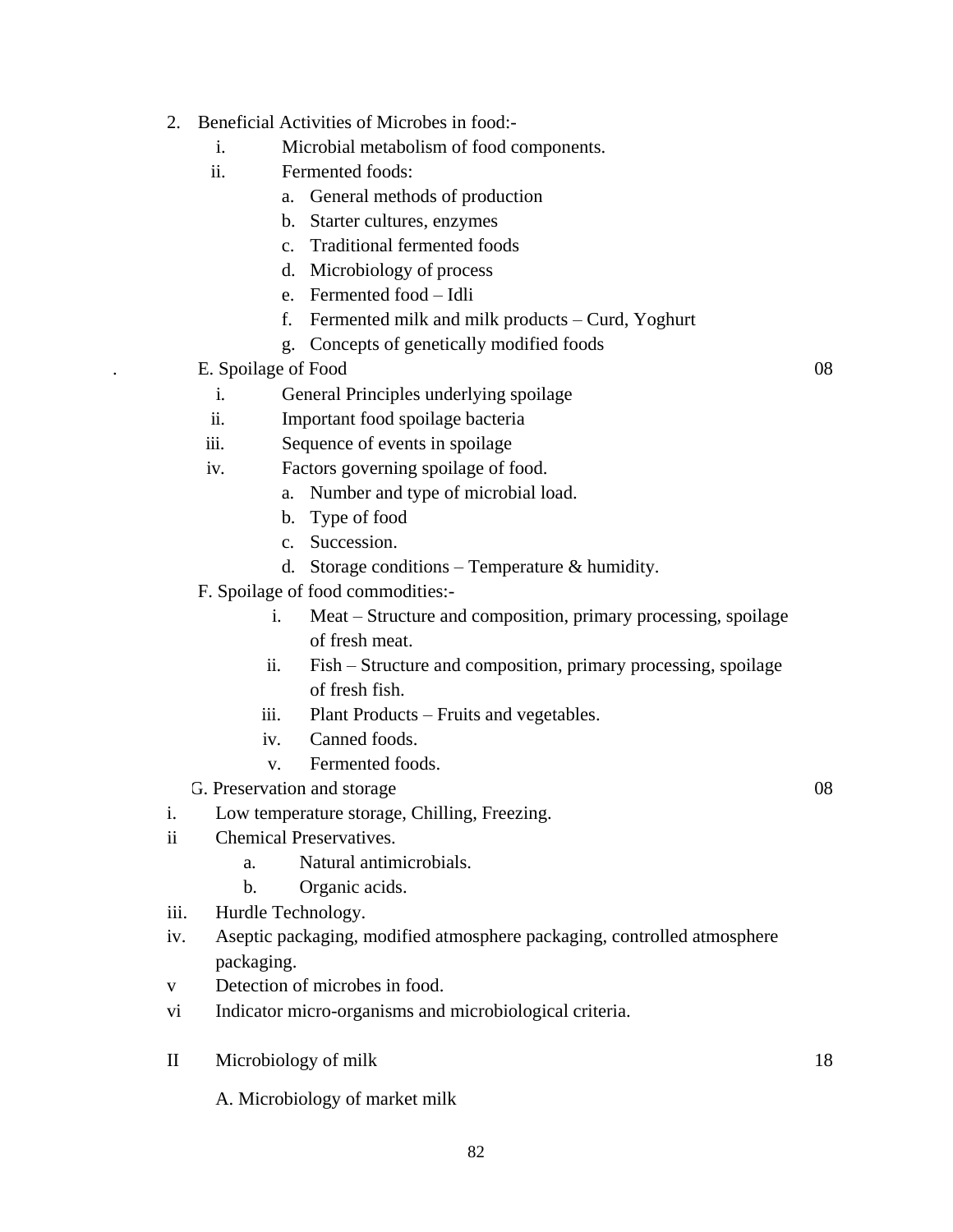2. Beneficial Activities of Microbes in food:-
   - i. Microbial metabolism of food components.
   - ii. Fermented foods:
     - a. General methods of production
     - b. Starter cultures, enzymes
     - c. Traditional fermented foods
     - d. Microbiology of process
     - e. Fermented food – Idli
     - f. Fermented milk and milk products – Curd, Yoghurt
     - g. Concepts of genetically modified foods

E. Spoilage of Food — 08

- i. General Principles underlying spoilage
- ii. Important food spoilage bacteria
- iii. Sequence of events in spoilage
- iv. Factors governing spoilage of food.
  - a. Number and type of microbial load.
  - b. Type of food
  - c. Succession.
  - d. Storage conditions – Temperature & humidity.

F. Spoilage of food commodities:-

- i. Meat – Structure and composition, primary processing, spoilage of fresh meat.
- ii. Fish – Structure and composition, primary processing, spoilage of fresh fish.
- iii. Plant Products – Fruits and vegetables.
- iv. Canned foods.
- v. Fermented foods.

G. Preservation and storage — 08

- i. Low temperature storage, Chilling, Freezing.
- ii Chemical Preservatives.
  - a. Natural antimicrobials.
  - b. Organic acids.
- iii. Hurdle Technology.
- iv. Aseptic packaging, modified atmosphere packaging, controlled atmosphere packaging.
- v Detection of microbes in food.
- vi Indicator micro-organisms and microbiological criteria.

II Microbiology of milk — 18

A. Microbiology of market milk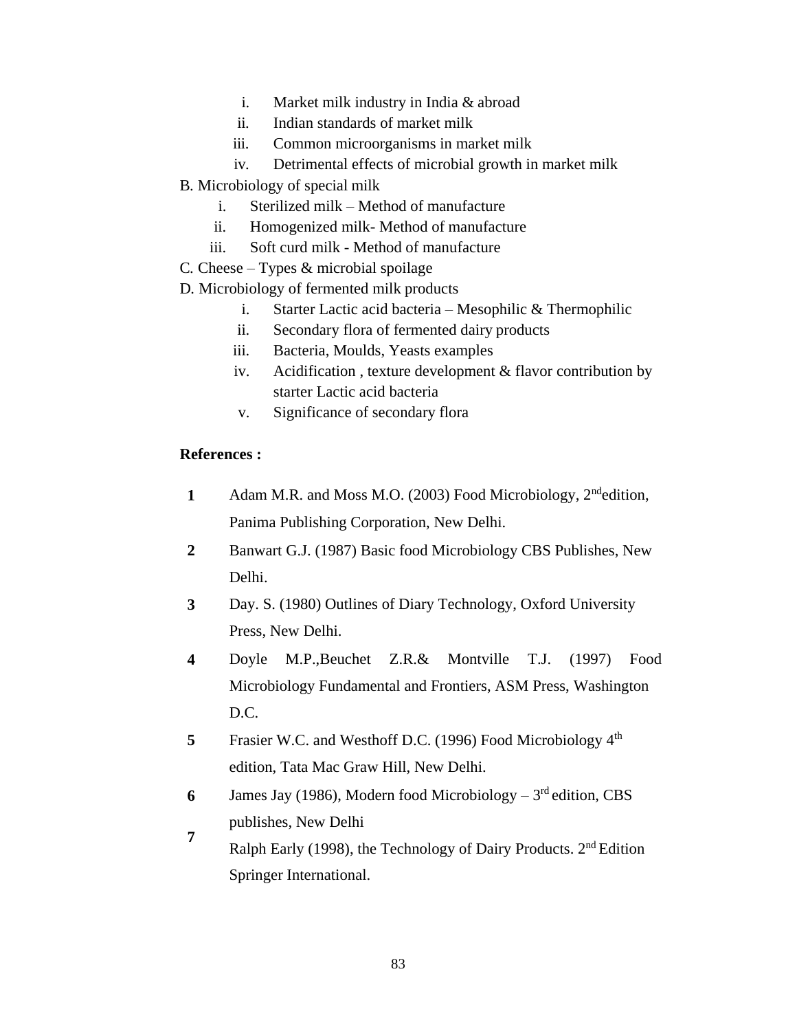i. Market milk industry in India & abroad
   ii. Indian standards of market milk
   iii. Common microorganisms in market milk
   iv. Detrimental effects of microbial growth in market milk

B. Microbiology of special milk

   i. Sterilized milk – Method of manufacture
   ii. Homogenized milk- Method of manufacture
   iii. Soft curd milk - Method of manufacture

C. Cheese – Types & microbial spoilage

D. Microbiology of fermented milk products

   i. Starter Lactic acid bacteria – Mesophilic & Thermophilic
   ii. Secondary flora of fermented dairy products
   iii. Bacteria, Moulds, Yeasts examples
   iv. Acidification , texture development & flavor contribution by starter Lactic acid bacteria
   v. Significance of secondary flora

**References :**

1. Adam M.R. and Moss M.O. (2003) Food Microbiology, 2nd edition, Panima Publishing Corporation, New Delhi.
2. Banwart G.J. (1987) Basic food Microbiology CBS Publishes, New Delhi.
3. Day. S. (1980) Outlines of Diary Technology, Oxford University Press, New Delhi.
4. Doyle M.P.,Beuchet Z.R.& Montville T.J. (1997) Food Microbiology Fundamental and Frontiers, ASM Press, Washington D.C.
5. Frasier W.C. and Westhoff D.C. (1996) Food Microbiology 4th edition, Tata Mac Graw Hill, New Delhi.
6. James Jay (1986), Modern food Microbiology – 3rd edition, CBS publishes, New Delhi
7. Ralph Early (1998), the Technology of Dairy Products. 2nd Edition Springer International.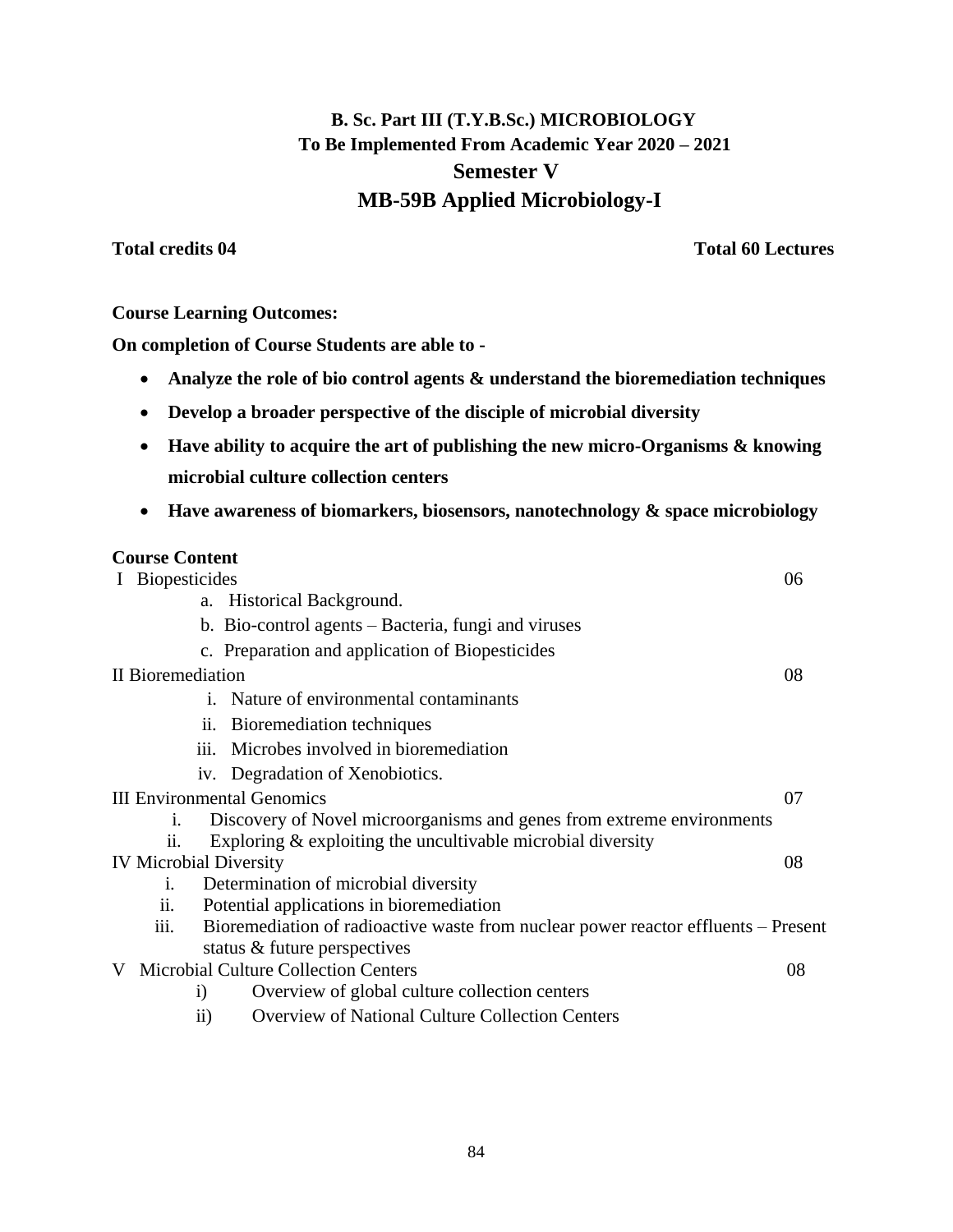# B. Sc. Part III (T.Y.B.Sc.) MICROBIOLOGY

## To Be Implemented From Academic Year 2020 – 2021

## Semester V

## MB-59B Applied Microbiology-I

**Total credits 04** **Total 60 Lectures**

**Course Learning Outcomes:**

**On completion of Course Students are able to -**

- **Analyze the role of bio control agents & understand the bioremediation techniques**
- **Develop a broader perspective of the disciple of microbial diversity**
- **Have ability to acquire the art of publishing the new micro-Organisms & knowing microbial culture collection centers**
- **Have awareness of biomarkers, biosensors, nanotechnology & space microbiology**

**Course Content**

| | |
|---|---|
| I Biopesticides | 06 |
| a. Historical Background. | |
| b. Bio-control agents – Bacteria, fungi and viruses | |
| c. Preparation and application of Biopesticides | |
| II Bioremediation | 08 |
| i. Nature of environmental contaminants | |
| ii. Bioremediation techniques | |
| iii. Microbes involved in bioremediation | |
| iv. Degradation of Xenobiotics. | |
| III Environmental Genomics | 07 |
| i. Discovery of Novel microorganisms and genes from extreme environments | |
| ii. Exploring & exploiting the uncultivable microbial diversity | |
| IV Microbial Diversity | 08 |
| i. Determination of microbial diversity | |
| ii. Potential applications in bioremediation | |
| iii. Bioremediation of radioactive waste from nuclear power reactor effluents – Present status & future perspectives | |
| V Microbial Culture Collection Centers | 08 |
| i) Overview of global culture collection centers | |
| ii) Overview of National Culture Collection Centers | |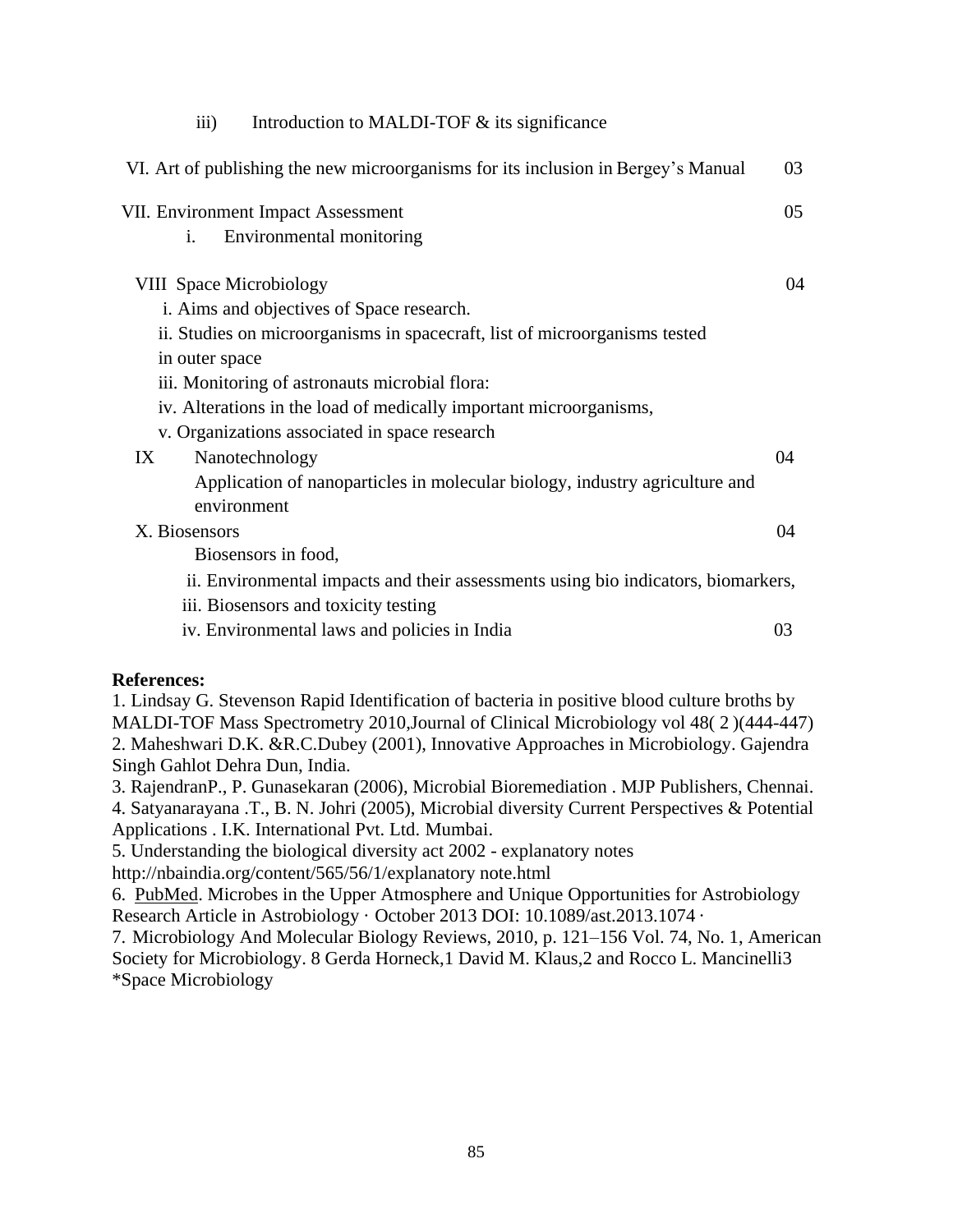iii) Introduction to MALDI-TOF & its significance

| | |
|---|---|
| VI. Art of publishing the new microorganisms for its inclusion in Bergey's Manual | 03 |
| VII. Environment Impact Assessment<br>i. Environmental monitoring | 05 |
| VIII Space Microbiology<br>i. Aims and objectives of Space research.<br>ii. Studies on microorganisms in spacecraft, list of microorganisms tested in outer space<br>iii. Monitoring of astronauts microbial flora:<br>iv. Alterations in the load of medically important microorganisms,<br>v. Organizations associated in space research | 04 |
| IX Nanotechnology<br>Application of nanoparticles in molecular biology, industry agriculture and environment | 04 |
| X. Biosensors<br>Biosensors in food,<br>ii. Environmental impacts and their assessments using bio indicators, biomarkers,<br>iii. Biosensors and toxicity testing | 04 |
| iv. Environmental laws and policies in India | 03 |

**References:**

1. Lindsay G. Stevenson Rapid Identification of bacteria in positive blood culture broths by MALDI-TOF Mass Spectrometry 2010,Journal of Clinical Microbiology vol 48( 2 )(444-447)
2. Maheshwari D.K. &R.C.Dubey (2001), Innovative Approaches in Microbiology. Gajendra Singh Gahlot Dehra Dun, India.
3. RajendranP., P. Gunasekaran (2006), Microbial Bioremediation . MJP Publishers, Chennai.
4. Satyanarayana .T., B. N. Johri (2005), Microbial diversity Current Perspectives & Potential Applications . I.K. International Pvt. Ltd. Mumbai.
5. Understanding the biological diversity act 2002 - explanatory notes http://nbaindia.org/content/565/56/1/explanatory note.html
6. PubMed. Microbes in the Upper Atmosphere and Unique Opportunities for Astrobiology Research Article in Astrobiology · October 2013 DOI: 10.1089/ast.2013.1074 ·
7. Microbiology And Molecular Biology Reviews, 2010, p. 121–156 Vol. 74, No. 1, American Society for Microbiology. 8 Gerda Horneck,1 David M. Klaus,2 and Rocco L. Mancinelli3 *Space Microbiology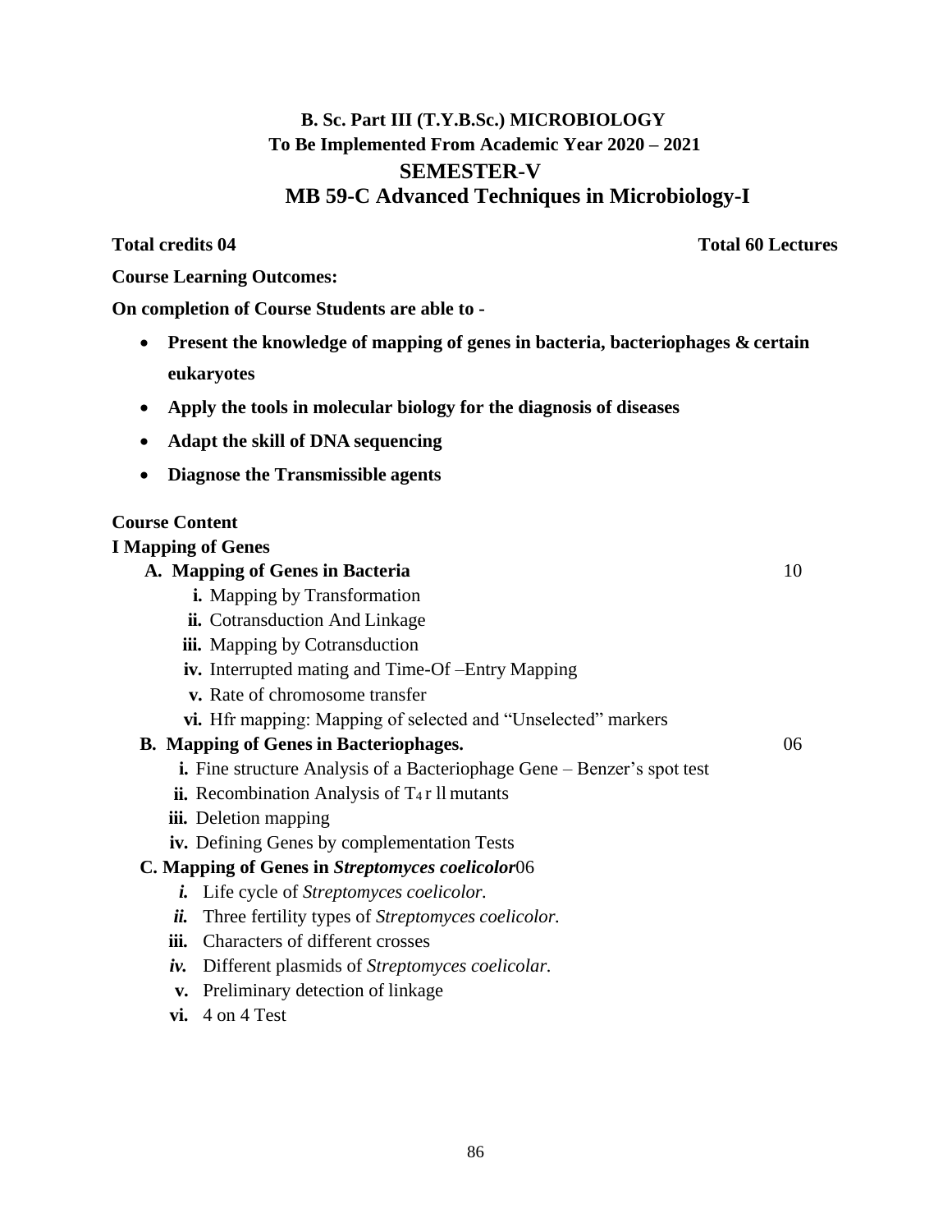# B. Sc. Part III (T.Y.B.Sc.) MICROBIOLOGY

## To Be Implemented From Academic Year 2020 – 2021

## SEMESTER-V

## MB 59-C Advanced Techniques in Microbiology-I

**Total credits 04** **Total 60 Lectures**

**Course Learning Outcomes:**

**On completion of Course Students are able to -**

- **Present the knowledge of mapping of genes in bacteria, bacteriophages & certain eukaryotes**
- **Apply the tools in molecular biology for the diagnosis of diseases**
- **Adapt the skill of DNA sequencing**
- **Diagnose the Transmissible agents**

**Course Content**

**I Mapping of Genes**

**A. Mapping of Genes in Bacteria** 10

- **i.** Mapping by Transformation
- **ii.** Cotransduction And Linkage
- **iii.** Mapping by Cotransduction
- **iv.** Interrupted mating and Time-Of –Entry Mapping
- **v.** Rate of chromosome transfer
- **vi.** Hfr mapping: Mapping of selected and "Unselected" markers

**B. Mapping of Genes in Bacteriophages.** 06

- **i.** Fine structure Analysis of a Bacteriophage Gene – Benzer's spot test
- **ii.** Recombination Analysis of $T_4$ r ll mutants
- **iii.** Deletion mapping
- **iv.** Defining Genes by complementation Tests

**C. Mapping of Genes in *Streptomyces coelicolor***06

- ***i.*** Life cycle of *Streptomyces coelicolor.*
- ***ii.*** Three fertility types of *Streptomyces coelicolor.*
- **iii.** Characters of different crosses
- ***iv.*** Different plasmids of *Streptomyces coelicolar.*
- **v.** Preliminary detection of linkage
- **vi.** 4 on 4 Test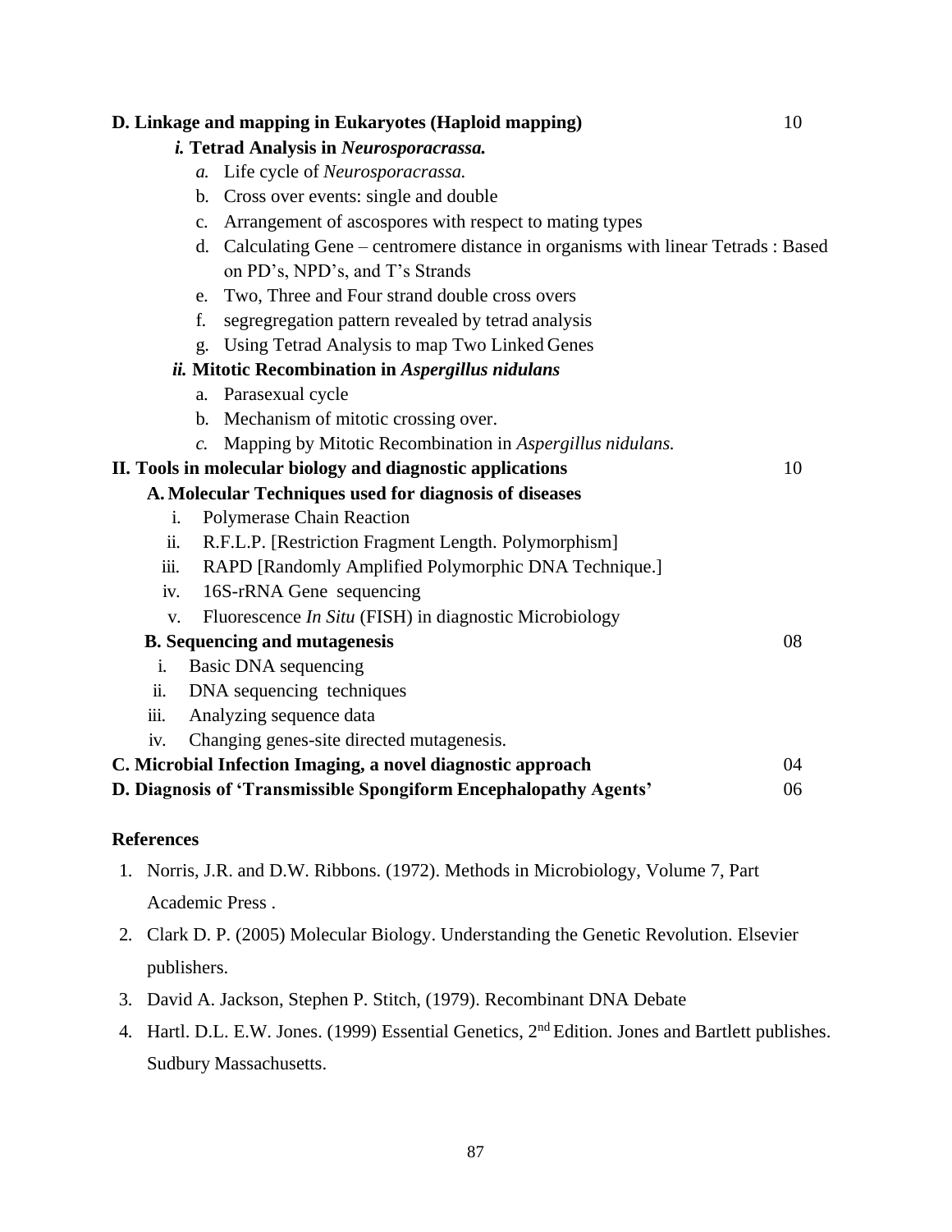**D. Linkage and mapping in Eukaryotes (Haploid mapping)** 10

***i.* Tetrad Analysis in *Neurosporacrassa.***

*a.* Life cycle of *Neurosporacrassa.*
b. Cross over events: single and double
c. Arrangement of ascospores with respect to mating types
d. Calculating Gene – centromere distance in organisms with linear Tetrads : Based on PD's, NPD's, and T's Strands
e. Two, Three and Four strand double cross overs
f. segregregation pattern revealed by tetrad analysis
g. Using Tetrad Analysis to map Two Linked Genes

***ii.* Mitotic Recombination in *Aspergillus nidulans***

a. Parasexual cycle
b. Mechanism of mitotic crossing over.
*c.* Mapping by Mitotic Recombination in *Aspergillus nidulans.*

**II. Tools in molecular biology and diagnostic applications** 10

**A. Molecular Techniques used for diagnosis of diseases**

i. Polymerase Chain Reaction
ii. R.F.L.P. [Restriction Fragment Length. Polymorphism]
iii. RAPD [Randomly Amplified Polymorphic DNA Technique.]
iv. 16S-rRNA Gene sequencing
v. Fluorescence *In Situ* (FISH) in diagnostic Microbiology

**B. Sequencing and mutagenesis** 08

i. Basic DNA sequencing
ii. DNA sequencing techniques
iii. Analyzing sequence data
iv. Changing genes-site directed mutagenesis.

**C. Microbial Infection Imaging, a novel diagnostic approach** 04

**D. Diagnosis of 'Transmissible Spongiform Encephalopathy Agents'** 06

**References**

1. Norris, J.R. and D.W. Ribbons. (1972). Methods in Microbiology, Volume 7, Part Academic Press .
2. Clark D. P. (2005) Molecular Biology. Understanding the Genetic Revolution. Elsevier publishers.
3. David A. Jackson, Stephen P. Stitch, (1979). Recombinant DNA Debate
4. Hartl. D.L. E.W. Jones. (1999) Essential Genetics, 2nd Edition. Jones and Bartlett publishes. Sudbury Massachusetts.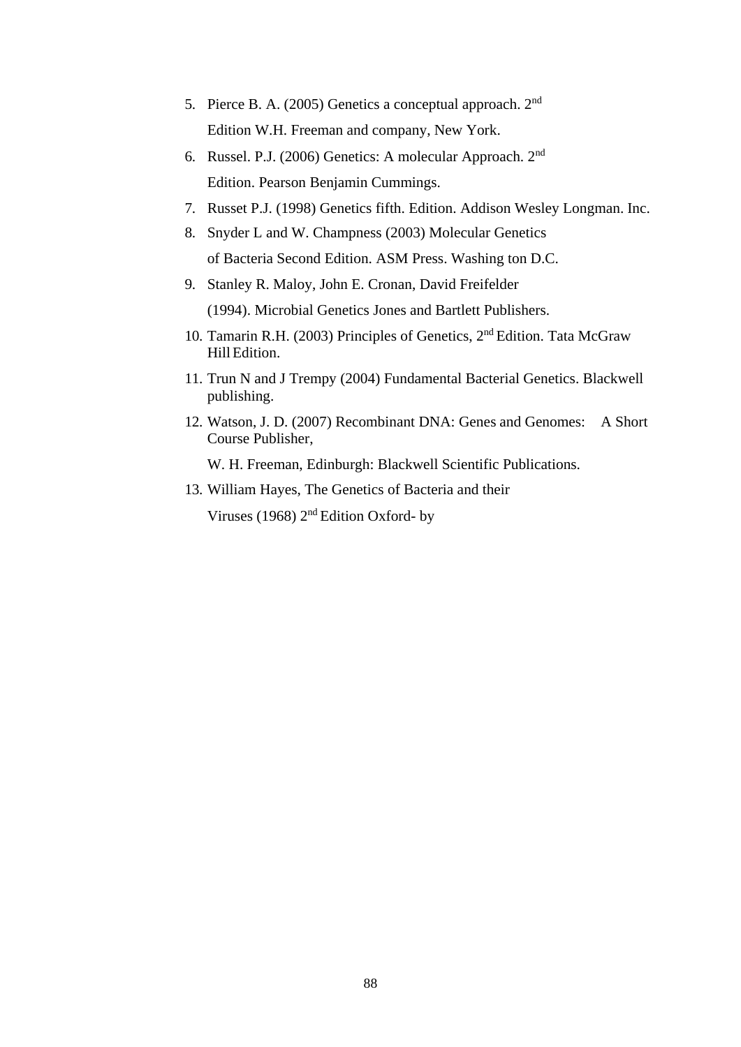5. Pierce B. A. (2005) Genetics a conceptual approach. 2nd Edition W.H. Freeman and company, New York.
6. Russel. P.J. (2006) Genetics: A molecular Approach. 2nd Edition. Pearson Benjamin Cummings.
7. Russet P.J. (1998) Genetics fifth. Edition. Addison Wesley Longman. Inc.
8. Snyder L and W. Champness (2003) Molecular Genetics of Bacteria Second Edition. ASM Press. Washing ton D.C.
9. Stanley R. Maloy, John E. Cronan, David Freifelder (1994). Microbial Genetics Jones and Bartlett Publishers.
10. Tamarin R.H. (2003) Principles of Genetics, 2nd Edition. Tata McGraw Hill Edition.
11. Trun N and J Trempy (2004) Fundamental Bacterial Genetics. Blackwell publishing.
12. Watson, J. D. (2007) Recombinant DNA: Genes and Genomes: A Short Course Publisher,

    W. H. Freeman, Edinburgh: Blackwell Scientific Publications.
13. William Hayes, The Genetics of Bacteria and their Viruses (1968) 2nd Edition Oxford- by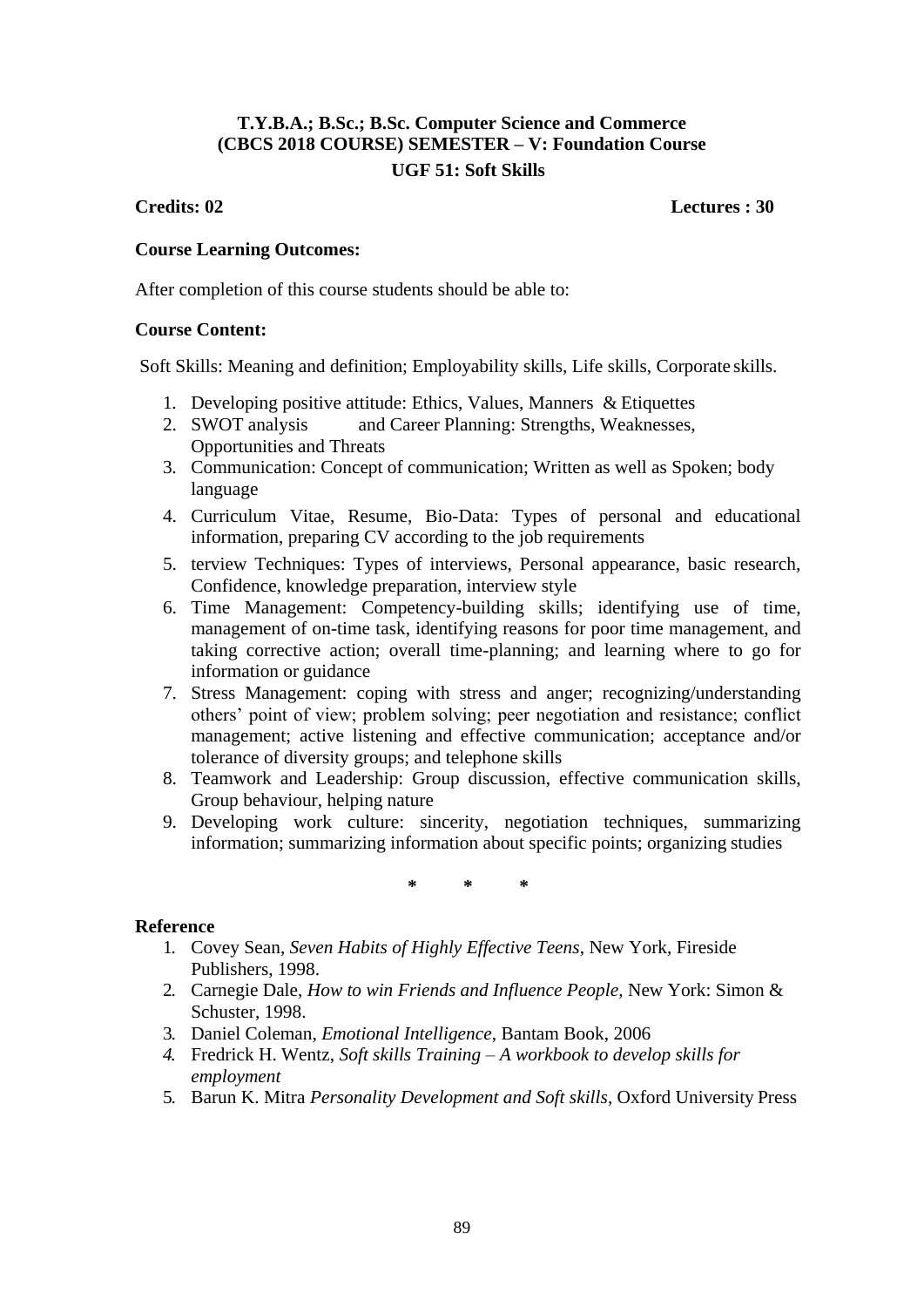**T.Y.B.A.; B.Sc.; B.Sc. Computer Science and Commerce**
**(CBCS 2018 COURSE) SEMESTER – V: Foundation Course**
**UGF 51: Soft Skills**

**Credits: 02** **Lectures : 30**

**Course Learning Outcomes:**

After completion of this course students should be able to:

**Course Content:**

Soft Skills: Meaning and definition; Employability skills, Life skills, Corporate skills.

1. Developing positive attitude: Ethics, Values, Manners & Etiquettes
2. SWOT analysis and Career Planning: Strengths, Weaknesses, Opportunities and Threats
3. Communication: Concept of communication; Written as well as Spoken; body language
4. Curriculum Vitae, Resume, Bio-Data: Types of personal and educational information, preparing CV according to the job requirements
5. terview Techniques: Types of interviews, Personal appearance, basic research, Confidence, knowledge preparation, interview style
6. Time Management: Competency-building skills; identifying use of time, management of on-time task, identifying reasons for poor time management, and taking corrective action; overall time-planning; and learning where to go for information or guidance
7. Stress Management: coping with stress and anger; recognizing/understanding others' point of view; problem solving; peer negotiation and resistance; conflict management; active listening and effective communication; acceptance and/or tolerance of diversity groups; and telephone skills
8. Teamwork and Leadership: Group discussion, effective communication skills, Group behaviour, helping nature
9. Developing work culture: sincerity, negotiation techniques, summarizing information; summarizing information about specific points; organizing studies

\* \* \*

**Reference**

1. Covey Sean, *Seven Habits of Highly Effective Teens*, New York, Fireside Publishers, 1998.
2. Carnegie Dale, *How to win Friends and Influence People*, New York: Simon & Schuster, 1998.
3. Daniel Coleman, *Emotional Intelligence*, Bantam Book, 2006
4. Fredrick H. Wentz, *Soft skills Training – A workbook to develop skills for employment*
5. Barun K. Mitra *Personality Development and Soft skills*, Oxford University Press